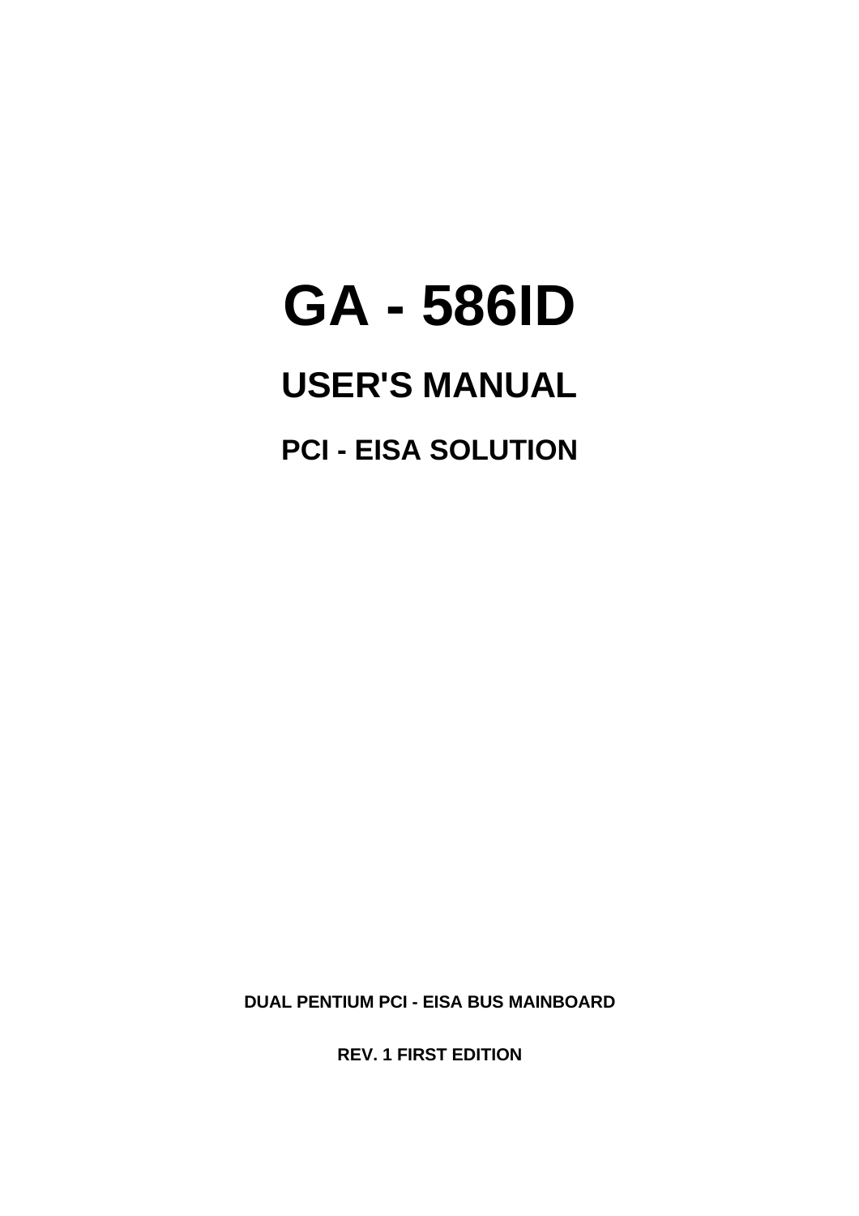# GA - 586ID

## USER'S MANUAL

## PCI - EISA SOLUTION

**DUAL PENTIUM PCI - EISA BUS MAINBOARD**

**REV. 1 FIRST EDITION**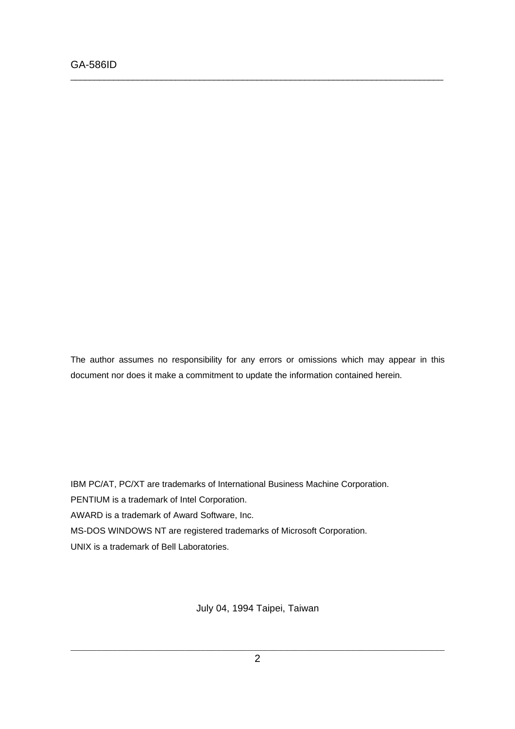The author assumes no responsibility for any errors or omissions which may appear in this document nor does it make a commitment to update the information contained herein.

IBM PC/AT, PC/XT are trademarks of International Business Machine Corporation.

PENTIUM is a trademark of Intel Corporation.

AWARD is a trademark of Award Software, Inc.

MS-DOS WINDOWS NT are registered trademarks of Microsoft Corporation.

UNIX is a trademark of Bell Laboratories.

July 04, 1994 Taipei, Taiwan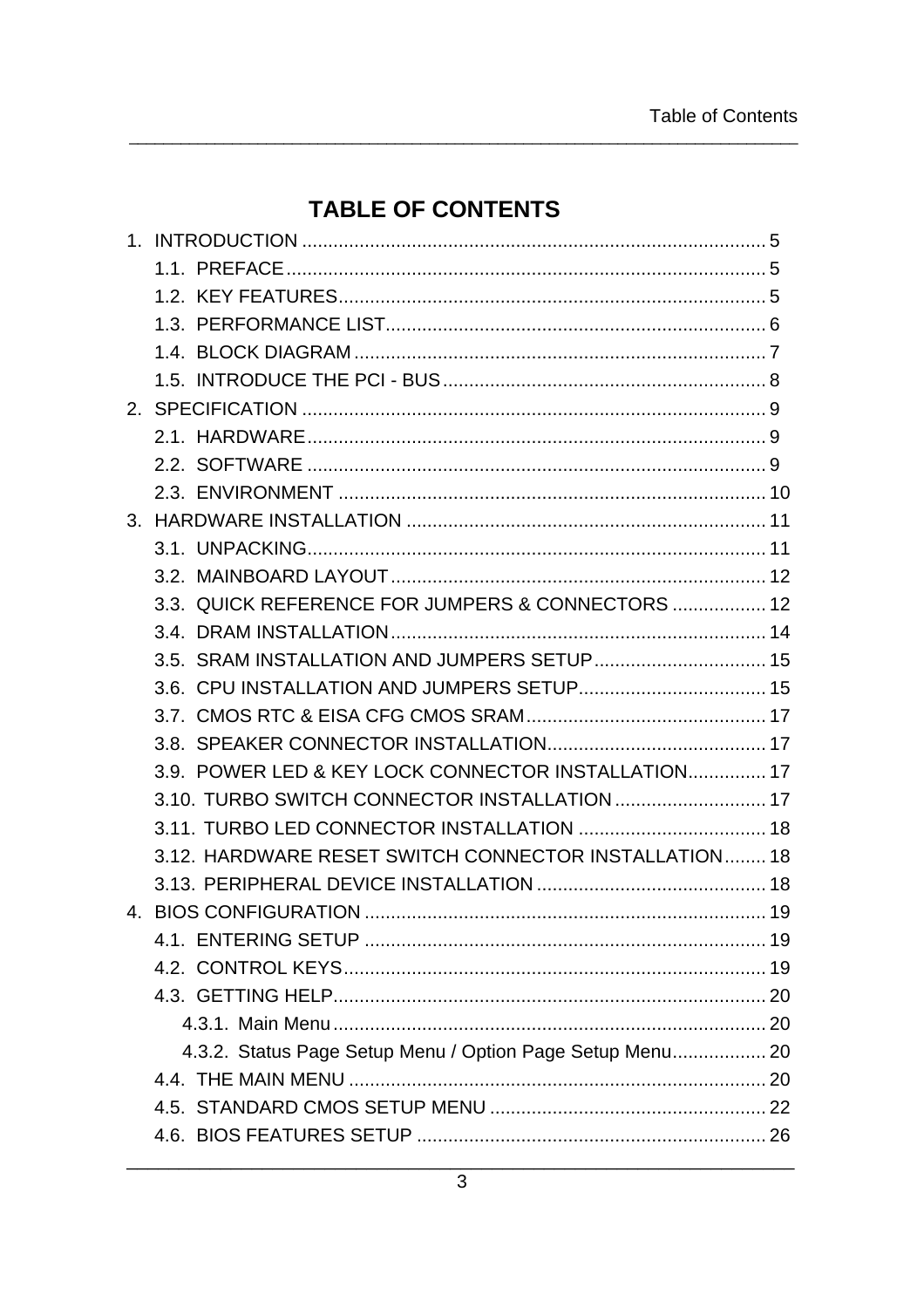# TABLE OF CONTENTS

1. INTRODUCTION ........................................................................................ 5
   1.1. PREFACE ........................................................................................... 5
   1.2. KEY FEATURES.................................................................................. 5
   1.3. PERFORMANCE LIST......................................................................... 6
   1.4. BLOCK DIAGRAM .............................................................................. 7
   1.5. INTRODUCE THE PCI - BUS ............................................................. 8
2. SPECIFICATION ........................................................................................ 9
   2.1. HARDWARE....................................................................................... 9
   2.2. SOFTWARE ....................................................................................... 9
   2.3. ENVIRONMENT ................................................................................. 10
3. HARDWARE INSTALLATION .................................................................... 11
   3.1. UNPACKING...................................................................................... 11
   3.2. MAINBOARD LAYOUT ....................................................................... 12
   3.3. QUICK REFERENCE FOR JUMPERS & CONNECTORS .................. 12
   3.4. DRAM INSTALLATION ....................................................................... 14
   3.5. SRAM INSTALLATION AND JUMPERS SETUP................................. 15
   3.6. CPU INSTALLATION AND JUMPERS SETUP.................................... 15
   3.7. CMOS RTC & EISA CFG CMOS SRAM .............................................. 17
   3.8. SPEAKER CONNECTOR INSTALLATION.......................................... 17
   3.9. POWER LED & KEY LOCK CONNECTOR INSTALLATION............... 17
   3.10. TURBO SWITCH CONNECTOR INSTALLATION ............................. 17
   3.11. TURBO LED CONNECTOR INSTALLATION .................................... 18
   3.12. HARDWARE RESET SWITCH CONNECTOR INSTALLATION........ 18
   3.13. PERIPHERAL DEVICE INSTALLATION ............................................ 18
4. BIOS CONFIGURATION ............................................................................ 19
   4.1. ENTERING SETUP ............................................................................ 19
   4.2. CONTROL KEYS................................................................................ 19
   4.3. GETTING HELP.................................................................................. 20
      4.3.1. Main Menu .................................................................................. 20
      4.3.2. Status Page Setup Menu / Option Page Setup Menu.................. 20
   4.4. THE MAIN MENU ................................................................................ 20
   4.5. STANDARD CMOS SETUP MENU ..................................................... 22
   4.6. BIOS FEATURES SETUP ................................................................... 26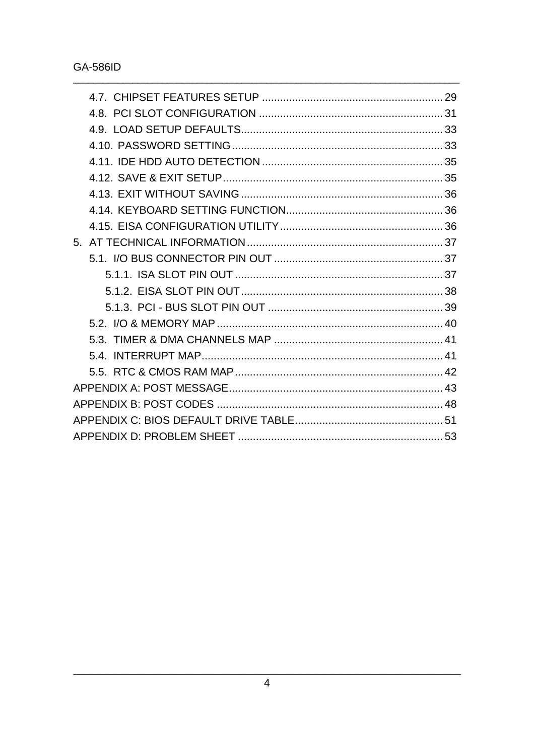4.7. CHIPSET FEATURES SETUP ........................................................... 29
4.8. PCI SLOT CONFIGURATION ............................................................ 31
4.9. LOAD SETUP DEFAULTS.................................................................. 33
4.10. PASSWORD SETTING..................................................................... 33
4.11. IDE HDD AUTO DETECTION ........................................................... 35
4.12. SAVE & EXIT SETUP........................................................................ 35
4.13. EXIT WITHOUT SAVING .................................................................. 36
4.14. KEYBOARD SETTING FUNCTION................................................... 36
4.15. EISA CONFIGURATION UTILITY ..................................................... 36

5. AT TECHNICAL INFORMATION ................................................................ 37
    5.1. I/O BUS CONNECTOR PIN OUT ....................................................... 37
        5.1.1. ISA SLOT PIN OUT .................................................................... 37
        5.1.2. EISA SLOT PIN OUT.................................................................. 38
        5.1.3. PCI - BUS SLOT PIN OUT .......................................................... 39
    5.2. I/O & MEMORY MAP .......................................................................... 40
    5.3. TIMER & DMA CHANNELS MAP ....................................................... 41
    5.4. INTERRUPT MAP............................................................................... 41
    5.5. RTC & CMOS RAM MAP.................................................................... 42

APPENDIX A: POST MESSAGE...................................................................... 43
APPENDIX B: POST CODES .......................................................................... 48
APPENDIX C: BIOS DEFAULT DRIVE TABLE................................................. 51
APPENDIX D: PROBLEM SHEET ................................................................... 53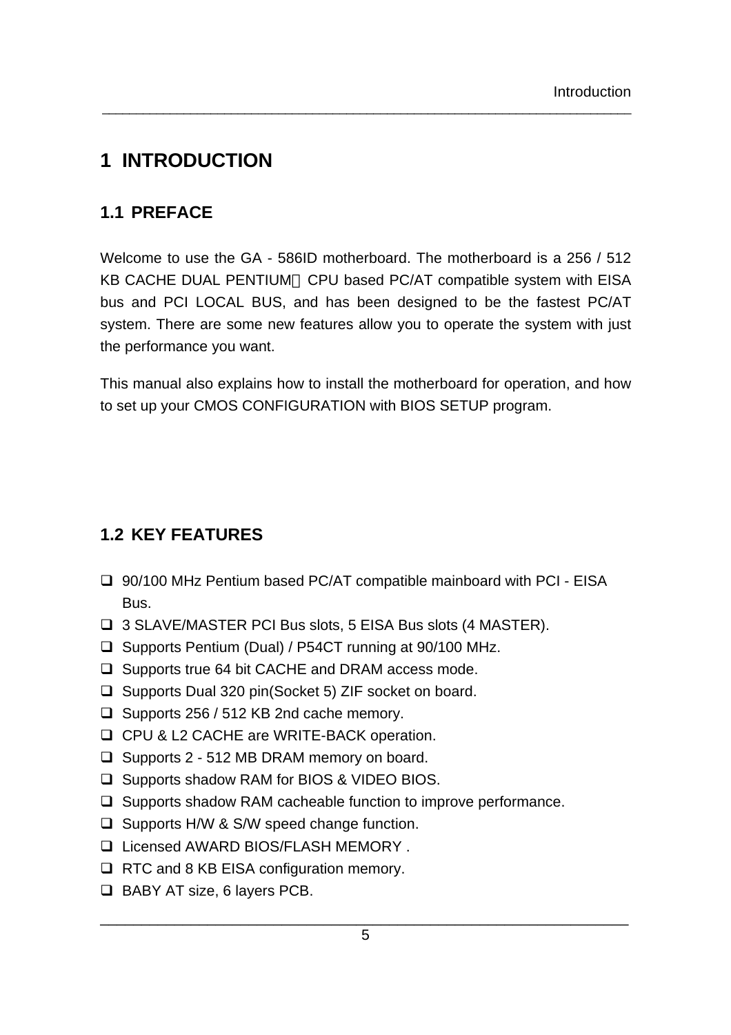# 1 INTRODUCTION

## 1.1 PREFACE

Welcome to use the GA - 586ID motherboard. The motherboard is a 256 / 512 KB CACHE DUAL PENTIUM CPU based PC/AT compatible system with EISA bus and PCI LOCAL BUS, and has been designed to be the fastest PC/AT system. There are some new features allow you to operate the system with just the performance you want.

This manual also explains how to install the motherboard for operation, and how to set up your CMOS CONFIGURATION with BIOS SETUP program.

## 1.2 KEY FEATURES

- 90/100 MHz Pentium based PC/AT compatible mainboard with PCI - EISA Bus.
- 3 SLAVE/MASTER PCI Bus slots, 5 EISA Bus slots (4 MASTER).
- Supports Pentium (Dual) / P54CT running at 90/100 MHz.
- Supports true 64 bit CACHE and DRAM access mode.
- Supports Dual 320 pin(Socket 5) ZIF socket on board.
- Supports 256 / 512 KB 2nd cache memory.
- CPU & L2 CACHE are WRITE-BACK operation.
- Supports 2 - 512 MB DRAM memory on board.
- Supports shadow RAM for BIOS & VIDEO BIOS.
- Supports shadow RAM cacheable function to improve performance.
- Supports H/W & S/W speed change function.
- Licensed AWARD BIOS/FLASH MEMORY .
- RTC and 8 KB EISA configuration memory.
- BABY AT size, 6 layers PCB.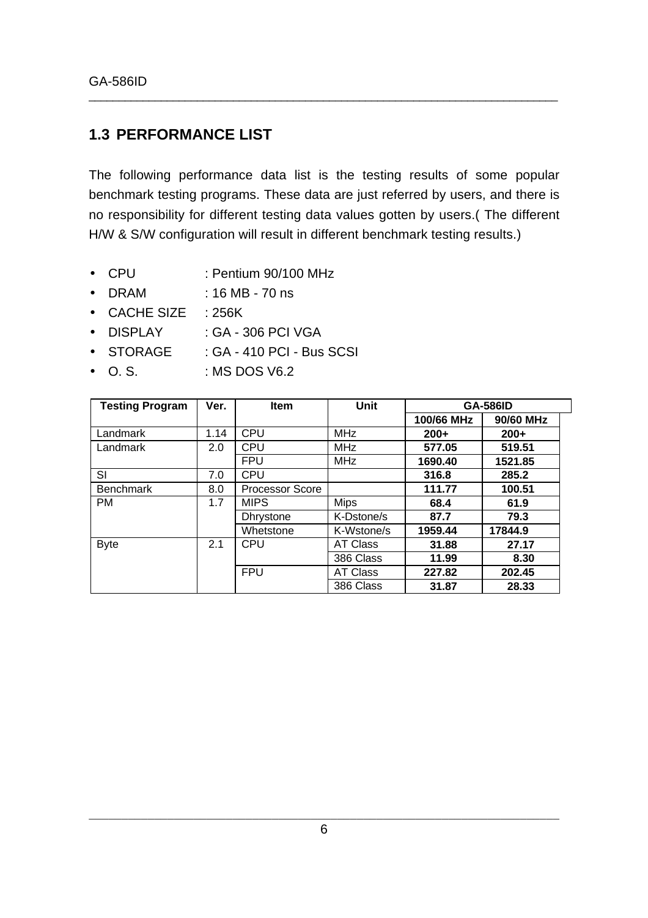## 1.3 PERFORMANCE LIST

The following performance data list is the testing results of some popular benchmark testing programs. These data are just referred by users, and there is no responsibility for different testing data values gotten by users.( The different H/W & S/W configuration will result in different benchmark testing results.)

- CPU : Pentium 90/100 MHz
- DRAM : 16 MB - 70 ns
- CACHE SIZE : 256K
- DISPLAY : GA - 306 PCI VGA
- STORAGE : GA - 410 PCI - Bus SCSI
- O. S. : MS DOS V6.2

| Testing Program | Ver. | Item | Unit | GA-586ID | |
|---|---|---|---|---|---|
| | | | | 100/66 MHz | 90/60 MHz |
| Landmark | 1.14 | CPU | MHz | **200+** | **200+** |
| Landmark | 2.0 | CPU | MHz | **577.05** | **519.51** |
| | | FPU | MHz | **1690.40** | **1521.85** |
| SI | 7.0 | CPU | | **316.8** | **285.2** |
| Benchmark | 8.0 | Processor Score | | **111.77** | **100.51** |
| PM | 1.7 | MIPS | Mips | **68.4** | **61.9** |
| | | Dhrystone | K-Dstone/s | **87.7** | **79.3** |
| | | Whetstone | K-Wstone/s | **1959.44** | **17844.9** |
| Byte | 2.1 | CPU | AT Class | **31.88** | **27.17** |
| | | | 386 Class | **11.99** | **8.30** |
| | | FPU | AT Class | **227.82** | **202.45** |
| | | | 386 Class | **31.87** | **28.33** |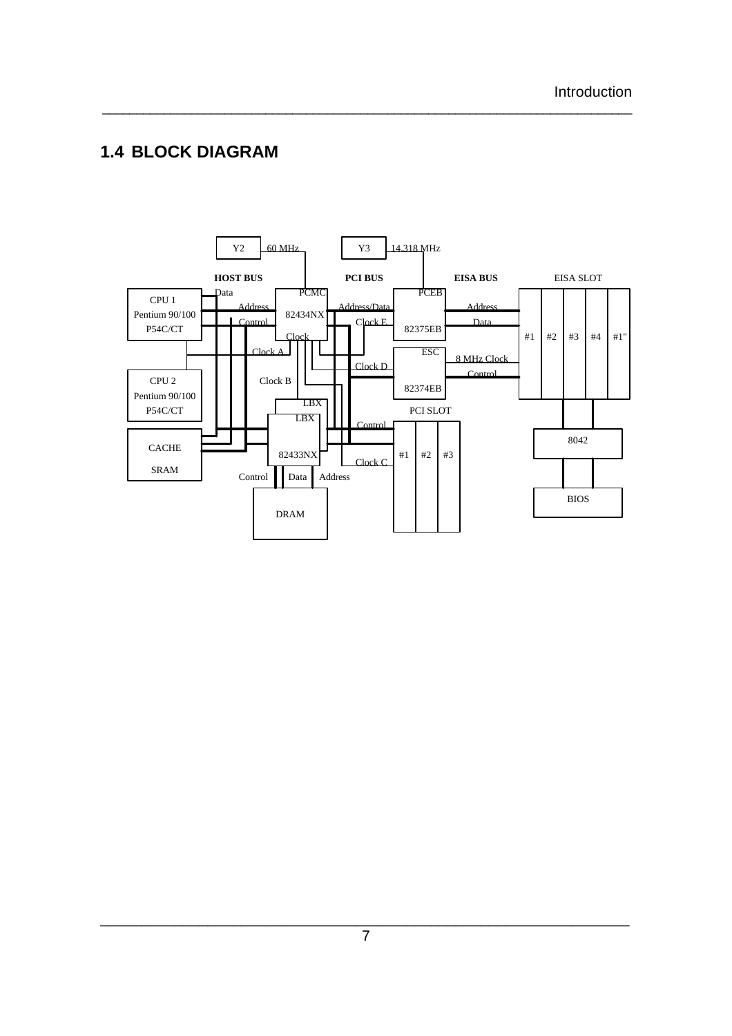## 1.4 BLOCK DIAGRAM

Y2 60 MHz

Y3 14.318 MHz

HOST BUS

PCI BUS

EISA BUS

EISA SLOT

CPU 1
Pentium 90/100
P54C/CT

Data

Address

Control

PCMC

82434NX

Clock

Address/Data

Clock E

PCEB

82375EB

Address

Data

#1 #2 #3 #4 #1"

Clock A

ESC

8 MHz Clock

Clock D

Control

CPU 2
Pentium 90/100
P54C/CT

Clock B

82374EB

LBX

LBX

PCI SLOT

Control

CACHE
SRAM

82433NX

#1 #2 #3

Clock C

8042

Control

Data

Address

DRAM

BIOS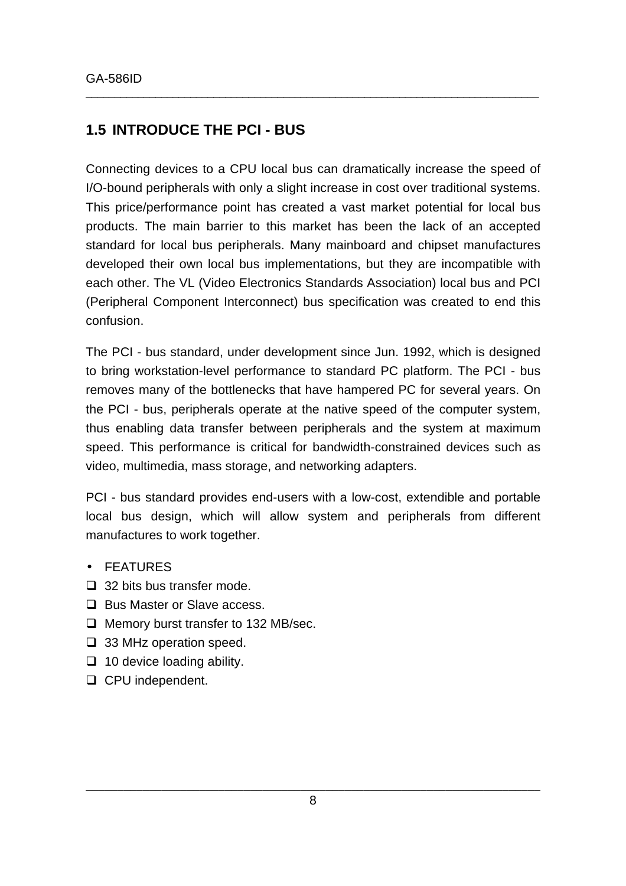## 1.5 INTRODUCE THE PCI - BUS

Connecting devices to a CPU local bus can dramatically increase the speed of I/O-bound peripherals with only a slight increase in cost over traditional systems. This price/performance point has created a vast market potential for local bus products. The main barrier to this market has been the lack of an accepted standard for local bus peripherals. Many mainboard and chipset manufactures developed their own local bus implementations, but they are incompatible with each other. The VL (Video Electronics Standards Association) local bus and PCI (Peripheral Component Interconnect) bus specification was created to end this confusion.

The PCI - bus standard, under development since Jun. 1992, which is designed to bring workstation-level performance to standard PC platform. The PCI - bus removes many of the bottlenecks that have hampered PC for several years. On the PCI - bus, peripherals operate at the native speed of the computer system, thus enabling data transfer between peripherals and the system at maximum speed. This performance is critical for bandwidth-constrained devices such as video, multimedia, mass storage, and networking adapters.

PCI - bus standard provides end-users with a low-cost, extendible and portable local bus design, which will allow system and peripherals from different manufactures to work together.

- FEATURES

- ❑ 32 bits bus transfer mode.
- ❑ Bus Master or Slave access.
- ❑ Memory burst transfer to 132 MB/sec.
- ❑ 33 MHz operation speed.
- ❑ 10 device loading ability.
- ❑ CPU independent.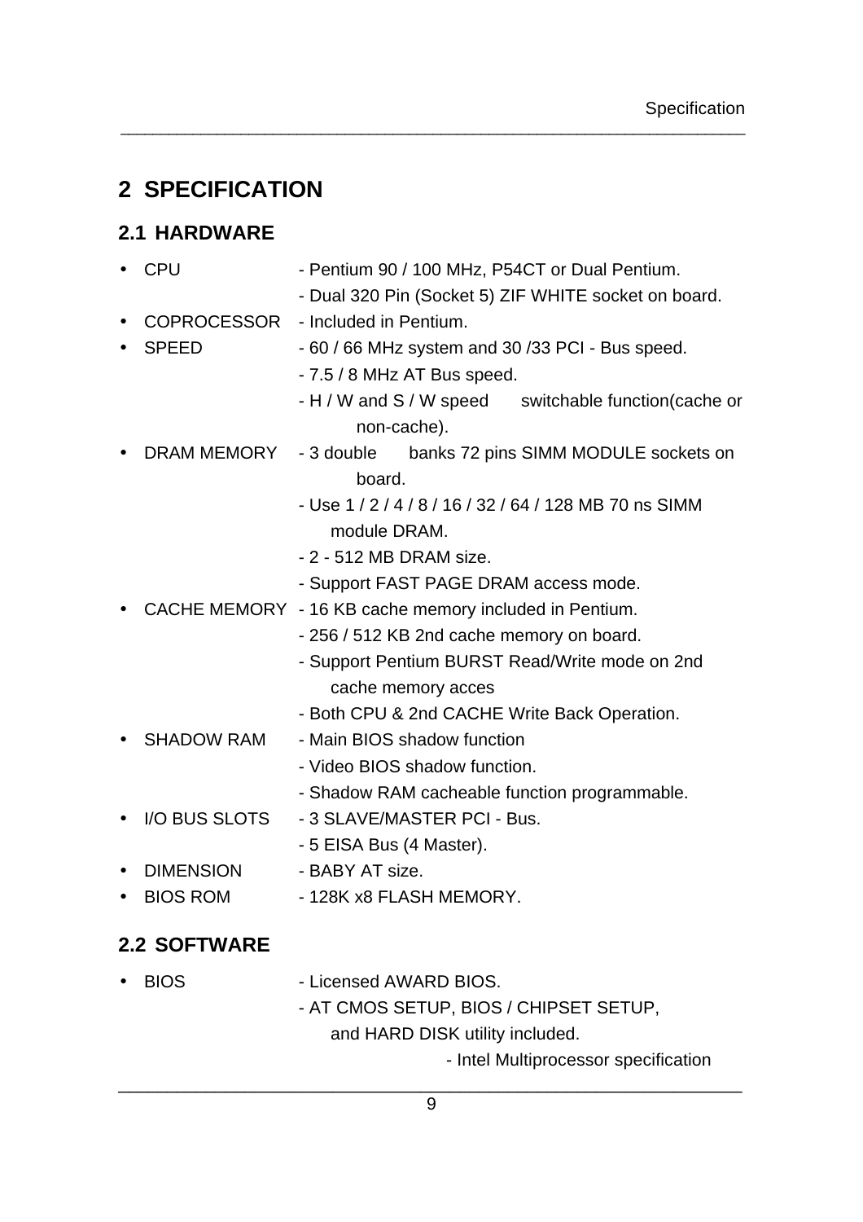# 2 SPECIFICATION

## 2.1 HARDWARE

- CPU
  - Pentium 90 / 100 MHz, P54CT or Dual Pentium.
  - Dual 320 Pin (Socket 5) ZIF WHITE socket on board.
- COPROCESSOR
  - Included in Pentium.
- SPEED
  - 60 / 66 MHz system and 30 /33 PCI - Bus speed.
  - 7.5 / 8 MHz AT Bus speed.
  - H / W and S / W speed switchable function(cache or non-cache).
- DRAM MEMORY
  - 3 double banks 72 pins SIMM MODULE sockets on board.
  - Use 1 / 2 / 4 / 8 / 16 / 32 / 64 / 128 MB 70 ns SIMM module DRAM.
  - 2 - 512 MB DRAM size.
  - Support FAST PAGE DRAM access mode.
- CACHE MEMORY
  - 16 KB cache memory included in Pentium.
  - 256 / 512 KB 2nd cache memory on board.
  - Support Pentium BURST Read/Write mode on 2nd cache memory acces
  - Both CPU & 2nd CACHE Write Back Operation.
- SHADOW RAM
  - Main BIOS shadow function
  - Video BIOS shadow function.
  - Shadow RAM cacheable function programmable.
- I/O BUS SLOTS
  - 3 SLAVE/MASTER PCI - Bus.
  - 5 EISA Bus (4 Master).
- DIMENSION
  - BABY AT size.
- BIOS ROM
  - 128K x8 FLASH MEMORY.

## 2.2 SOFTWARE

- BIOS
  - Licensed AWARD BIOS.
  - AT CMOS SETUP, BIOS / CHIPSET SETUP, and HARD DISK utility included.
  - Intel Multiprocessor specification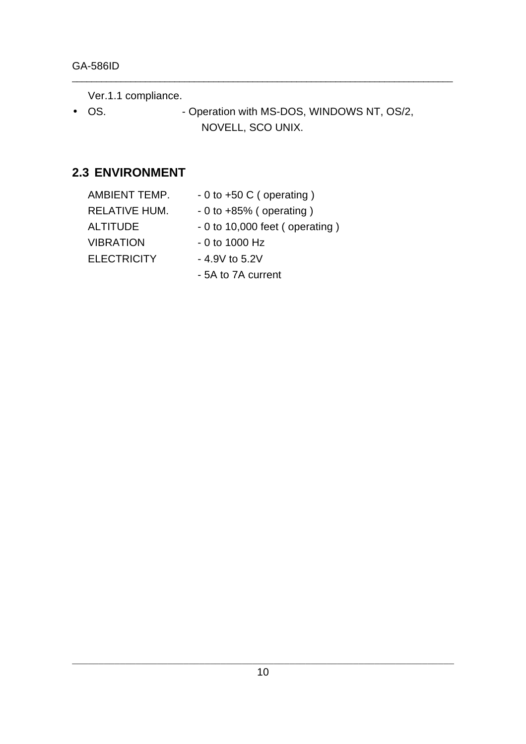Ver.1.1 compliance.

- OS. - Operation with MS-DOS, WINDOWS NT, OS/2, NOVELL, SCO UNIX.

## 2.3 ENVIRONMENT

| | |
|---|---|
| AMBIENT TEMP. | - 0 to +50 C ( operating ) |
| RELATIVE HUM. | - 0 to +85% ( operating ) |
| ALTITUDE | - 0 to 10,000 feet ( operating ) |
| VIBRATION | - 0 to 1000 Hz |
| ELECTRICITY | - 4.9V to 5.2V |
| | - 5A to 7A current |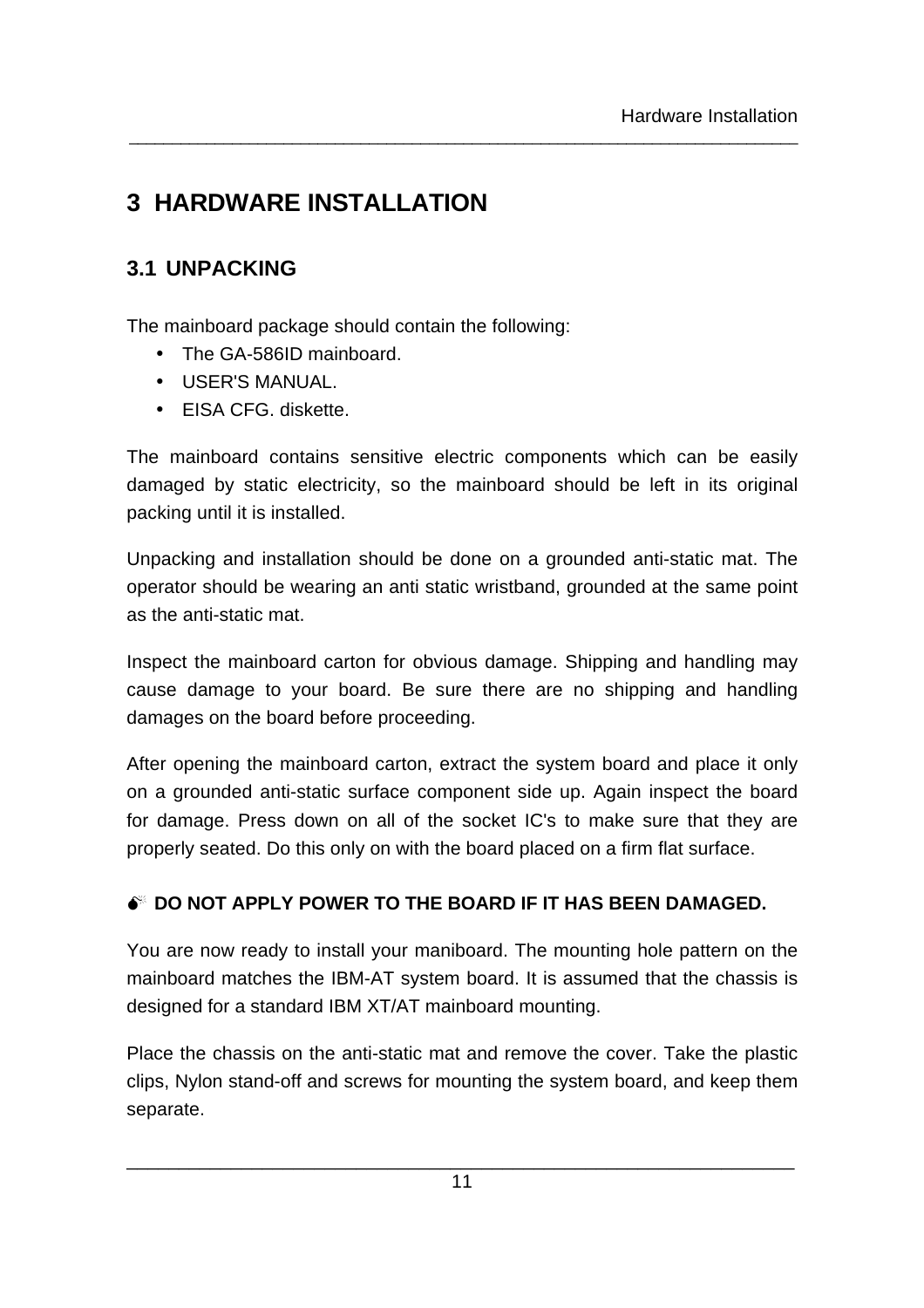# 3 HARDWARE INSTALLATION

## 3.1 UNPACKING

The mainboard package should contain the following:

- The GA-586ID mainboard.
- USER'S MANUAL.
- EISA CFG. diskette.

The mainboard contains sensitive electric components which can be easily damaged by static electricity, so the mainboard should be left in its original packing until it is installed.

Unpacking and installation should be done on a grounded anti-static mat. The operator should be wearing an anti static wristband, grounded at the same point as the anti-static mat.

Inspect the mainboard carton for obvious damage. Shipping and handling may cause damage to your board. Be sure there are no shipping and handling damages on the board before proceeding.

After opening the mainboard carton, extract the system board and place it only on a grounded anti-static surface component side up. Again inspect the board for damage. Press down on all of the socket IC's to make sure that they are properly seated. Do this only on with the board placed on a firm flat surface.

**DO NOT APPLY POWER TO THE BOARD IF IT HAS BEEN DAMAGED.**

You are now ready to install your maniboard. The mounting hole pattern on the mainboard matches the IBM-AT system board. It is assumed that the chassis is designed for a standard IBM XT/AT mainboard mounting.

Place the chassis on the anti-static mat and remove the cover. Take the plastic clips, Nylon stand-off and screws for mounting the system board, and keep them separate.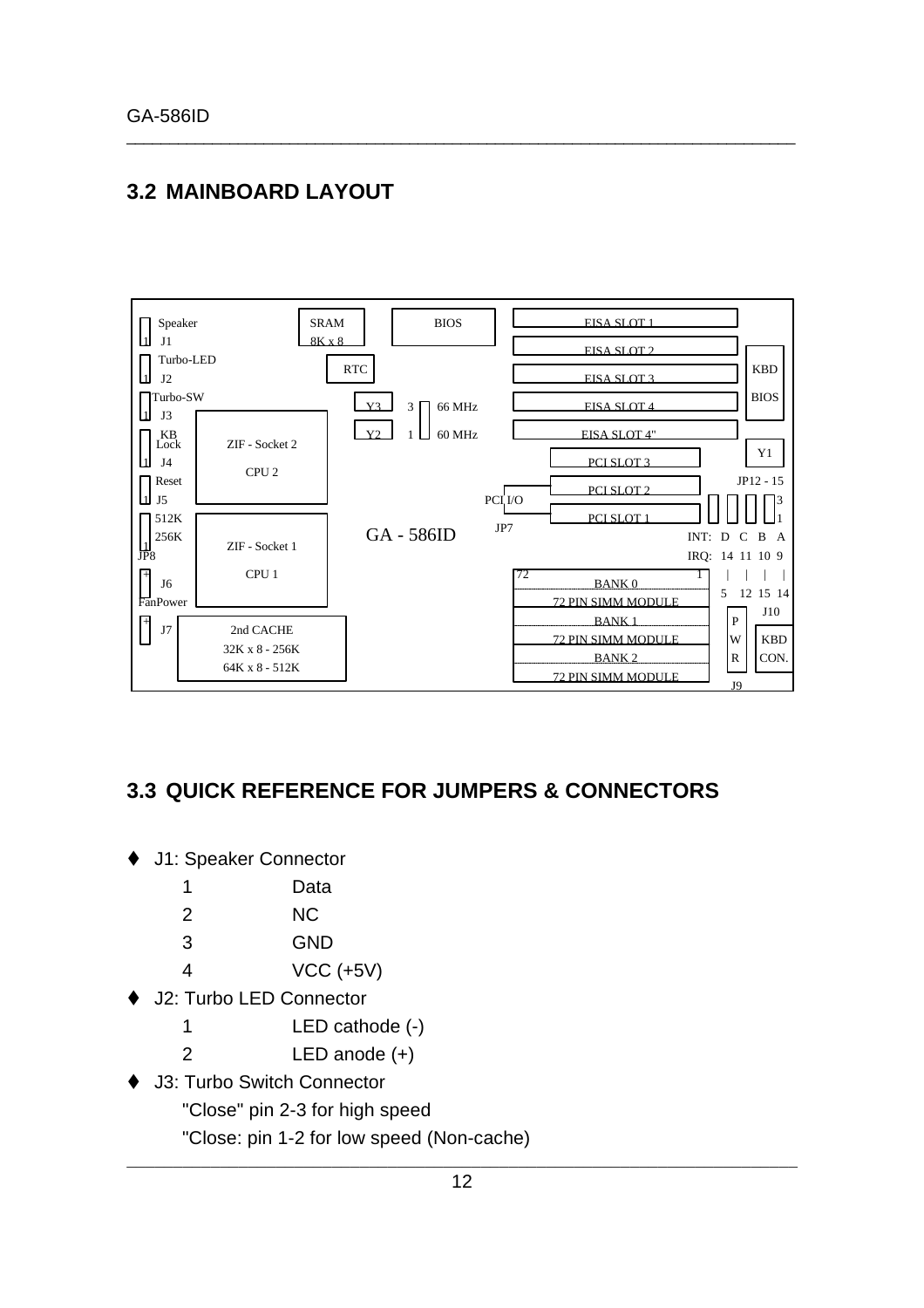## 3.2 MAINBOARD LAYOUT

Speaker
J1
Turbo-LED
J2
Turbo-SW
J3
KB Lock
J4
Reset
J5
512K
256K
JP8
J6
FanPower
J7

SRAM 8K x 8
RTC
BIOS
Y3
Y2
3
1
66 MHz
60 MHz
ZIF - Socket 2
CPU 2
ZIF - Socket 1
CPU 1
2nd CACHE
32K x 8 - 256K
64K x 8 - 512K
GA - 586ID

EISA SLOT 1
EISA SLOT 2
EISA SLOT 3
EISA SLOT 4
EISA SLOT 4"
PCI SLOT 3
PCI SLOT 2
PCI SLOT 1
PCI I/O
JP7
KBD BIOS
Y1
JP12 - 15
INT: D C B A
IRQ: 14 11 10 9
5 12 15 14
BANK 0
72 PIN SIMM MODULE
BANK 1
72 PIN SIMM MODULE
BANK 2
72 PIN SIMM MODULE
PWR
J9
J10
KBD CON.

## 3.3 QUICK REFERENCE FOR JUMPERS & CONNECTORS

- J1: Speaker Connector

| | |
|---|---|
| 1 | Data |
| 2 | NC |
| 3 | GND |
| 4 | VCC (+5V) |

- J2: Turbo LED Connector

| | |
|---|---|
| 1 | LED cathode (-) |
| 2 | LED anode (+) |

- J3: Turbo Switch Connector

  "Close" pin 2-3 for high speed

  "Close: pin 1-2 for low speed (Non-cache)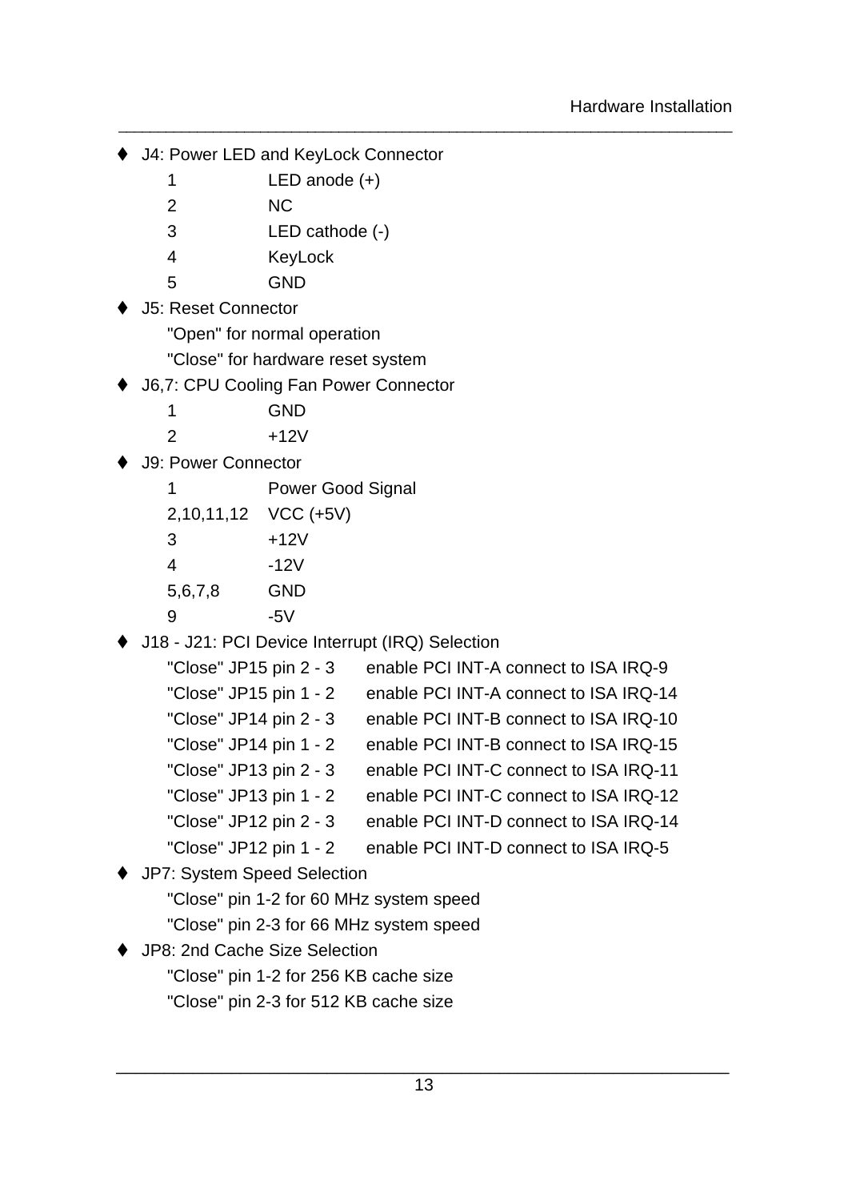- J4: Power LED and KeyLock Connector

| | |
|---|---|
| 1 | LED anode (+) |
| 2 | NC |
| 3 | LED cathode (-) |
| 4 | KeyLock |
| 5 | GND |

- J5: Reset Connector

  "Open" for normal operation

  "Close" for hardware reset system

- J6,7: CPU Cooling Fan Power Connector

| | |
|---|---|
| 1 | GND |
| 2 | +12V |

- J9: Power Connector

| | |
|---|---|
| 1 | Power Good Signal |
| 2,10,11,12 | VCC (+5V) |
| 3 | +12V |
| 4 | -12V |
| 5,6,7,8 | GND |
| 9 | -5V |

- J18 - J21: PCI Device Interrupt (IRQ) Selection

| | |
|---|---|
| "Close" JP15 pin 2 - 3 | enable PCI INT-A connect to ISA IRQ-9 |
| "Close" JP15 pin 1 - 2 | enable PCI INT-A connect to ISA IRQ-14 |
| "Close" JP14 pin 2 - 3 | enable PCI INT-B connect to ISA IRQ-10 |
| "Close" JP14 pin 1 - 2 | enable PCI INT-B connect to ISA IRQ-15 |
| "Close" JP13 pin 2 - 3 | enable PCI INT-C connect to ISA IRQ-11 |
| "Close" JP13 pin 1 - 2 | enable PCI INT-C connect to ISA IRQ-12 |
| "Close" JP12 pin 2 - 3 | enable PCI INT-D connect to ISA IRQ-14 |
| "Close" JP12 pin 1 - 2 | enable PCI INT-D connect to ISA IRQ-5 |

- JP7: System Speed Selection

  "Close" pin 1-2 for 60 MHz system speed

  "Close" pin 2-3 for 66 MHz system speed

- JP8: 2nd Cache Size Selection

  "Close" pin 1-2 for 256 KB cache size

  "Close" pin 2-3 for 512 KB cache size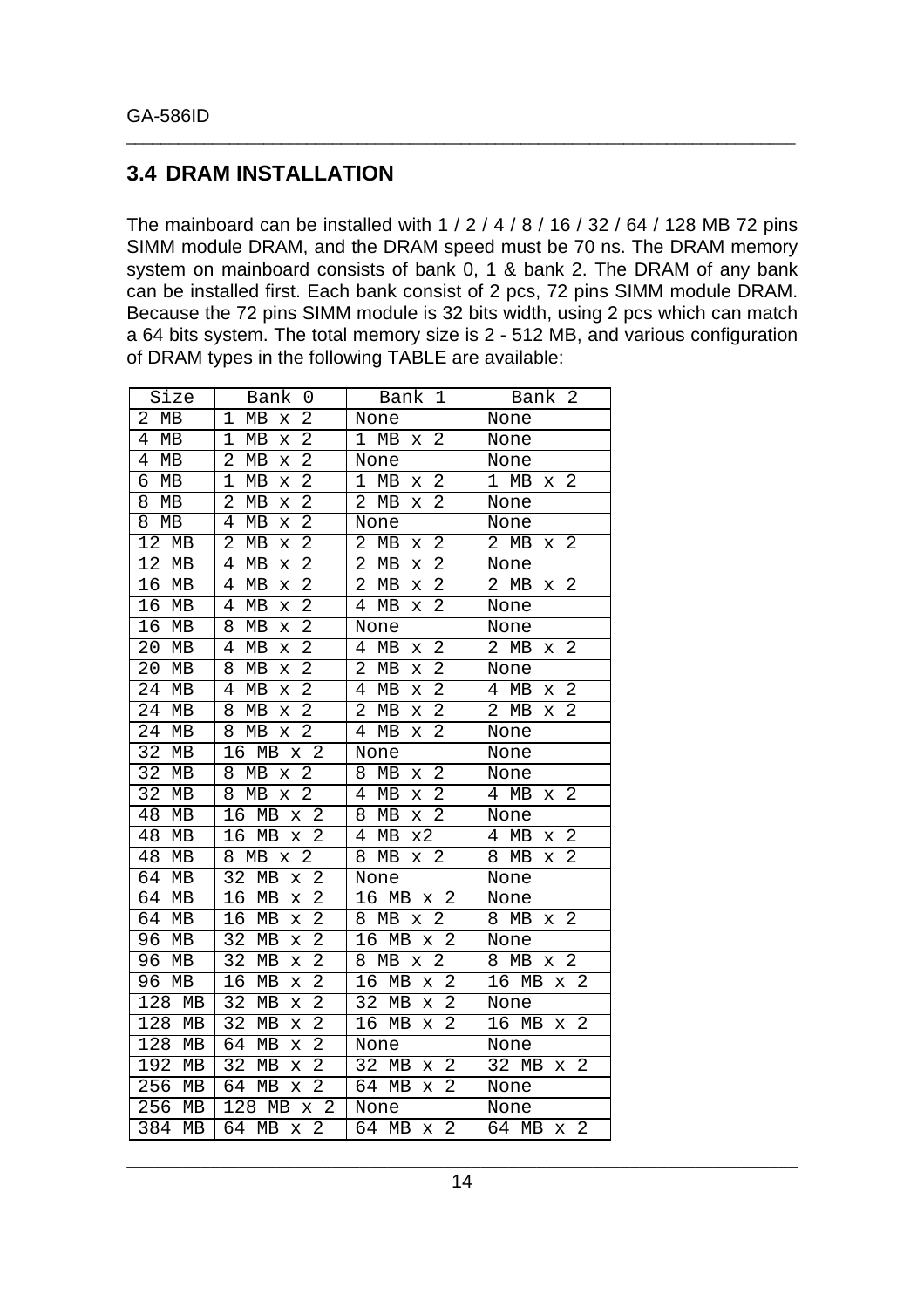## 3.4 DRAM INSTALLATION

The mainboard can be installed with 1 / 2 / 4 / 8 / 16 / 32 / 64 / 128 MB 72 pins SIMM module DRAM, and the DRAM speed must be 70 ns. The DRAM memory system on mainboard consists of bank 0, 1 & bank 2. The DRAM of any bank can be installed first. Each bank consist of 2 pcs, 72 pins SIMM module DRAM. Because the 72 pins SIMM module is 32 bits width, using 2 pcs which can match a 64 bits system. The total memory size is 2 - 512 MB, and various configuration of DRAM types in the following TABLE are available:

| Size | Bank 0 | Bank 1 | Bank 2 |
|---|---|---|---|
| 2 MB | 1 MB x 2 | None | None |
| 4 MB | 1 MB x 2 | 1 MB x 2 | None |
| 4 MB | 2 MB x 2 | None | None |
| 6 MB | 1 MB x 2 | 1 MB x 2 | 1 MB x 2 |
| 8 MB | 2 MB x 2 | 2 MB x 2 | None |
| 8 MB | 4 MB x 2 | None | None |
| 12 MB | 2 MB x 2 | 2 MB x 2 | 2 MB x 2 |
| 12 MB | 4 MB x 2 | 2 MB x 2 | None |
| 16 MB | 4 MB x 2 | 2 MB x 2 | 2 MB x 2 |
| 16 MB | 4 MB x 2 | 4 MB x 2 | None |
| 16 MB | 8 MB x 2 | None | None |
| 20 MB | 4 MB x 2 | 4 MB x 2 | 2 MB x 2 |
| 20 MB | 8 MB x 2 | 2 MB x 2 | None |
| 24 MB | 4 MB x 2 | 4 MB x 2 | 4 MB x 2 |
| 24 MB | 8 MB x 2 | 2 MB x 2 | 2 MB x 2 |
| 24 MB | 8 MB x 2 | 4 MB x 2 | None |
| 32 MB | 16 MB x 2 | None | None |
| 32 MB | 8 MB x 2 | 8 MB x 2 | None |
| 32 MB | 8 MB x 2 | 4 MB x 2 | 4 MB x 2 |
| 48 MB | 16 MB x 2 | 8 MB x 2 | None |
| 48 MB | 16 MB x 2 | 4 MB x2 | 4 MB x 2 |
| 48 MB | 8 MB x 2 | 8 MB x 2 | 8 MB x 2 |
| 64 MB | 32 MB x 2 | None | None |
| 64 MB | 16 MB x 2 | 16 MB x 2 | None |
| 64 MB | 16 MB x 2 | 8 MB x 2 | 8 MB x 2 |
| 96 MB | 32 MB x 2 | 16 MB x 2 | None |
| 96 MB | 32 MB x 2 | 8 MB x 2 | 8 MB x 2 |
| 96 MB | 16 MB x 2 | 16 MB x 2 | 16 MB x 2 |
| 128 MB | 32 MB x 2 | 32 MB x 2 | None |
| 128 MB | 32 MB x 2 | 16 MB x 2 | 16 MB x 2 |
| 128 MB | 64 MB x 2 | None | None |
| 192 MB | 32 MB x 2 | 32 MB x 2 | 32 MB x 2 |
| 256 MB | 64 MB x 2 | 64 MB x 2 | None |
| 256 MB | 128 MB x 2 | None | None |
| 384 MB | 64 MB x 2 | 64 MB x 2 | 64 MB x 2 |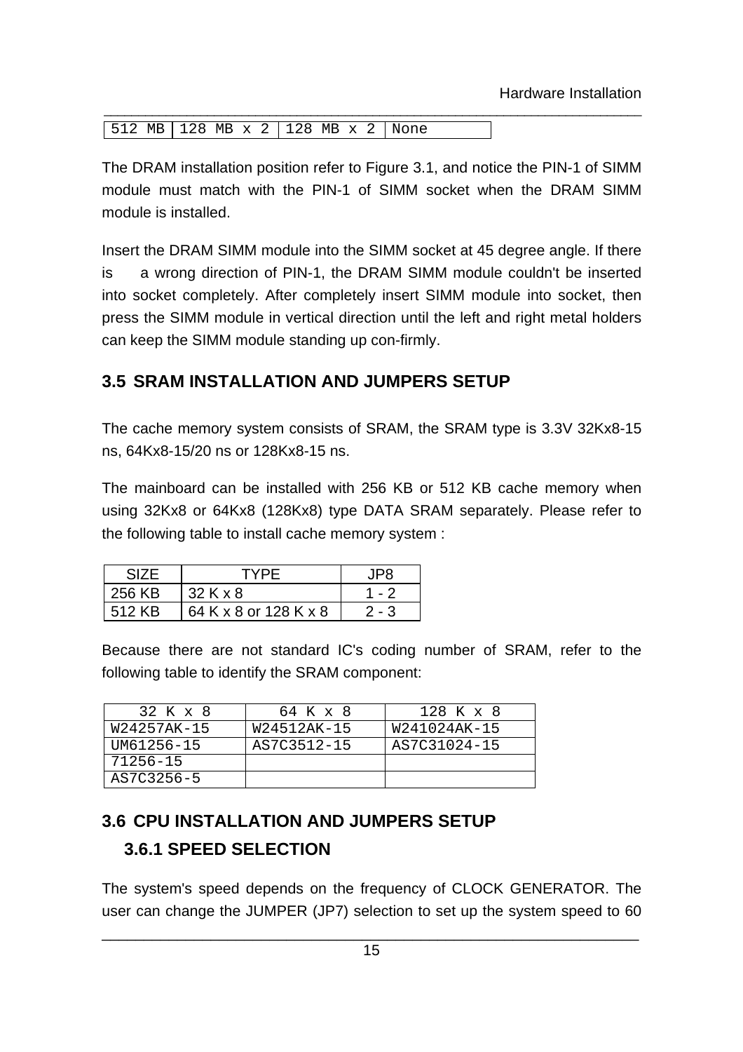| 512 MB | 128 MB x 2 | 128 MB x 2 | None |
|---|---|---|---|

The DRAM installation position refer to Figure 3.1, and notice the PIN-1 of SIMM module must match with the PIN-1 of SIMM socket when the DRAM SIMM module is installed.

Insert the DRAM SIMM module into the SIMM socket at 45 degree angle. If there is a wrong direction of PIN-1, the DRAM SIMM module couldn't be inserted into socket completely. After completely insert SIMM module into socket, then press the SIMM module in vertical direction until the left and right metal holders can keep the SIMM module standing up con-firmly.

## 3.5 SRAM INSTALLATION AND JUMPERS SETUP

The cache memory system consists of SRAM, the SRAM type is 3.3V 32Kx8-15 ns, 64Kx8-15/20 ns or 128Kx8-15 ns.

The mainboard can be installed with 256 KB or 512 KB cache memory when using 32Kx8 or 64Kx8 (128Kx8) type DATA SRAM separately. Please refer to the following table to install cache memory system :

| SIZE | TYPE | JP8 |
|---|---|---|
| 256 KB | 32 K x 8 | 1 - 2 |
| 512 KB | 64 K x 8 or 128 K x 8 | 2 - 3 |

Because there are not standard IC's coding number of SRAM, refer to the following table to identify the SRAM component:

| 32 K x 8 | 64 K x 8 | 128 K x 8 |
|---|---|---|
| W24257AK-15 | W24512AK-15 | W241024AK-15 |
| UM61256-15 | AS7C3512-15 | AS7C31024-15 |
| 71256-15 | | |
| AS7C3256-5 | | |

## 3.6 CPU INSTALLATION AND JUMPERS SETUP

### 3.6.1 SPEED SELECTION

The system's speed depends on the frequency of CLOCK GENERATOR. The user can change the JUMPER (JP7) selection to set up the system speed to 60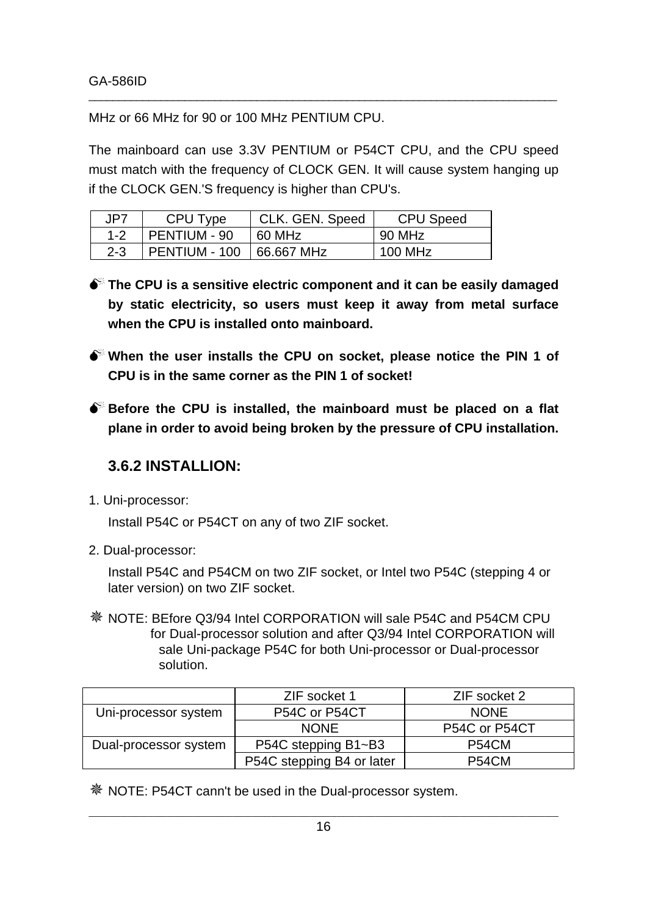MHz or 66 MHz for 90 or 100 MHz PENTIUM CPU.

The mainboard can use 3.3V PENTIUM or P54CT CPU, and the CPU speed must match with the frequency of CLOCK GEN. It will cause system hanging up if the CLOCK GEN.'S frequency is higher than CPU's.

| JP7 | CPU Type | CLK. GEN. Speed | CPU Speed |
|---|---|---|---|
| 1-2 | PENTIUM - 90 | 60 MHz | 90 MHz |
| 2-3 | PENTIUM - 100 | 66.667 MHz | 100 MHz |

- **The CPU is a sensitive electric component and it can be easily damaged by static electricity, so users must keep it away from metal surface when the CPU is installed onto mainboard.**

- **When the user installs the CPU on socket, please notice the PIN 1 of CPU is in the same corner as the PIN 1 of socket!**

- **Before the CPU is installed, the mainboard must be placed on a flat plane in order to avoid being broken by the pressure of CPU installation.**

### 3.6.2 INSTALLION:

1. Uni-processor:

   Install P54C or P54CT on any of two ZIF socket.

2. Dual-processor:

   Install P54C and P54CM on two ZIF socket, or Intel two P54C (stepping 4 or later version) on two ZIF socket.

❈ NOTE: BEfore Q3/94 Intel CORPORATION will sale P54C and P54CM CPU for Dual-processor solution and after Q3/94 Intel CORPORATION will sale Uni-package P54C for both Uni-processor or Dual-processor solution.

| | ZIF socket 1 | ZIF socket 2 |
|---|---|---|
| Uni-processor system | P54C or P54CT | NONE |
| | NONE | P54C or P54CT |
| Dual-processor system | P54C stepping B1~B3 | P54CM |
| | P54C stepping B4 or later | P54CM |

❈ NOTE: P54CT cann't be used in the Dual-processor system.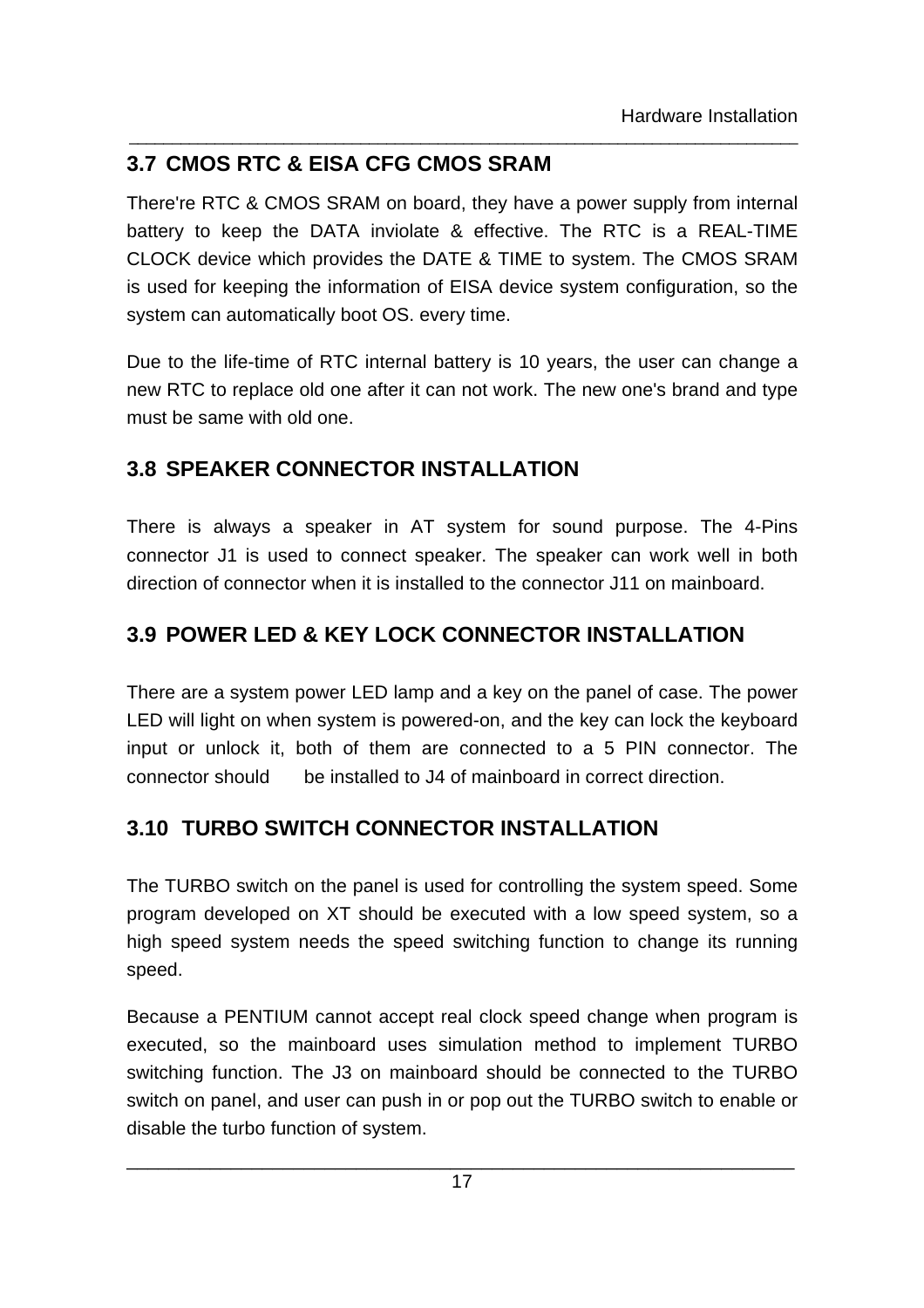## 3.7 CMOS RTC & EISA CFG CMOS SRAM

There're RTC & CMOS SRAM on board, they have a power supply from internal battery to keep the DATA inviolate & effective. The RTC is a REAL-TIME CLOCK device which provides the DATE & TIME to system. The CMOS SRAM is used for keeping the information of EISA device system configuration, so the system can automatically boot OS. every time.

Due to the life-time of RTC internal battery is 10 years, the user can change a new RTC to replace old one after it can not work. The new one's brand and type must be same with old one.

## 3.8 SPEAKER CONNECTOR INSTALLATION

There is always a speaker in AT system for sound purpose. The 4-Pins connector J1 is used to connect speaker. The speaker can work well in both direction of connector when it is installed to the connector J11 on mainboard.

## 3.9 POWER LED & KEY LOCK CONNECTOR INSTALLATION

There are a system power LED lamp and a key on the panel of case. The power LED will light on when system is powered-on, and the key can lock the keyboard input or unlock it, both of them are connected to a 5 PIN connector. The connector should be installed to J4 of mainboard in correct direction.

## 3.10 TURBO SWITCH CONNECTOR INSTALLATION

The TURBO switch on the panel is used for controlling the system speed. Some program developed on XT should be executed with a low speed system, so a high speed system needs the speed switching function to change its running speed.

Because a PENTIUM cannot accept real clock speed change when program is executed, so the mainboard uses simulation method to implement TURBO switching function. The J3 on mainboard should be connected to the TURBO switch on panel, and user can push in or pop out the TURBO switch to enable or disable the turbo function of system.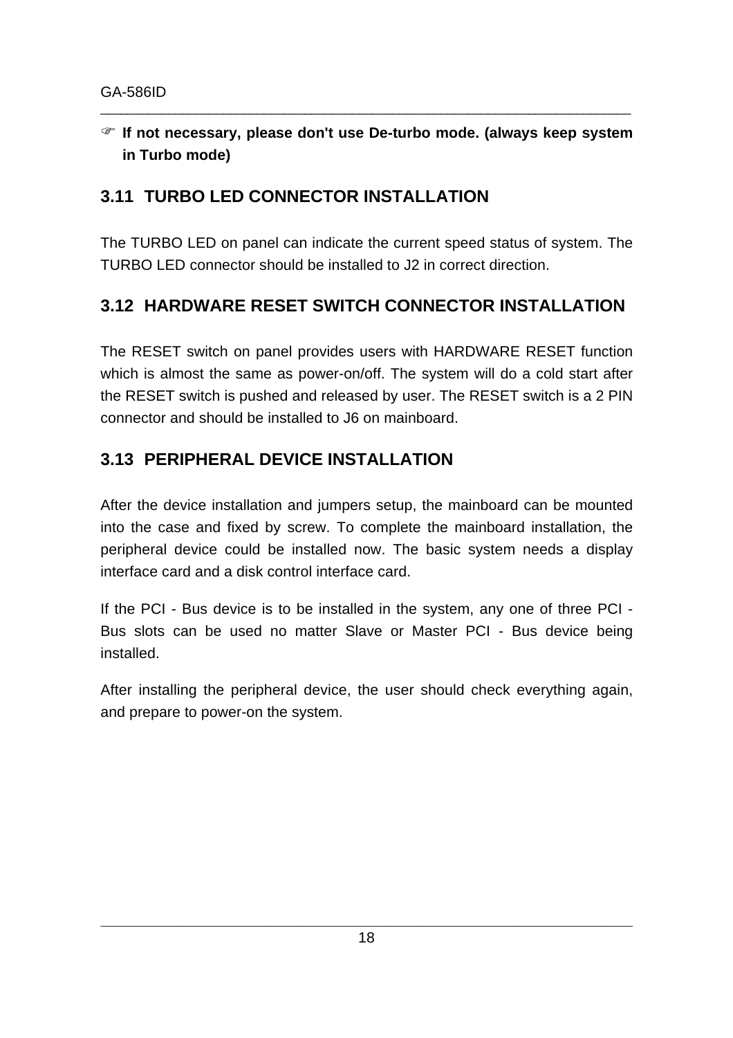☞ **If not necessary, please don't use De-turbo mode. (always keep system in Turbo mode)**

## 3.11 TURBO LED CONNECTOR INSTALLATION

The TURBO LED on panel can indicate the current speed status of system. The TURBO LED connector should be installed to J2 in correct direction.

## 3.12 HARDWARE RESET SWITCH CONNECTOR INSTALLATION

The RESET switch on panel provides users with HARDWARE RESET function which is almost the same as power-on/off. The system will do a cold start after the RESET switch is pushed and released by user. The RESET switch is a 2 PIN connector and should be installed to J6 on mainboard.

## 3.13 PERIPHERAL DEVICE INSTALLATION

After the device installation and jumpers setup, the mainboard can be mounted into the case and fixed by screw. To complete the mainboard installation, the peripheral device could be installed now. The basic system needs a display interface card and a disk control interface card.

If the PCI - Bus device is to be installed in the system, any one of three PCI - Bus slots can be used no matter Slave or Master PCI - Bus device being installed.

After installing the peripheral device, the user should check everything again, and prepare to power-on the system.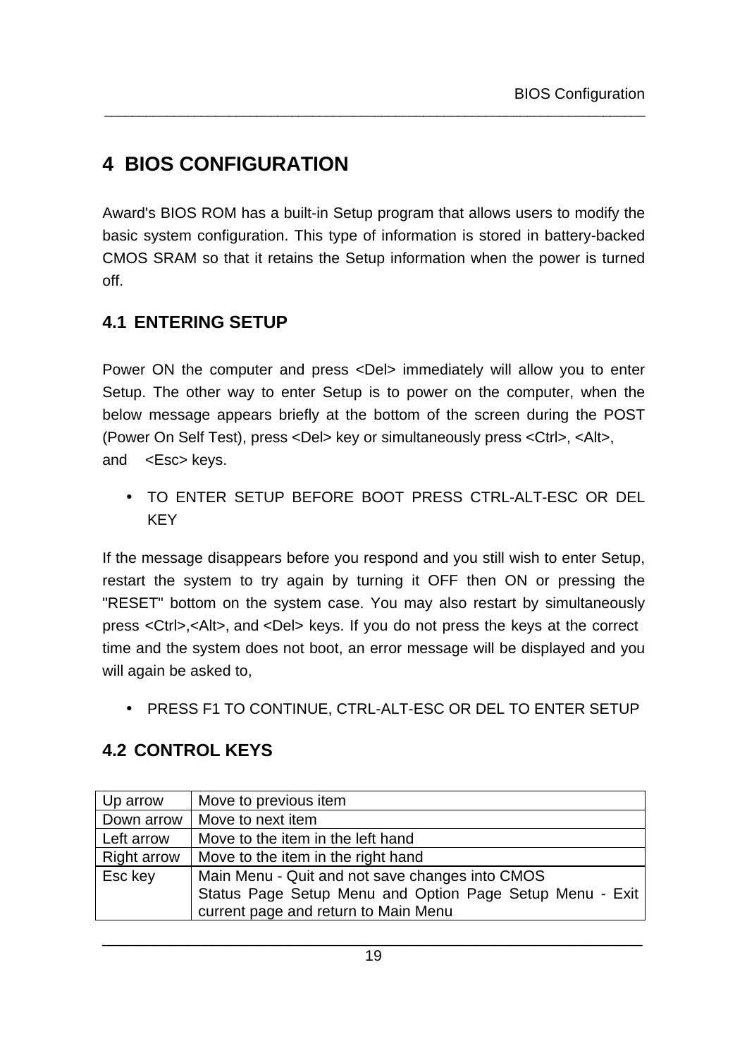# 4 BIOS CONFIGURATION

Award's BIOS ROM has a built-in Setup program that allows users to modify the basic system configuration. This type of information is stored in battery-backed CMOS SRAM so that it retains the Setup information when the power is turned off.

## 4.1 ENTERING SETUP

Power ON the computer and press <Del> immediately will allow you to enter Setup. The other way to enter Setup is to power on the computer, when the below message appears briefly at the bottom of the screen during the POST (Power On Self Test), press <Del> key or simultaneously press <Ctrl>, <Alt>, and <Esc> keys.

- TO ENTER SETUP BEFORE BOOT PRESS CTRL-ALT-ESC OR DEL KEY

If the message disappears before you respond and you still wish to enter Setup, restart the system to try again by turning it OFF then ON or pressing the "RESET" bottom on the system case. You may also restart by simultaneously press <Ctrl>,<Alt>, and <Del> keys. If you do not press the keys at the correct time and the system does not boot, an error message will be displayed and you will again be asked to,

- PRESS F1 TO CONTINUE, CTRL-ALT-ESC OR DEL TO ENTER SETUP

## 4.2 CONTROL KEYS

| Up arrow | Move to previous item |
|---|---|
| Down arrow | Move to next item |
| Left arrow | Move to the item in the left hand |
| Right arrow | Move to the item in the right hand |
| Esc key | Main Menu - Quit and not save changes into CMOS<br>Status Page Setup Menu and Option Page Setup Menu - Exit current page and return to Main Menu |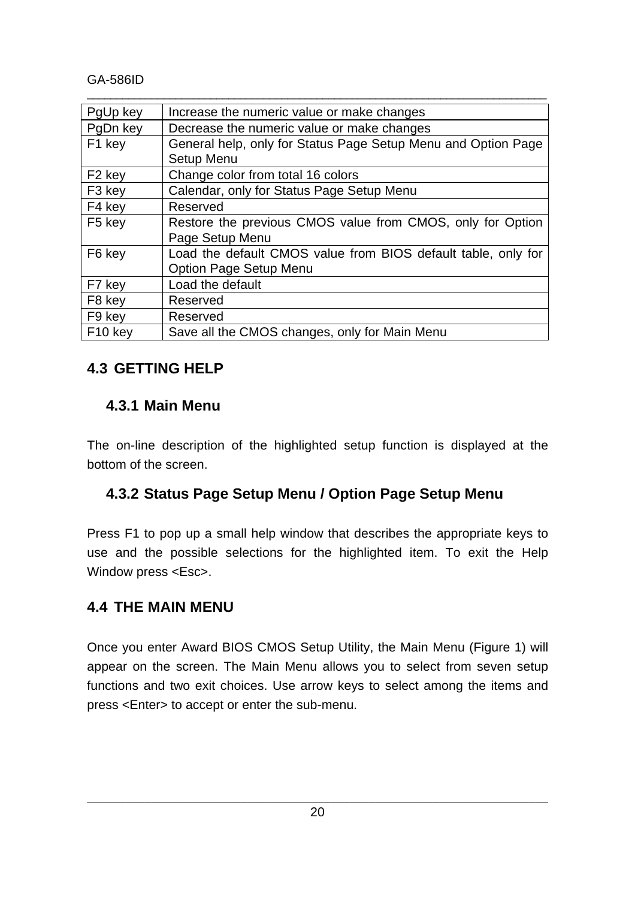| Key | Function |
|---|---|
| PgUp key | Increase the numeric value or make changes |
| PgDn key | Decrease the numeric value or make changes |
| F1 key | General help, only for Status Page Setup Menu and Option Page Setup Menu |
| F2 key | Change color from total 16 colors |
| F3 key | Calendar, only for Status Page Setup Menu |
| F4 key | Reserved |
| F5 key | Restore the previous CMOS value from CMOS, only for Option Page Setup Menu |
| F6 key | Load the default CMOS value from BIOS default table, only for Option Page Setup Menu |
| F7 key | Load the default |
| F8 key | Reserved |
| F9 key | Reserved |
| F10 key | Save all the CMOS changes, only for Main Menu |

## 4.3 GETTING HELP

### 4.3.1 Main Menu

The on-line description of the highlighted setup function is displayed at the bottom of the screen.

### 4.3.2 Status Page Setup Menu / Option Page Setup Menu

Press F1 to pop up a small help window that describes the appropriate keys to use and the possible selections for the highlighted item. To exit the Help Window press <Esc>.

## 4.4 THE MAIN MENU

Once you enter Award BIOS CMOS Setup Utility, the Main Menu (Figure 1) will appear on the screen. The Main Menu allows you to select from seven setup functions and two exit choices. Use arrow keys to select among the items and press <Enter> to accept or enter the sub-menu.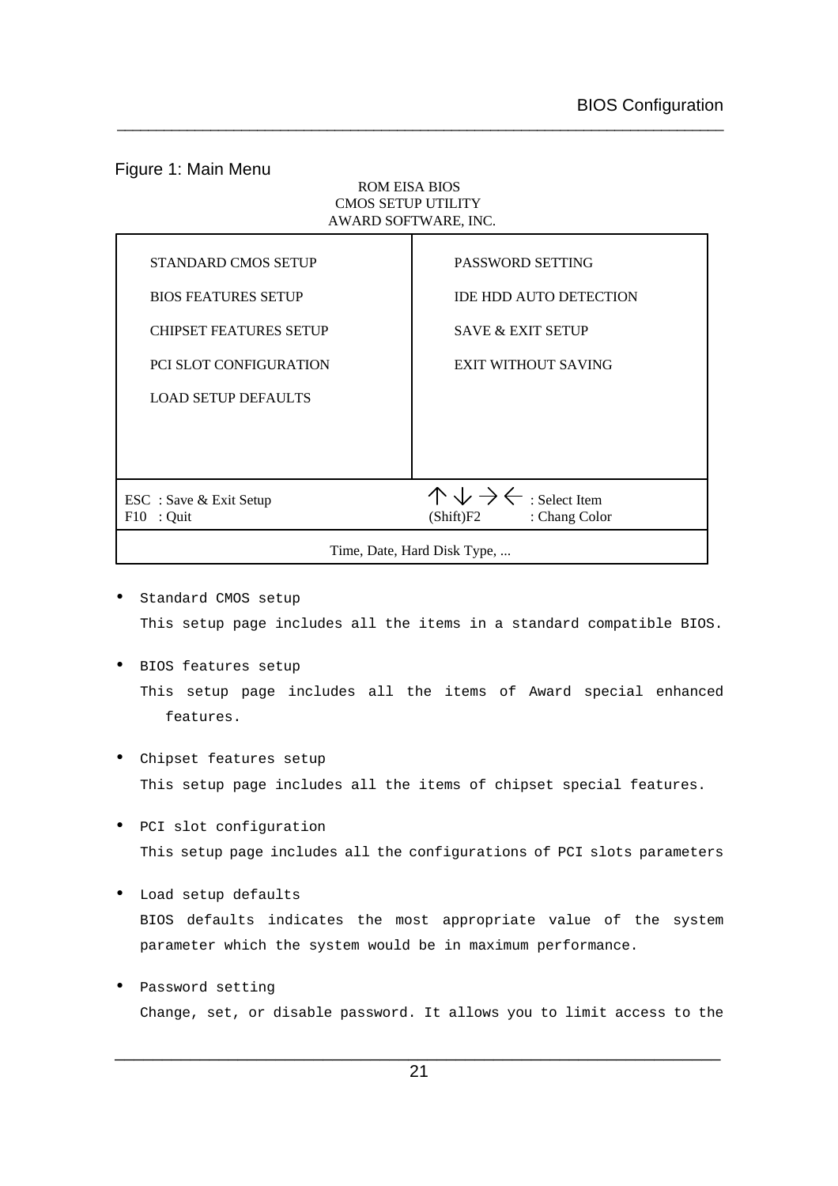Figure 1: Main Menu

ROM EISA BIOS
CMOS SETUP UTILITY
AWARD SOFTWARE, INC.

| | |
|---|---|
| STANDARD CMOS SETUP | PASSWORD SETTING |
| BIOS FEATURES SETUP | IDE HDD AUTO DETECTION |
| CHIPSET FEATURES SETUP | SAVE & EXIT SETUP |
| PCI SLOT CONFIGURATION | EXIT WITHOUT SAVING |
| LOAD SETUP DEFAULTS | |
| ESC : Save & Exit Setup<br>F10 : Quit | ↑ ↓ → ← : Select Item<br>(Shift)F2 : Chang Color |
| Time, Date, Hard Disk Type, ... | |

- Standard CMOS setup

  This setup page includes all the items in a standard compatible BIOS.

- BIOS features setup

  This setup page includes all the items of Award special enhanced features.

- Chipset features setup

  This setup page includes all the items of chipset special features.

- PCI slot configuration

  This setup page includes all the configurations of PCI slots parameters

- Load setup defaults

  BIOS defaults indicates the most appropriate value of the system parameter which the system would be in maximum performance.

- Password setting

  Change, set, or disable password. It allows you to limit access to the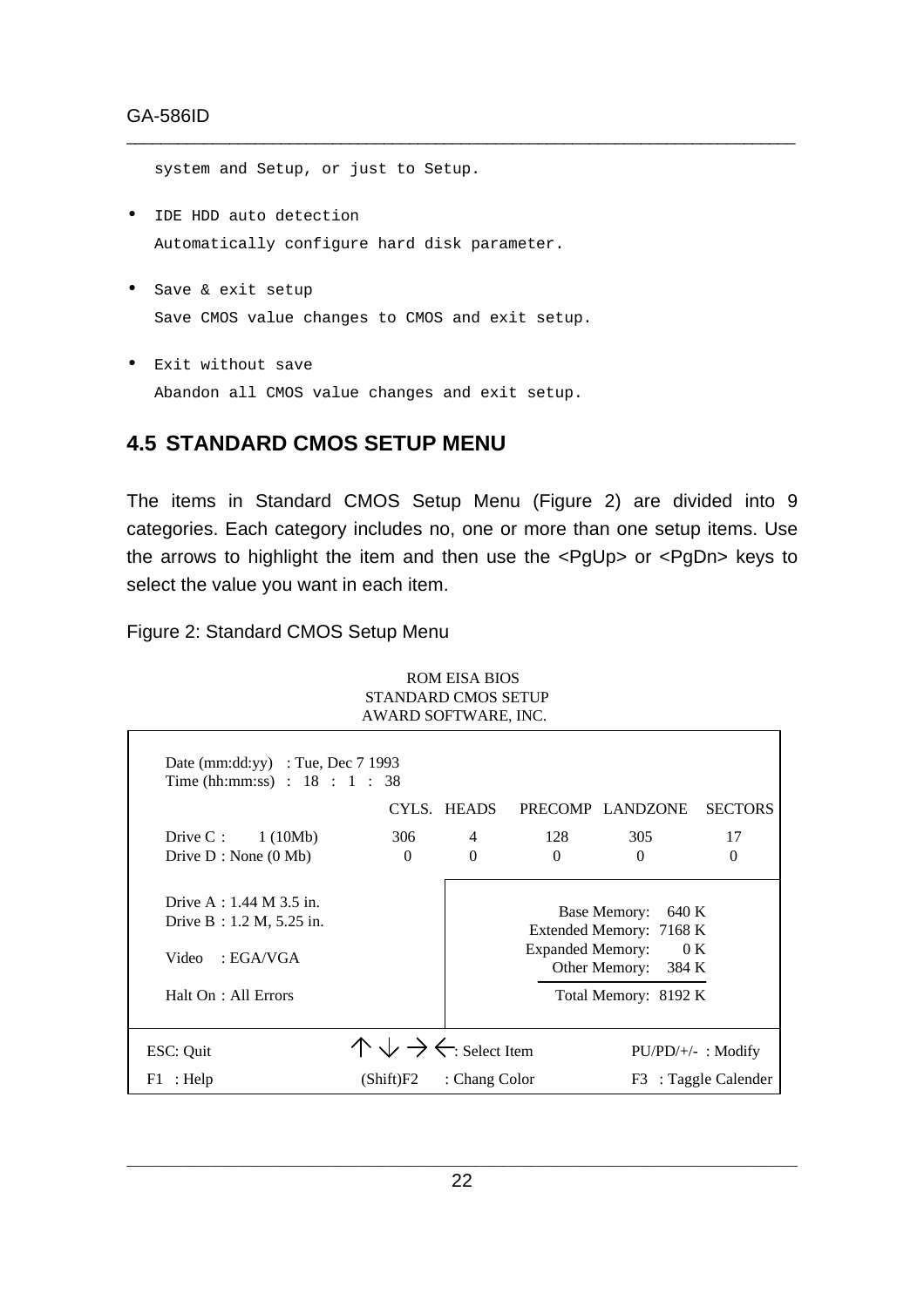system and Setup, or just to Setup.

- IDE HDD auto detection
  Automatically configure hard disk parameter.

- Save & exit setup
  Save CMOS value changes to CMOS and exit setup.

- Exit without save
  Abandon all CMOS value changes and exit setup.

## 4.5 STANDARD CMOS SETUP MENU

The items in Standard CMOS Setup Menu (Figure 2) are divided into 9 categories. Each category includes no, one or more than one setup items. Use the arrows to highlight the item and then use the <PgUp> or <PgDn> keys to select the value you want in each item.

Figure 2: Standard CMOS Setup Menu

```
                          ROM EISA BIOS
                       STANDARD CMOS SETUP
                      AWARD SOFTWARE, INC.

 Date (mm:dd:yy)   : Tue, Dec 7 1993
 Time (hh:mm:ss)  :  18  :  1  :  38

                          CYLS.  HEADS   PRECOMP  LANDZONE   SECTORS
 Drive C :      1 (10Mb)   306     4       128       305        17
 Drive D : None (0 Mb)      0      0        0         0          0

 Drive A : 1.44 M 3.5 in.            Base Memory:    640 K
 Drive B : 1.2 M, 5.25 in.       Extended Memory:   7168 K
                                 Expanded Memory:      0 K
 Video   : EGA/VGA                  Other Memory:    384 K
                                 ------------------------
 Halt On : All Errors               Total Memory:   8192 K

 ESC: Quit      ↑ ↓ → ←: Select Item        PU/PD/+/-  : Modify
 F1  : Help     (Shift)F2  : Chang Color    F3  : Taggle Calender
```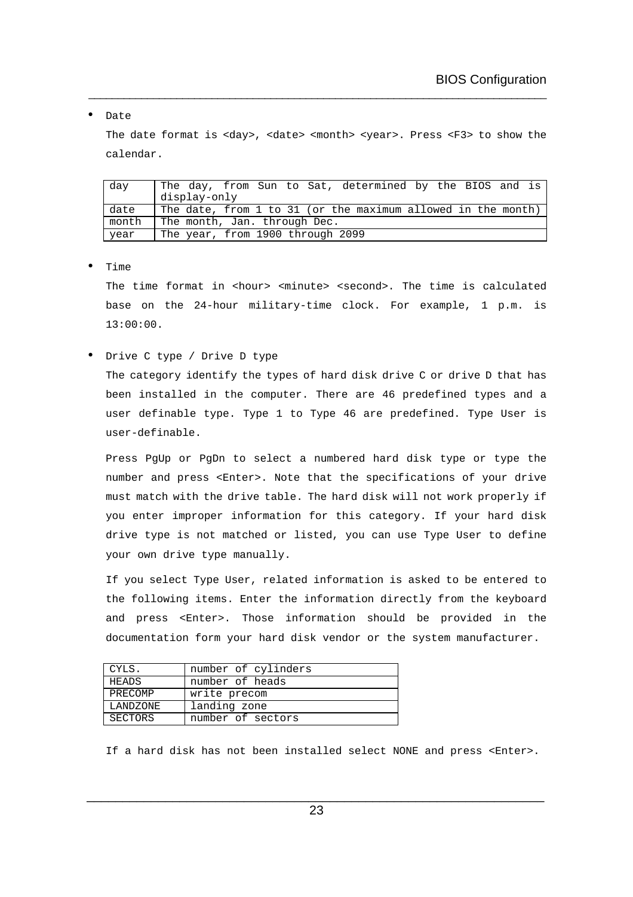- Date

  The date format is <day>, <date> <month> <year>. Press <F3> to show the calendar.

| day | The day, from Sun to Sat, determined by the BIOS and is display-only |
|---|---|
| date | The date, from 1 to 31 (or the maximum allowed in the month) |
| month | The month, Jan. through Dec. |
| year | The year, from 1900 through 2099 |

- Time

  The time format in <hour> <minute> <second>. The time is calculated base on the 24-hour military-time clock. For example, 1 p.m. is 13:00:00.

- Drive C type / Drive D type

  The category identify the types of hard disk drive C or drive D that has been installed in the computer. There are 46 predefined types and a user definable type. Type 1 to Type 46 are predefined. Type User is user-definable.

  Press PgUp or PgDn to select a numbered hard disk type or type the number and press <Enter>. Note that the specifications of your drive must match with the drive table. The hard disk will not work properly if you enter improper information for this category. If your hard disk drive type is not matched or listed, you can use Type User to define your own drive type manually.

  If you select Type User, related information is asked to be entered to the following items. Enter the information directly from the keyboard and press <Enter>. Those information should be provided in the documentation form your hard disk vendor or the system manufacturer.

| CYLS. | number of cylinders |
|---|---|
| HEADS | number of heads |
| PRECOMP | write precom |
| LANDZONE | landing zone |
| SECTORS | number of sectors |

  If a hard disk has not been installed select NONE and press <Enter>.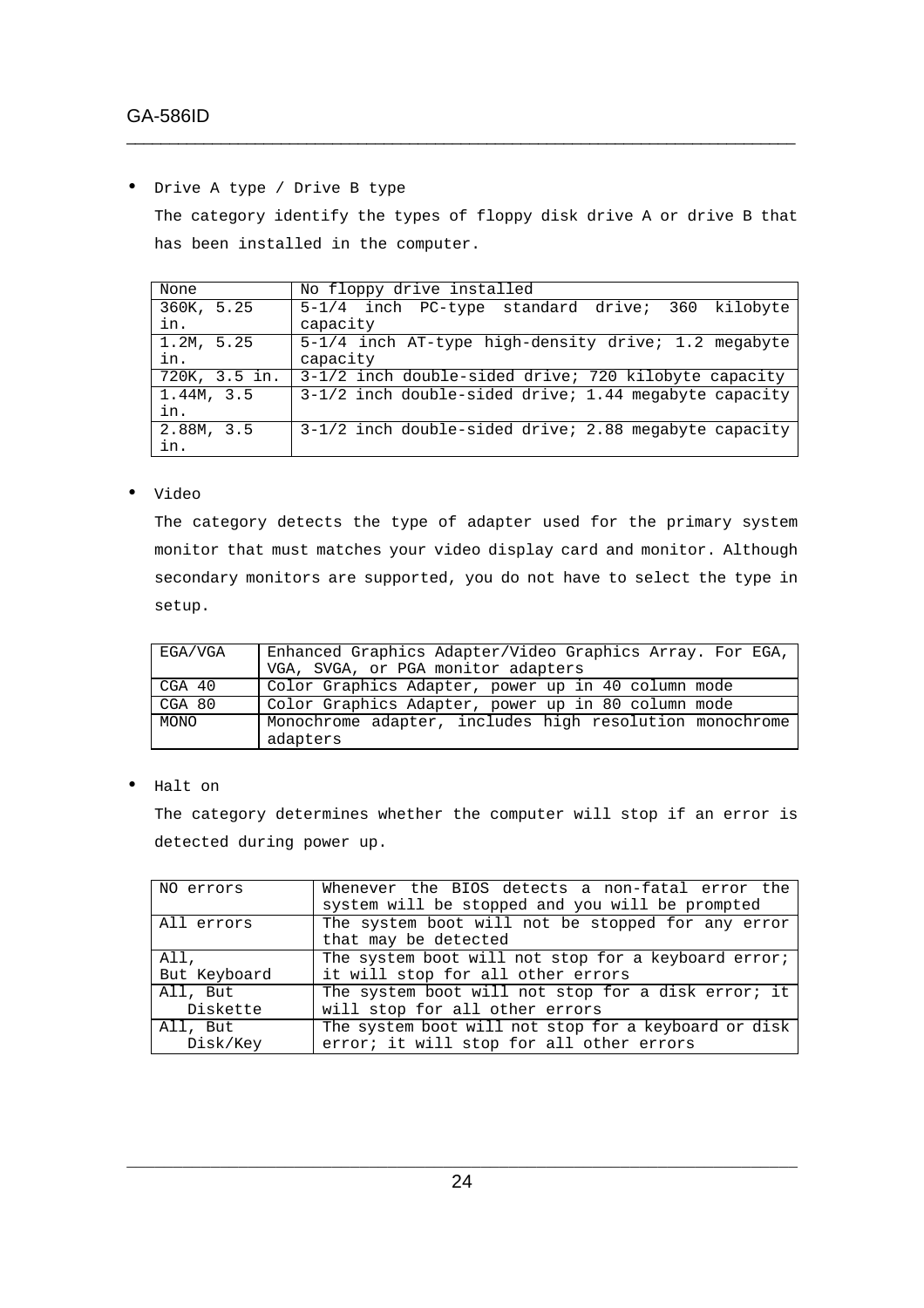- Drive A type / Drive B type

  The category identify the types of floppy disk drive A or drive B that has been installed in the computer.

| None | No floppy drive installed |
|---|---|
| 360K, 5.25 in. | 5-1/4 inch PC-type standard drive; 360 kilobyte capacity |
| 1.2M, 5.25 in. | 5-1/4 inch AT-type high-density drive; 1.2 megabyte capacity |
| 720K, 3.5 in. | 3-1/2 inch double-sided drive; 720 kilobyte capacity |
| 1.44M, 3.5 in. | 3-1/2 inch double-sided drive; 1.44 megabyte capacity |
| 2.88M, 3.5 in. | 3-1/2 inch double-sided drive; 2.88 megabyte capacity |

- Video

  The category detects the type of adapter used for the primary system monitor that must matches your video display card and monitor. Although secondary monitors are supported, you do not have to select the type in setup.

| EGA/VGA | Enhanced Graphics Adapter/Video Graphics Array. For EGA, VGA, SVGA, or PGA monitor adapters |
|---|---|
| CGA 40 | Color Graphics Adapter, power up in 40 column mode |
| CGA 80 | Color Graphics Adapter, power up in 80 column mode |
| MONO | Monochrome adapter, includes high resolution monochrome adapters |

- Halt on

  The category determines whether the computer will stop if an error is detected during power up.

| NO errors | Whenever the BIOS detects a non-fatal error the system will be stopped and you will be prompted |
|---|---|
| All errors | The system boot will not be stopped for any error that may be detected |
| All, But Keyboard | The system boot will not stop for a keyboard error; it will stop for all other errors |
| All, But Diskette | The system boot will not stop for a disk error; it will stop for all other errors |
| All, But Disk/Key | The system boot will not stop for a keyboard or disk error; it will stop for all other errors |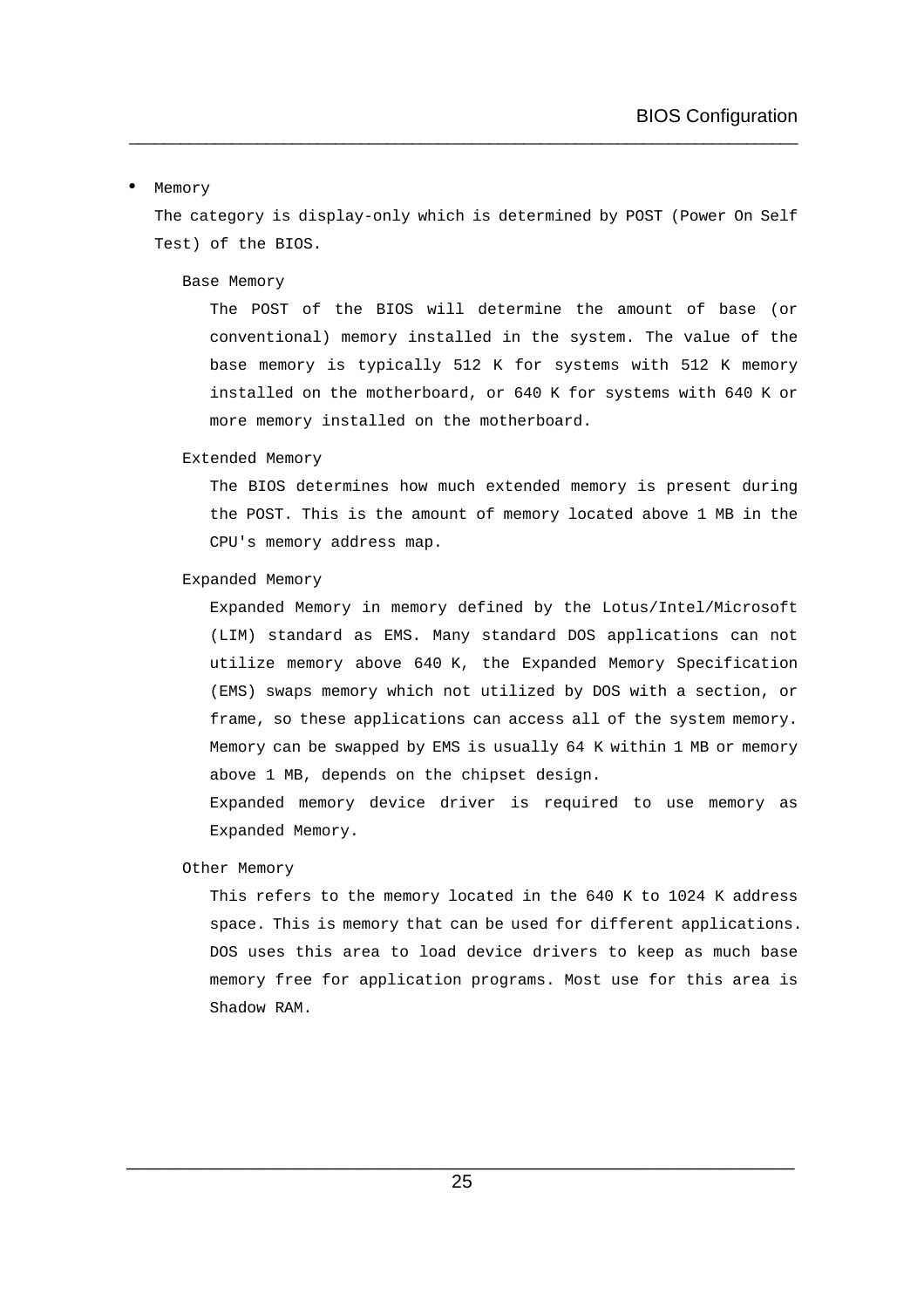- Memory

  The category is display-only which is determined by POST (Power On Self Test) of the BIOS.

  Base Memory

  The POST of the BIOS will determine the amount of base (or conventional) memory installed in the system. The value of the base memory is typically 512 K for systems with 512 K memory installed on the motherboard, or 640 K for systems with 640 K or more memory installed on the motherboard.

  Extended Memory

  The BIOS determines how much extended memory is present during the POST. This is the amount of memory located above 1 MB in the CPU's memory address map.

  Expanded Memory

  Expanded Memory in memory defined by the Lotus/Intel/Microsoft (LIM) standard as EMS. Many standard DOS applications can not utilize memory above 640 K, the Expanded Memory Specification (EMS) swaps memory which not utilized by DOS with a section, or frame, so these applications can access all of the system memory. Memory can be swapped by EMS is usually 64 K within 1 MB or memory above 1 MB, depends on the chipset design.

  Expanded memory device driver is required to use memory as Expanded Memory.

  Other Memory

  This refers to the memory located in the 640 K to 1024 K address space. This is memory that can be used for different applications. DOS uses this area to load device drivers to keep as much base memory free for application programs. Most use for this area is Shadow RAM.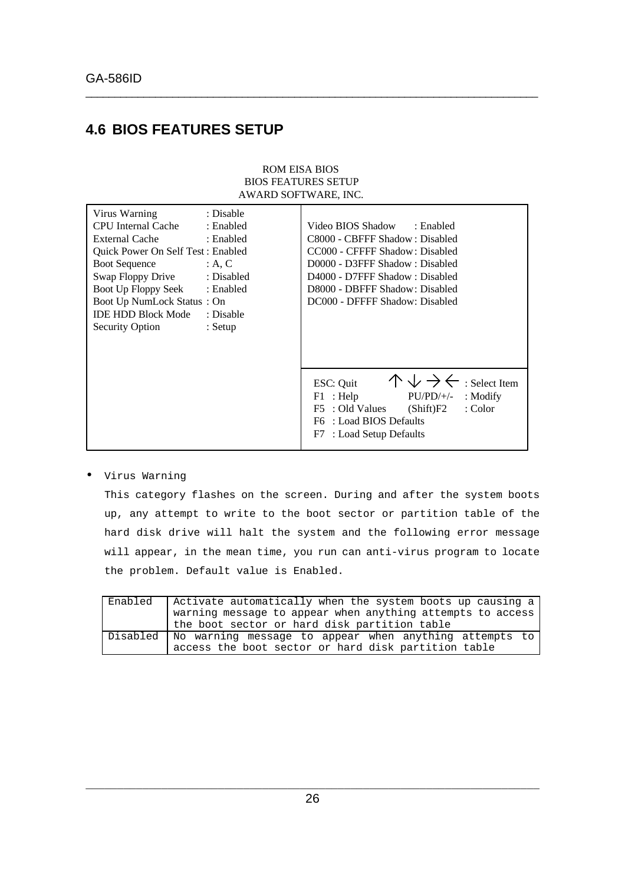## 4.6 BIOS FEATURES SETUP

```
                         ROM EISA BIOS
                      BIOS FEATURES SETUP
                     AWARD SOFTWARE, INC.

Virus Warning               : Disable
CPU Internal Cache          : Enabled      Video BIOS Shadow       : Enabled
External Cache              : Enabled      C8000 - CBFFF Shadow    : Disabled
Quick Power On Self Test    : Enabled      CC000 - CFFFF Shadow    : Disabled
Boot Sequence               : A, C         D0000 - D3FFF Shadow    : Disabled
Swap Floppy Drive           : Disabled     D4000 - D7FFF Shadow    : Disabled
Boot Up Floppy Seek         : Enabled      D8000 - DBFFF Shadow    : Disabled
Boot Up NumLock Status      : On           DC000 - DFFFF Shadow    : Disabled
IDE HDD Block Mode          : Disable
Security Option             : Setup

                                           ESC: Quit        ↑ ↓ → ← : Select Item
                                           F1  : Help       PU/PD/+/- : Modify
                                           F5  : Old Values (Shift)F2 : Color
                                           F6  : Load BIOS Defaults
                                           F7  : Load Setup Defaults
```

- Virus Warning

  This category flashes on the screen. During and after the system boots up, any attempt to write to the boot sector or partition table of the hard disk drive will halt the system and the following error message will appear, in the mean time, you run can anti-virus program to locate the problem. Default value is Enabled.

| | |
|---|---|
| Enabled | Activate automatically when the system boots up causing a warning message to appear when anything attempts to access the boot sector or hard disk partition table |
| Disabled | No warning message to appear when anything attempts to access the boot sector or hard disk partition table |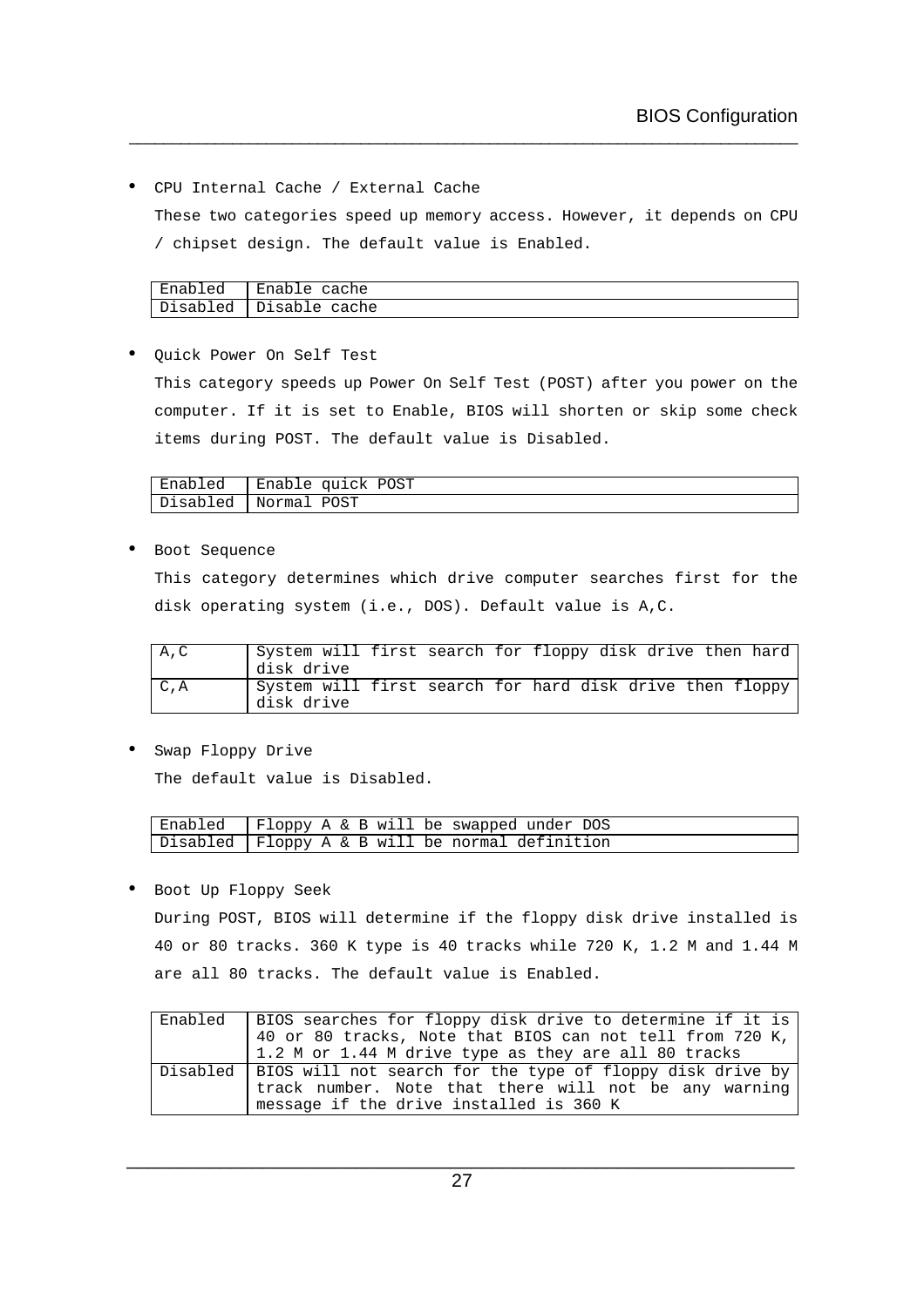- CPU Internal Cache / External Cache

  These two categories speed up memory access. However, it depends on CPU / chipset design. The default value is Enabled.

| | |
|---|---|
| Enabled | Enable cache |
| Disabled | Disable cache |

- Quick Power On Self Test

  This category speeds up Power On Self Test (POST) after you power on the computer. If it is set to Enable, BIOS will shorten or skip some check items during POST. The default value is Disabled.

| | |
|---|---|
| Enabled | Enable quick POST |
| Disabled | Normal POST |

- Boot Sequence

  This category determines which drive computer searches first for the disk operating system (i.e., DOS). Default value is A,C.

| | |
|---|---|
| A,C | System will first search for floppy disk drive then hard disk drive |
| C,A | System will first search for hard disk drive then floppy disk drive |

- Swap Floppy Drive

  The default value is Disabled.

| | |
|---|---|
| Enabled | Floppy A & B will be swapped under DOS |
| Disabled | Floppy A & B will be normal definition |

- Boot Up Floppy Seek

  During POST, BIOS will determine if the floppy disk drive installed is 40 or 80 tracks. 360 K type is 40 tracks while 720 K, 1.2 M and 1.44 M are all 80 tracks. The default value is Enabled.

| | |
|---|---|
| Enabled | BIOS searches for floppy disk drive to determine if it is 40 or 80 tracks, Note that BIOS can not tell from 720 K, 1.2 M or 1.44 M drive type as they are all 80 tracks |
| Disabled | BIOS will not search for the type of floppy disk drive by track number. Note that there will not be any warning message if the drive installed is 360 K |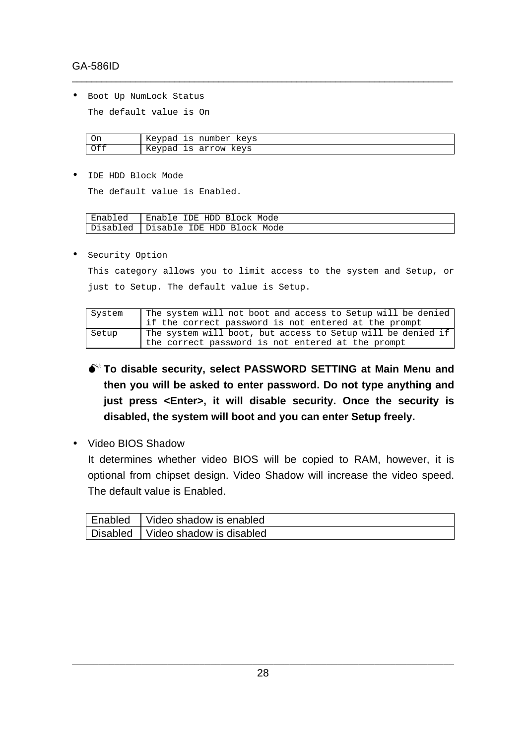- Boot Up NumLock Status

  The default value is On

| | |
|---|---|
| On | Keypad is number keys |
| Off | Keypad is arrow keys |

- IDE HDD Block Mode

  The default value is Enabled.

| | |
|---|---|
| Enabled | Enable IDE HDD Block Mode |
| Disabled | Disable IDE HDD Block Mode |

- Security Option

  This category allows you to limit access to the system and Setup, or just to Setup. The default value is Setup.

| | |
|---|---|
| System | The system will not boot and access to Setup will be denied if the correct password is not entered at the prompt |
| Setup | The system will boot, but access to Setup will be denied if the correct password is not entered at the prompt |

**To disable security, select PASSWORD SETTING at Main Menu and then you will be asked to enter password. Do not type anything and just press <Enter>, it will disable security. Once the security is disabled, the system will boot and you can enter Setup freely.**

- Video BIOS Shadow

  It determines whether video BIOS will be copied to RAM, however, it is optional from chipset design. Video Shadow will increase the video speed. The default value is Enabled.

| | |
|---|---|
| Enabled | Video shadow is enabled |
| Disabled | Video shadow is disabled |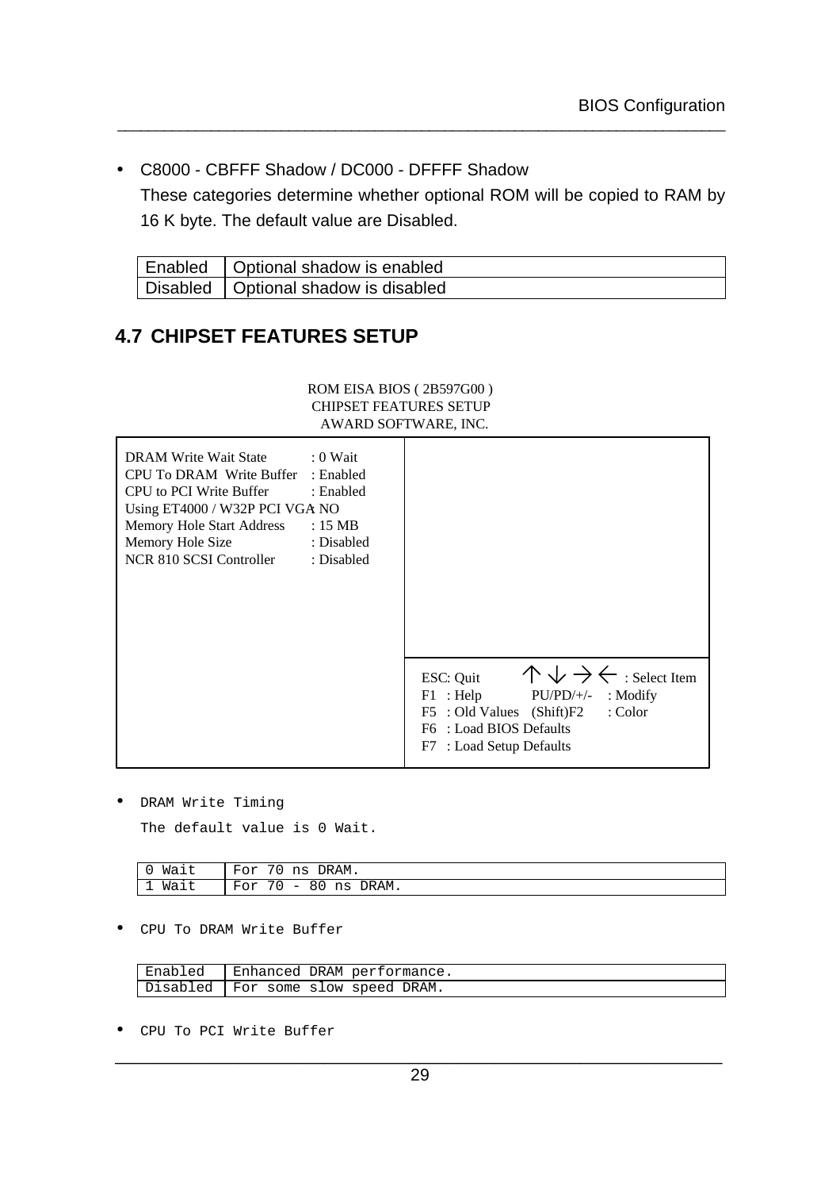- C8000 - CBFFF Shadow / DC000 - DFFFF Shadow

  These categories determine whether optional ROM will be copied to RAM by 16 K byte. The default value are Disabled.

| Enabled | Optional shadow is enabled |
|---|---|
| Disabled | Optional shadow is disabled |

## 4.7 CHIPSET FEATURES SETUP

```
ROM EISA BIOS ( 2B597G00 )
CHIPSET FEATURES SETUP
AWARD SOFTWARE, INC.

DRAM Write Wait State          : 0 Wait
CPU To DRAM  Write Buffer      : Enabled
CPU to PCI Write Buffer        : Enabled
Using ET4000 / W32P PCI VGA    : NO
Memory Hole Start Address      : 15 MB
Memory Hole Size               : Disabled
NCR 810 SCSI Controller        : Disabled

ESC: Quit            ↑ ↓ → ← : Select Item
F1  : Help           PU/PD/+/-  : Modify
F5  : Old Values   (Shift)F2    : Color
F6  : Load BIOS Defaults
F7  : Load Setup Defaults
```

- DRAM Write Timing

  The default value is 0 Wait.

| 0 Wait | For 70 ns DRAM. |
|---|---|
| 1 Wait | For 70 - 80 ns DRAM. |

- CPU To DRAM Write Buffer

| Enabled | Enhanced DRAM performance. |
|---|---|
| Disabled | For some slow speed DRAM. |

- CPU To PCI Write Buffer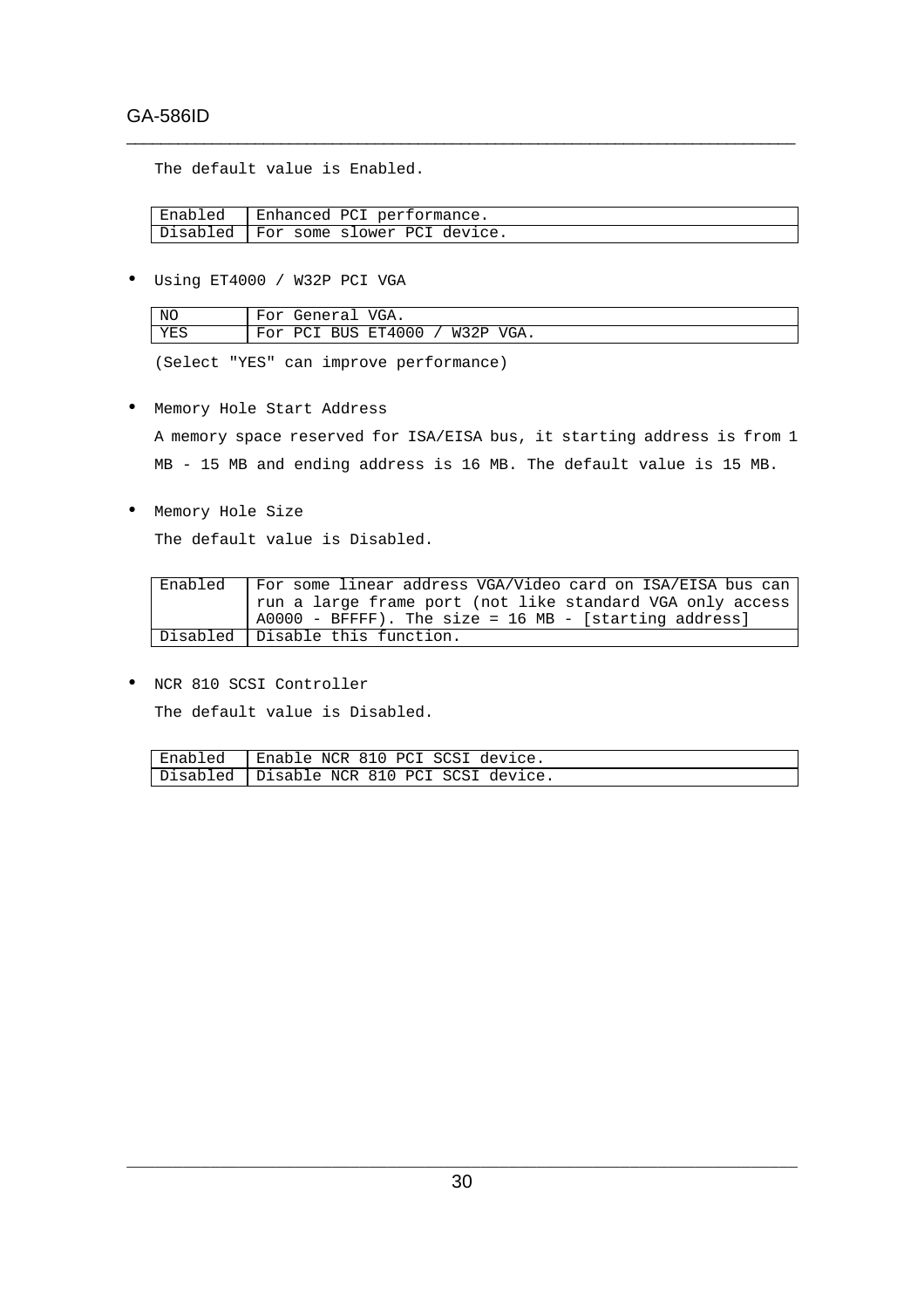The default value is Enabled.

| | |
|---|---|
| Enabled | Enhanced PCI performance. |
| Disabled | For some slower PCI device. |

- Using ET4000 / W32P PCI VGA

| | |
|---|---|
| NO | For General VGA. |
| YES | For PCI BUS ET4000 / W32P VGA. |

(Select "YES" can improve performance)

- Memory Hole Start Address

  A memory space reserved for ISA/EISA bus, it starting address is from 1 MB - 15 MB and ending address is 16 MB. The default value is 15 MB.

- Memory Hole Size

  The default value is Disabled.

| | |
|---|---|
| Enabled | For some linear address VGA/Video card on ISA/EISA bus can run a large frame port (not like standard VGA only access A0000 - BFFFF). The size = 16 MB - [starting address] |
| Disabled | Disable this function. |

- NCR 810 SCSI Controller

  The default value is Disabled.

| | |
|---|---|
| Enabled | Enable NCR 810 PCI SCSI device. |
| Disabled | Disable NCR 810 PCI SCSI device. |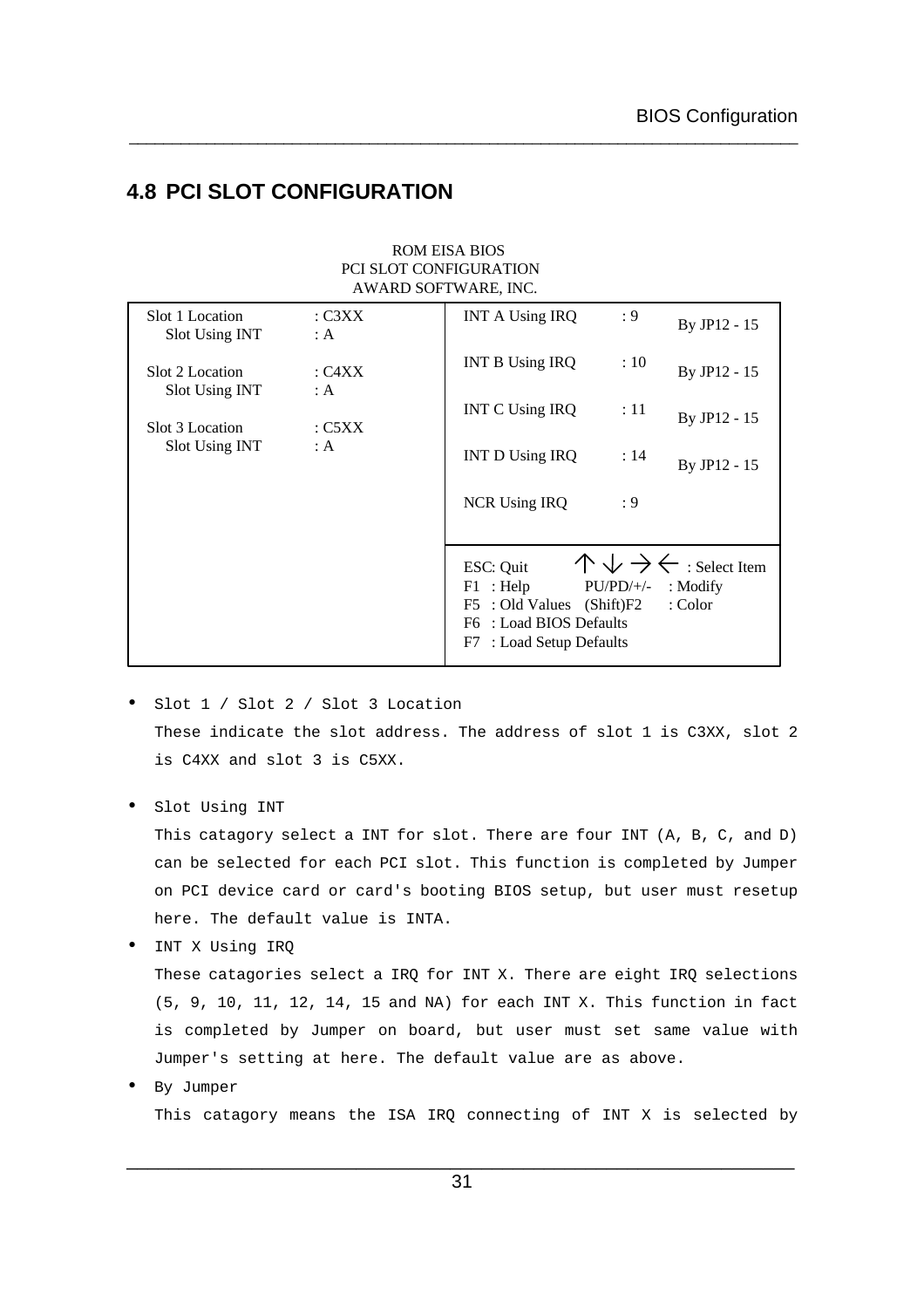## 4.8 PCI SLOT CONFIGURATION

```
                         ROM EISA BIOS
                    PCI SLOT CONFIGURATION
                     AWARD SOFTWARE, INC.

Slot 1 Location      : C3XX   | INT A Using IRQ   : 9    By JP12 - 15
  Slot Using INT     : A      |
                              | INT B Using IRQ   : 10   By JP12 - 15
Slot 2 Location      : C4XX   |
  Slot Using INT     : A      | INT C Using IRQ   : 11   By JP12 - 15
                              |
Slot 3 Location      : C5XX   | INT D Using IRQ   : 14   By JP12 - 15
  Slot Using INT     : A      |
                              | NCR Using IRQ     : 9
                              |
                              | ESC: Quit      ↑ ↓ → ← : Select Item
                              | F1  : Help        PU/PD/+/-  : Modify
                              | F5  : Old Values  (Shift)F2  : Color
                              | F6  : Load BIOS Defaults
                              | F7  : Load Setup Defaults
```

- Slot 1 / Slot 2 / Slot 3 Location

  These indicate the slot address. The address of slot 1 is C3XX, slot 2 is C4XX and slot 3 is C5XX.

- Slot Using INT

  This catagory select a INT for slot. There are four INT (A, B, C, and D) can be selected for each PCI slot. This function is completed by Jumper on PCI device card or card's booting BIOS setup, but user must resetup here. The default value is INTA.

- INT X Using IRQ

  These catagories select a IRQ for INT X. There are eight IRQ selections (5, 9, 10, 11, 12, 14, 15 and NA) for each INT X. This function in fact is completed by Jumper on board, but user must set same value with Jumper's setting at here. The default value are as above.

- By Jumper

  This catagory means the ISA IRQ connecting of INT X is selected by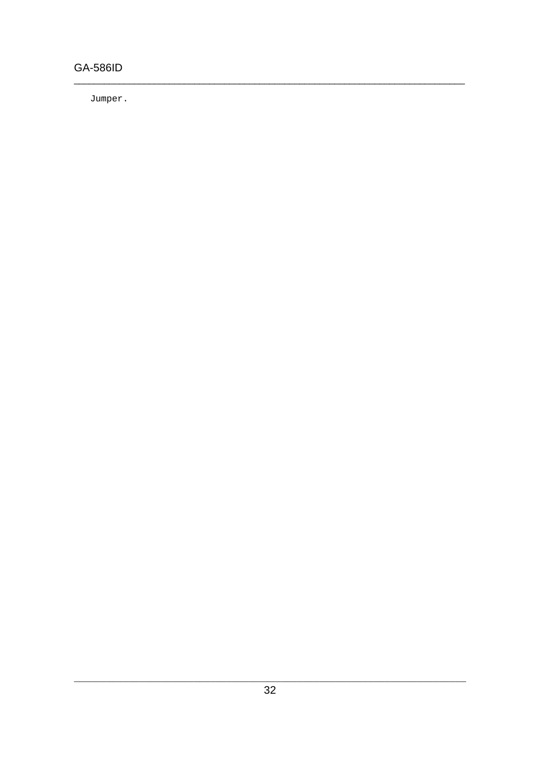Jumper.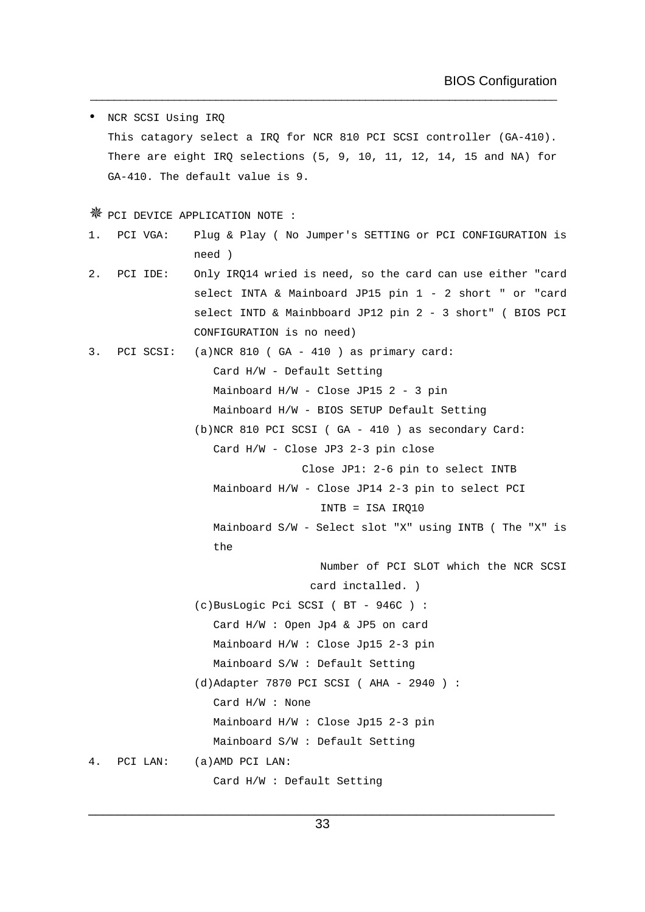- NCR SCSI Using IRQ

  This catagory select a IRQ for NCR 810 PCI SCSI controller (GA-410). There are eight IRQ selections (5, 9, 10, 11, 12, 14, 15 and NA) for GA-410. The default value is 9.

❋ PCI DEVICE APPLICATION NOTE :

1. PCI VGA: Plug & Play ( No Jumper's SETTING or PCI CONFIGURATION is need )
2. PCI IDE: Only IRQ14 wried is need, so the card can use either "card select INTA & Mainboard JP15 pin 1 - 2 short " or "card select INTD & Mainbboard JP12 pin 2 - 3 short" ( BIOS PCI CONFIGURATION is no need)
3. PCI SCSI: (a)NCR 810 ( GA - 410 ) as primary card:
   - Card H/W - Default Setting
   - Mainboard H/W - Close JP15 2 - 3 pin
   - Mainboard H/W - BIOS SETUP Default Setting

   (b)NCR 810 PCI SCSI ( GA - 410 ) as secondary Card:
   - Card H/W - Close JP3 2-3 pin close
     Close JP1: 2-6 pin to select INTB
   - Mainboard H/W - Close JP14 2-3 pin to select PCI
     INTB = ISA IRQ10
   - Mainboard S/W - Select slot "X" using INTB ( The "X" is the
     Number of PCI SLOT which the NCR SCSI card inctalled. )

   (c)BusLogic Pci SCSI ( BT - 946C ) :
   - Card H/W : Open Jp4 & JP5 on card
   - Mainboard H/W : Close Jp15 2-3 pin
   - Mainboard S/W : Default Setting

   (d)Adapter 7870 PCI SCSI ( AHA - 2940 ) :
   - Card H/W : None
   - Mainboard H/W : Close Jp15 2-3 pin
   - Mainboard S/W : Default Setting
4. PCI LAN: (a)AMD PCI LAN:
   - Card H/W : Default Setting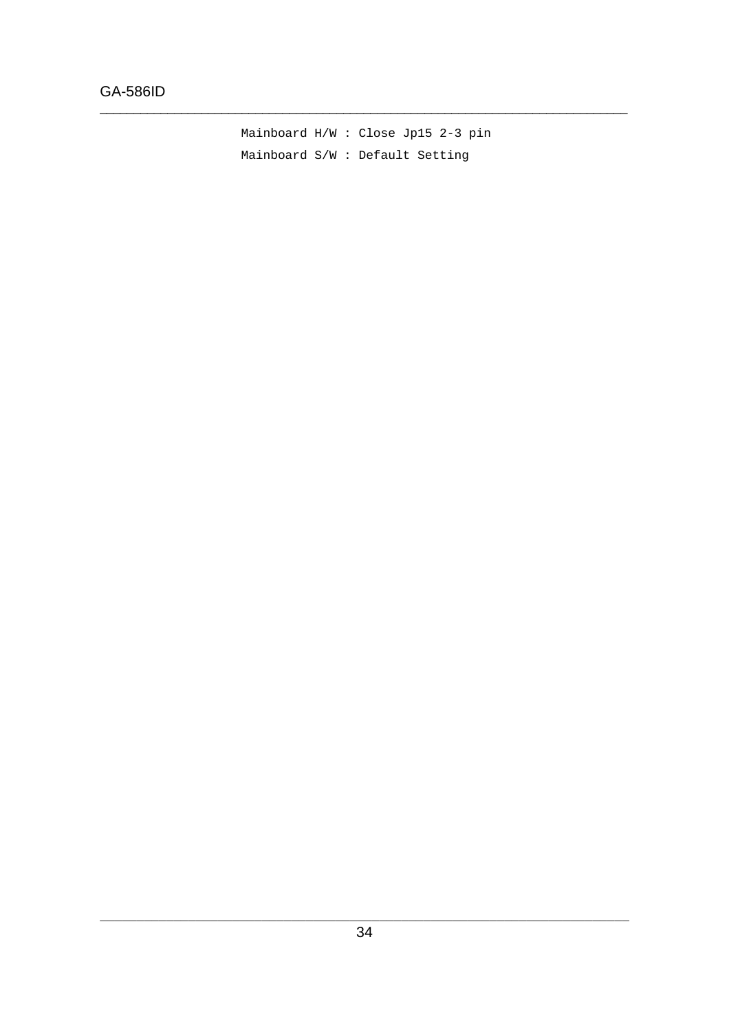```
Mainboard H/W : Close Jp15 2-3 pin
Mainboard S/W : Default Setting
```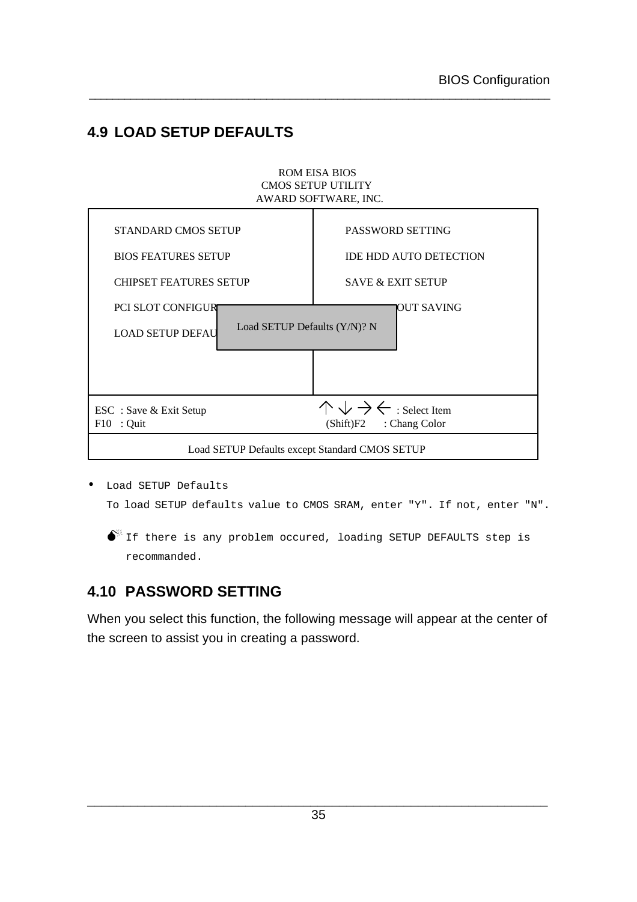## 4.9 LOAD SETUP DEFAULTS

```
                              ROM EISA BIOS
                            CMOS SETUP UTILITY
                           AWARD SOFTWARE, INC.

   STANDARD CMOS SETUP                    PASSWORD SETTING

   BIOS FEATURES SETUP                    IDE HDD AUTO DETECTION

   CHIPSET FEATURES SETUP                 SAVE & EXIT SETUP

   PCI SLOT CONFIGUR                      OUT SAVING
                    Load SETUP Defaults (Y/N)? N
   LOAD SETUP DEFAU

 ESC  : Save & Exit Setup                ↑ ↓ → ←  : Select Item
 F10  : Quit                             (Shift)F2   : Chang Color

              Load SETUP Defaults except Standard CMOS SETUP
```

- Load SETUP Defaults

  To load SETUP defaults value to CMOS SRAM, enter "Y". If not, enter "N".

  If there is any problem occured, loading SETUP DEFAULTS step is recommanded.

## 4.10 PASSWORD SETTING

When you select this function, the following message will appear at the center of the screen to assist you in creating a password.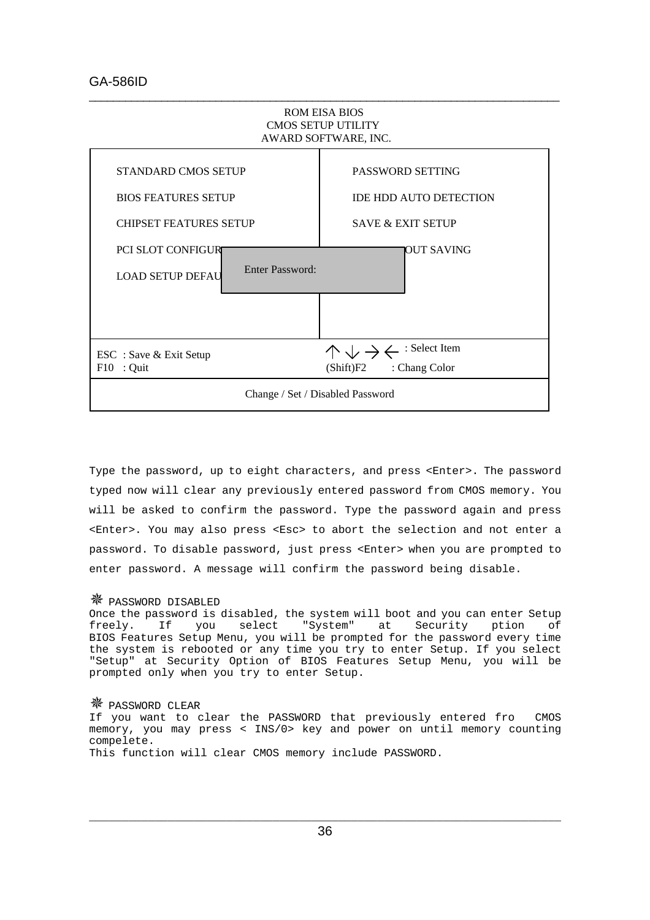```
                              ROM EISA BIOS
                           CMOS SETUP UTILITY
                          AWARD SOFTWARE, INC.
+--------------------------------------+--------------------------------------+
|  STANDARD CMOS SETUP                 |  PASSWORD SETTING                    |
|                                      |                                      |
|  BIOS FEATURES SETUP                 |  IDE HDD AUTO DETECTION              |
|                                      |                                      |
|  CHIPSET FEATURES SETUP              |  SAVE & EXIT SETUP                   |
|                                      |                                      |
|  PCI SLOT CONFIGUR+-----------------------------------+OUT SAVING           |
|                   |                                   |                     |
|  LOAD SETUP DEFAU |  Enter Password:                  |                     |
|                   +-----------------------------------+                     |
|                                      |                                      |
+--------------------------------------+--------------------------------------+
| ESC  : Save & Exit Setup             |  ↑ ↓ → ←  : Select Item              |
| F10  : Quit                          |  (Shift)F2     : Chang Color         |
+-----------------------------------------------------------------------------+
|                     Change / Set / Disabled Password                        |
+-----------------------------------------------------------------------------+
```

Type the password, up to eight characters, and press <Enter>. The password typed now will clear any previously entered password from CMOS memory. You will be asked to confirm the password. Type the password again and press <Enter>. You may also press <Esc> to abort the selection and not enter a password. To disable password, just press <Enter> when you are prompted to enter password. A message will confirm the password being disable.

❋ PASSWORD DISABLED

Once the password is disabled, the system will boot and you can enter Setup freely. If you select "System" at Security ption of BIOS Features Setup Menu, you will be prompted for the password every time the system is rebooted or any time you try to enter Setup. If you select "Setup" at Security Option of BIOS Features Setup Menu, you will be prompted only when you try to enter Setup.

❋ PASSWORD CLEAR

If you want to clear the PASSWORD that previously entered fro  CMOS memory, you may press < INS/0> key and power on until memory counting compelete.

This function will clear CMOS memory include PASSWORD.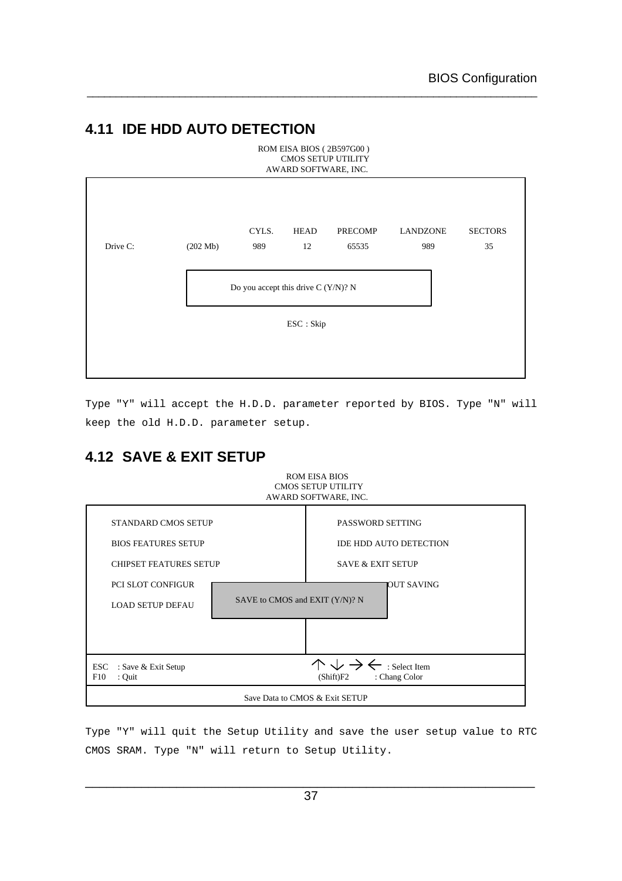## 4.11 IDE HDD AUTO DETECTION

ROM EISA BIOS ( 2B597G00 )
CMOS SETUP UTILITY
AWARD SOFTWARE, INC.

| | | CYLS. | HEAD | PRECOMP | LANDZONE | SECTORS |
|---|---|---|---|---|---|---|
| Drive C: | (202 Mb) | 989 | 12 | 65535 | 989 | 35 |

Do you accept this drive C (Y/N)? N

ESC : Skip

Type "Y" will accept the H.D.D. parameter reported by BIOS. Type "N" will keep the old H.D.D. parameter setup.

## 4.12 SAVE & EXIT SETUP

ROM EISA BIOS
CMOS SETUP UTILITY
AWARD SOFTWARE, INC.

| | |
|---|---|
| STANDARD CMOS SETUP | PASSWORD SETTING |
| BIOS FEATURES SETUP | IDE HDD AUTO DETECTION |
| CHIPSET FEATURES SETUP | SAVE & EXIT SETUP |
| PCI SLOT CONFIGUR | OUT SAVING |
| LOAD SETUP DEFAU | |

SAVE to CMOS and EXIT (Y/N)? N

ESC : Save & Exit Setup
F10 : Quit

↑ ↓ → ← : Select Item
(Shift)F2 : Chang Color

Save Data to CMOS & Exit SETUP

Type "Y" will quit the Setup Utility and save the user setup value to RTC CMOS SRAM. Type "N" will return to Setup Utility.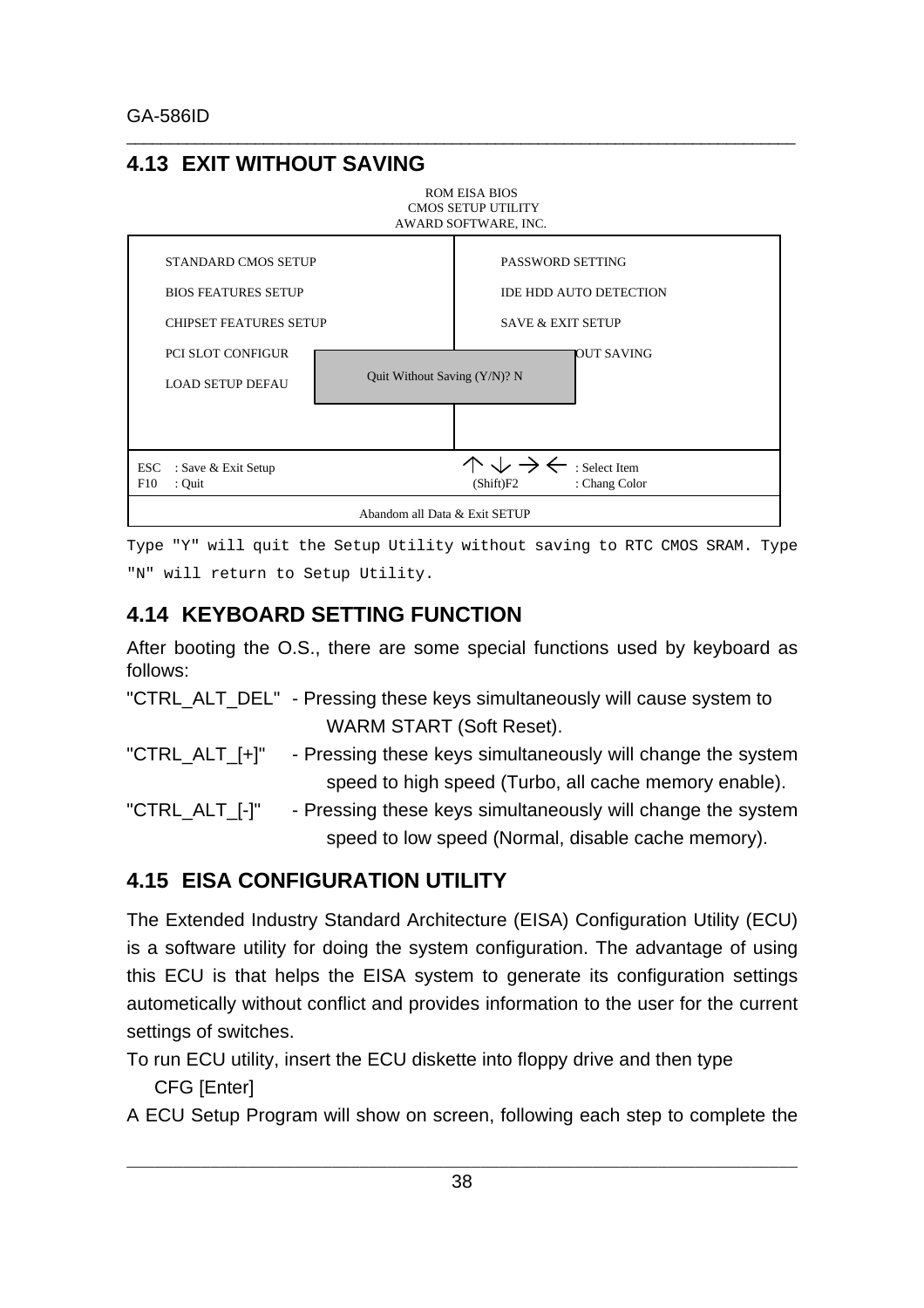## 4.13 EXIT WITHOUT SAVING

```
                         ROM EISA BIOS
                      CMOS SETUP UTILITY
                    AWARD SOFTWARE, INC.

  STANDARD CMOS SETUP                  PASSWORD SETTING
  BIOS FEATURES SETUP                  IDE HDD AUTO DETECTION
  CHIPSET FEATURES SETUP               SAVE & EXIT SETUP
  PCI SLOT CONFIGUR  +-----------------------------+ OUT SAVING
  LOAD SETUP DEFAU   | Quit Without Saving (Y/N)? N |
                     +-----------------------------+

ESC  : Save & Exit Setup               ↑ ↓ → ←   : Select Item
F10  : Quit                            (Shift)F2  : Chang Color

                  Abandom all Data & Exit SETUP
```

Type "Y" will quit the Setup Utility without saving to RTC CMOS SRAM. Type "N" will return to Setup Utility.

## 4.14 KEYBOARD SETTING FUNCTION

After booting the O.S., there are some special functions used by keyboard as follows:

"CTRL_ALT_DEL" - Pressing these keys simultaneously will cause system to WARM START (Soft Reset).

"CTRL_ALT_[+]" - Pressing these keys simultaneously will change the system speed to high speed (Turbo, all cache memory enable).

"CTRL_ALT_[-]" - Pressing these keys simultaneously will change the system speed to low speed (Normal, disable cache memory).

## 4.15 EISA CONFIGURATION UTILITY

The Extended Industry Standard Architecture (EISA) Configuration Utility (ECU) is a software utility for doing the system configuration. The advantage of using this ECU is that helps the EISA system to generate its configuration settings autometically without conflict and provides information to the user for the current settings of switches.

To run ECU utility, insert the ECU diskette into floppy drive and then type

CFG [Enter]

A ECU Setup Program will show on screen, following each step to complete the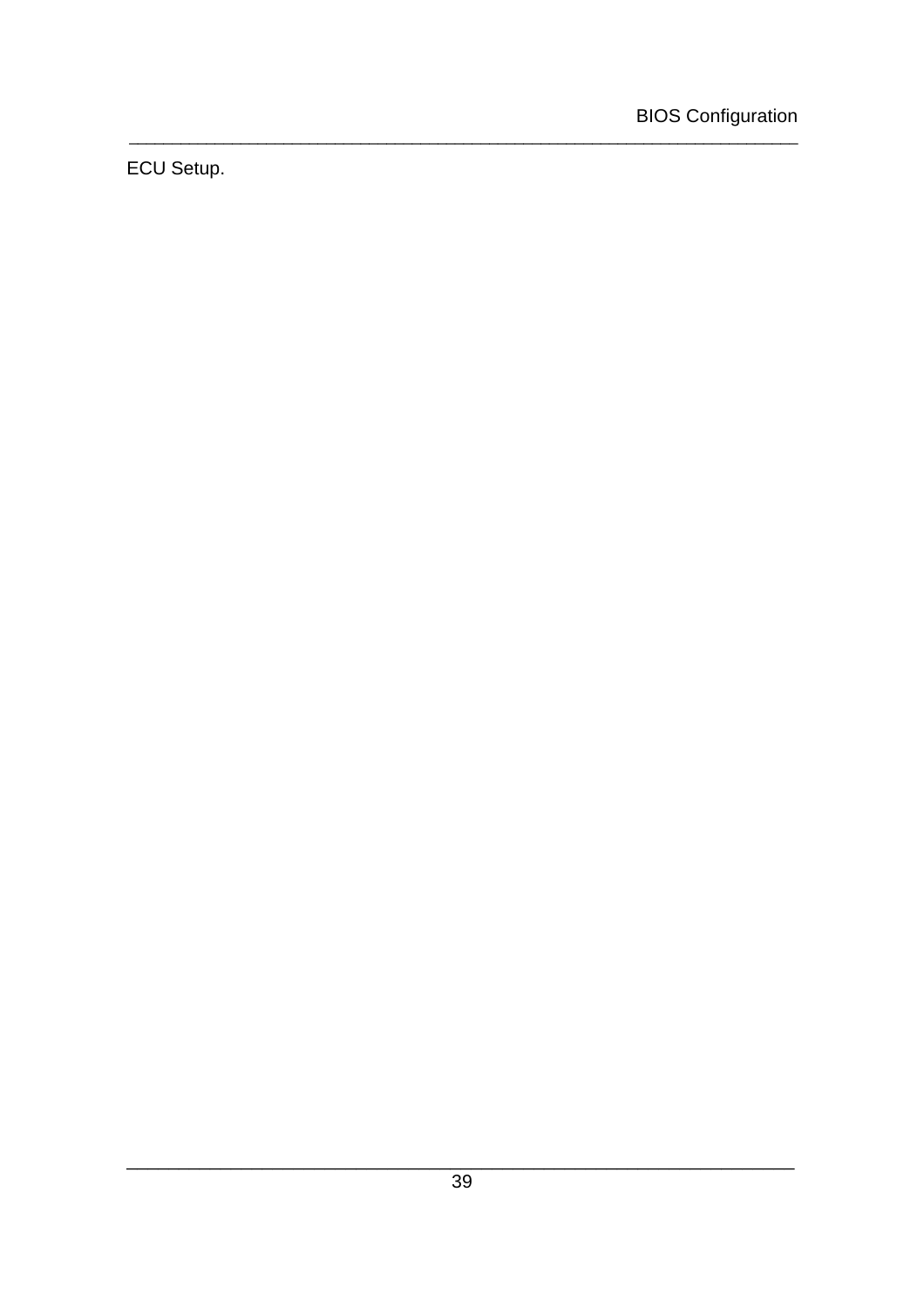ECU Setup.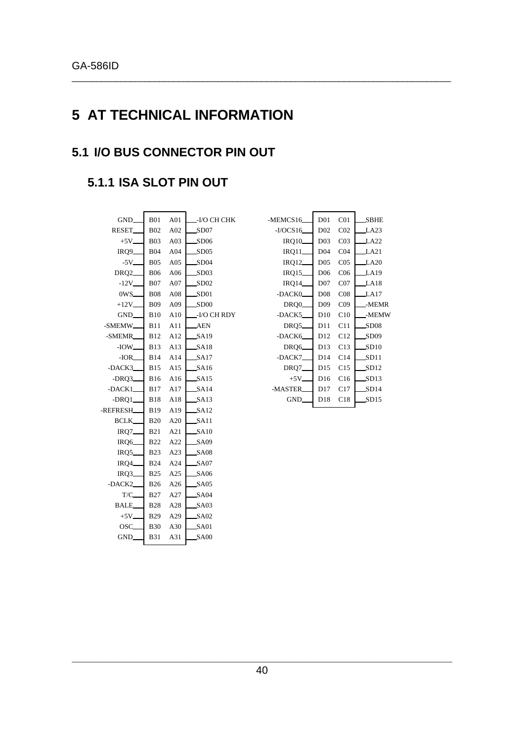## 5 AT TECHNICAL INFORMATION

### 5.1 I/O BUS CONNECTOR PIN OUT

#### 5.1.1 ISA SLOT PIN OUT

| Signal | Pin | Pin | Signal |
|---|---|---|---|
| GND | B01 | A01 | -I/O CH CHK |
| RESET | B02 | A02 | SD07 |
| +5V | B03 | A03 | SD06 |
| IRQ9 | B04 | A04 | SD05 |
| -5V | B05 | A05 | SD04 |
| DRQ2 | B06 | A06 | SD03 |
| -12V | B07 | A07 | SD02 |
| 0WS | B08 | A08 | SD01 |
| +12V | B09 | A09 | SD00 |
| GND | B10 | A10 | -I/O CH RDY |
| -SMEMW | B11 | A11 | AEN |
| -SMEMR | B12 | A12 | SA19 |
| -IOW | B13 | A13 | SA18 |
| -IOR | B14 | A14 | SA17 |
| -DACK3 | B15 | A15 | SA16 |
| -DRQ3 | B16 | A16 | SA15 |
| -DACK1 | B17 | A17 | SA14 |
| -DRQ1 | B18 | A18 | SA13 |
| -REFRESH | B19 | A19 | SA12 |
| BCLK | B20 | A20 | SA11 |
| IRQ7 | B21 | A21 | SA10 |
| IRQ6 | B22 | A22 | SA09 |
| IRQ5 | B23 | A23 | SA08 |
| IRQ4 | B24 | A24 | SA07 |
| IRQ3 | B25 | A25 | SA06 |
| -DACK2 | B26 | A26 | SA05 |
| T/C | B27 | A27 | SA04 |
| BALE | B28 | A28 | SA03 |
| +5V | B29 | A29 | SA02 |
| OSC | B30 | A30 | SA01 |
| GND | B31 | A31 | SA00 |

| Signal | Pin | Pin | Signal |
|---|---|---|---|
| -MEMCS16 | D01 | C01 | SBHE |
| -I/OCS16 | D02 | C02 | LA23 |
| IRQ10 | D03 | C03 | LA22 |
| IRQ11 | D04 | C04 | LA21 |
| IRQ12 | D05 | C05 | LA20 |
| IRQ15 | D06 | C06 | LA19 |
| IRQ14 | D07 | C07 | LA18 |
| -DACK0 | D08 | C08 | LA17 |
| DRQ0 | D09 | C09 | -MEMR |
| -DACK5 | D10 | C10 | -MEMW |
| DRQ5 | D11 | C11 | SD08 |
| -DACK6 | D12 | C12 | SD09 |
| DRQ6 | D13 | C13 | SD10 |
| -DACK7 | D14 | C14 | SD11 |
| DRQ7 | D15 | C15 | SD12 |
| +5V | D16 | C16 | SD13 |
| -MASTER | D17 | C17 | SD14 |
| GND | D18 | C18 | SD15 |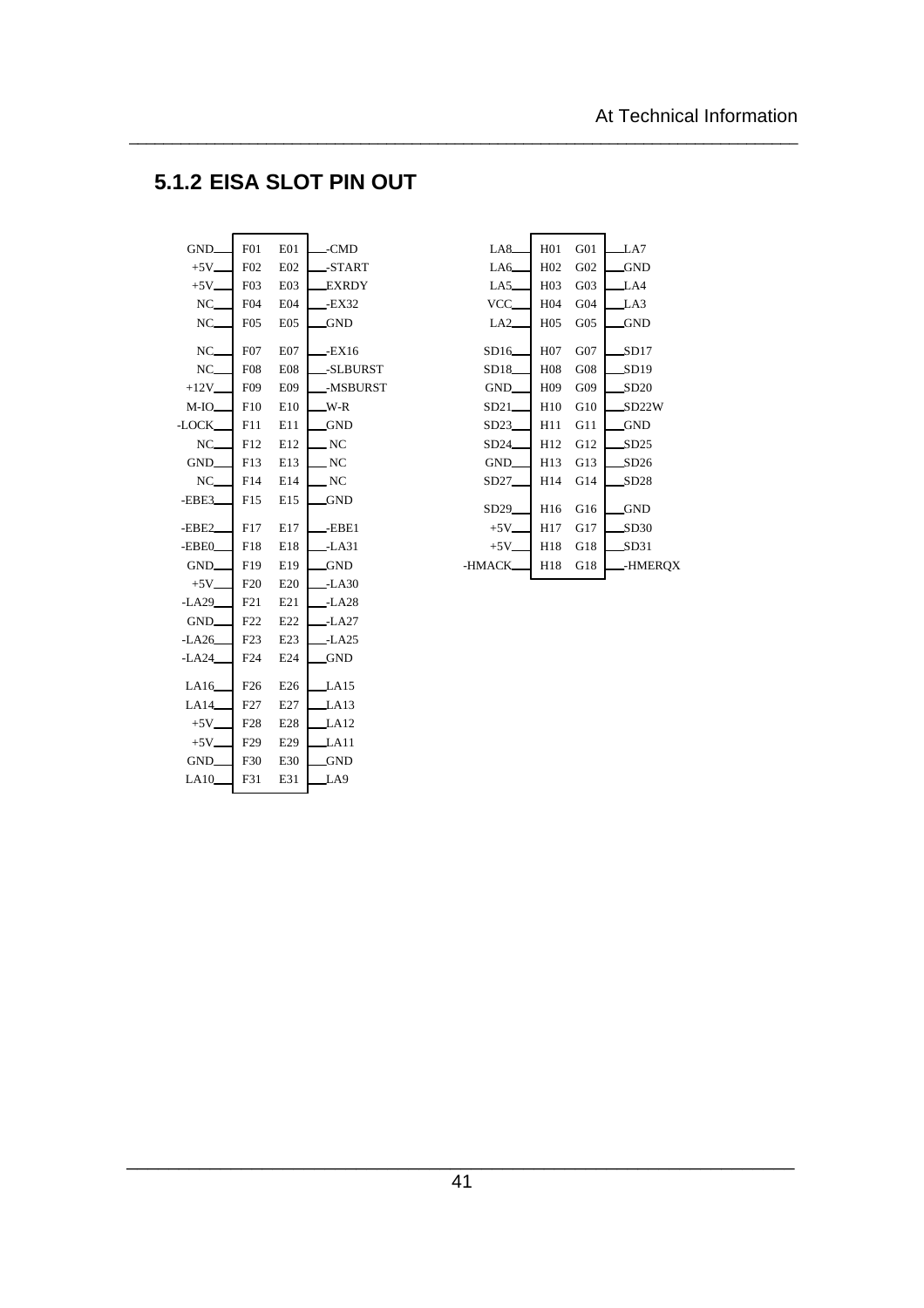## 5.1.2 EISA SLOT PIN OUT

| Signal | Pin | Pin | Signal |
|---|---|---|---|
| GND | F01 | E01 | -CMD |
| +5V | F02 | E02 | -START |
| +5V | F03 | E03 | EXRDY |
| NC | F04 | E04 | -EX32 |
| NC | F05 | E05 | GND |
| NC | F07 | E07 | -EX16 |
| NC | F08 | E08 | -SLBURST |
| +12V | F09 | E09 | -MSBURST |
| M-IO | F10 | E10 | W-R |
| -LOCK | F11 | E11 | GND |
| NC | F12 | E12 | NC |
| GND | F13 | E13 | NC |
| NC | F14 | E14 | NC |
| -EBE3 | F15 | E15 | GND |
| -EBE2 | F17 | E17 | -EBE1 |
| -EBE0 | F18 | E18 | -LA31 |
| GND | F19 | E19 | GND |
| +5V | F20 | E20 | -LA30 |
| -LA29 | F21 | E21 | -LA28 |
| GND | F22 | E22 | -LA27 |
| -LA26 | F23 | E23 | -LA25 |
| -LA24 | F24 | E24 | GND |
| LA16 | F26 | E26 | LA15 |
| LA14 | F27 | E27 | LA13 |
| +5V | F28 | E28 | LA12 |
| +5V | F29 | E29 | LA11 |
| GND | F30 | E30 | GND |
| LA10 | F31 | E31 | LA9 |

| Signal | Pin | Pin | Signal |
|---|---|---|---|
| LA8 | H01 | G01 | LA7 |
| LA6 | H02 | G02 | GND |
| LA5 | H03 | G03 | LA4 |
| VCC | H04 | G04 | LA3 |
| LA2 | H05 | G05 | GND |
| SD16 | H07 | G07 | SD17 |
| SD18 | H08 | G08 | SD19 |
| GND | H09 | G09 | SD20 |
| SD21 | H10 | G10 | SD22W |
| SD23 | H11 | G11 | GND |
| SD24 | H12 | G12 | SD25 |
| GND | H13 | G13 | SD26 |
| SD27 | H14 | G14 | SD28 |
| SD29 | H16 | G16 | GND |
| +5V | H17 | G17 | SD30 |
| +5V | H18 | G18 | SD31 |
| -HMACK | H18 | G18 | -HMERQX |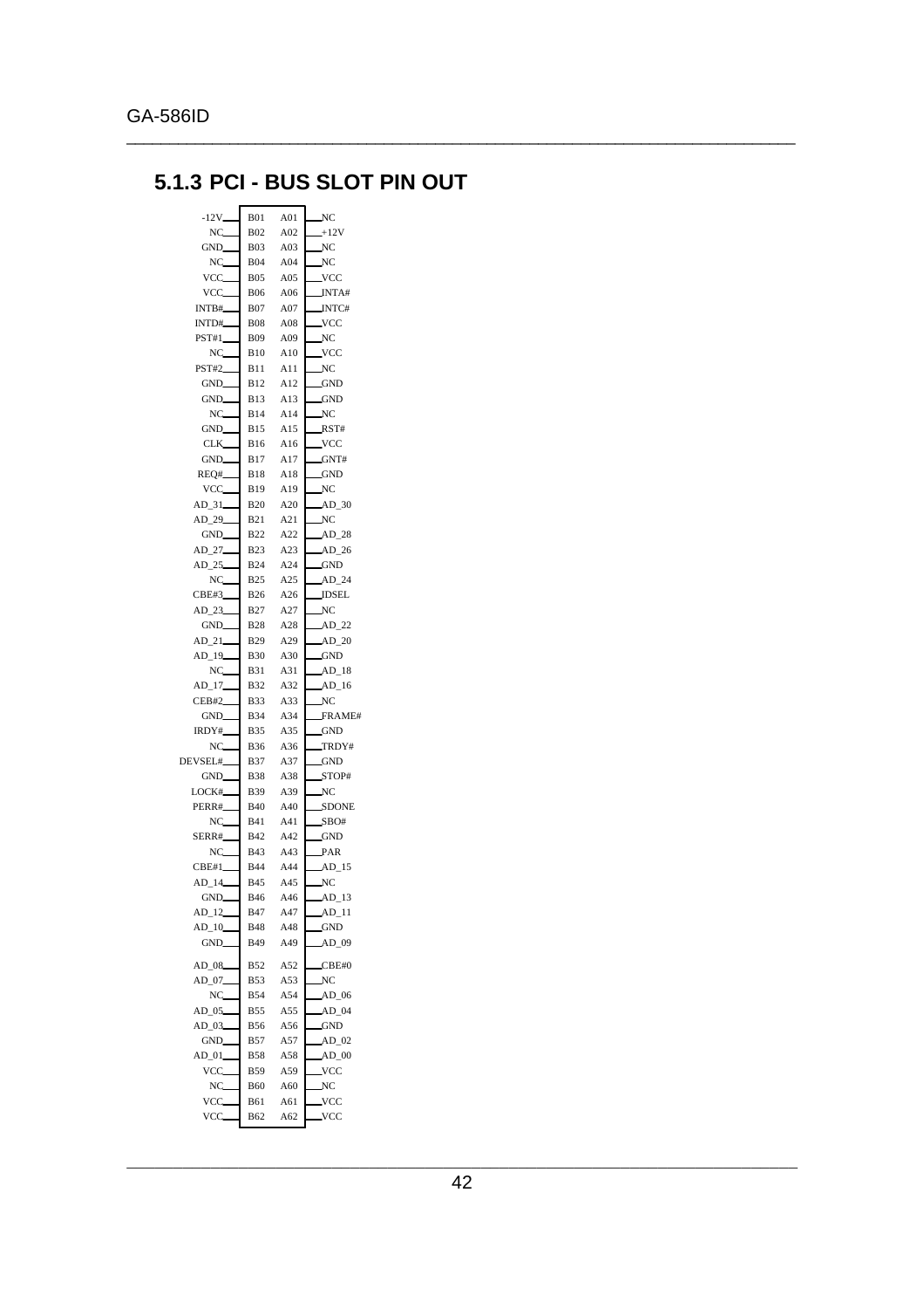## 5.1.3 PCI - BUS SLOT PIN OUT

| Signal | Pin | Pin | Signal |
|---|---|---|---|
| -12V | B01 | A01 | NC |
| NC | B02 | A02 | +12V |
| GND | B03 | A03 | NC |
| NC | B04 | A04 | NC |
| VCC | B05 | A05 | VCC |
| VCC | B06 | A06 | INTA# |
| INTB# | B07 | A07 | INTC# |
| INTD# | B08 | A08 | VCC |
| PST#1 | B09 | A09 | NC |
| NC | B10 | A10 | VCC |
| PST#2 | B11 | A11 | NC |
| GND | B12 | A12 | GND |
| GND | B13 | A13 | GND |
| NC | B14 | A14 | NC |
| GND | B15 | A15 | RST# |
| CLK | B16 | A16 | VCC |
| GND | B17 | A17 | GNT# |
| REQ# | B18 | A18 | GND |
| VCC | B19 | A19 | NC |
| AD_31 | B20 | A20 | AD_30 |
| AD_29 | B21 | A21 | NC |
| GND | B22 | A22 | AD_28 |
| AD_27 | B23 | A23 | AD_26 |
| AD_25 | B24 | A24 | GND |
| NC | B25 | A25 | AD_24 |
| CBE#3 | B26 | A26 | IDSEL |
| AD_23 | B27 | A27 | NC |
| GND | B28 | A28 | AD_22 |
| AD_21 | B29 | A29 | AD_20 |
| AD_19 | B30 | A30 | GND |
| NC | B31 | A31 | AD_18 |
| AD_17 | B32 | A32 | AD_16 |
| CEB#2 | B33 | A33 | NC |
| GND | B34 | A34 | FRAME# |
| IRDY# | B35 | A35 | GND |
| NC | B36 | A36 | TRDY# |
| DEVSEL# | B37 | A37 | GND |
| GND | B38 | A38 | STOP# |
| LOCK# | B39 | A39 | NC |
| PERR# | B40 | A40 | SDONE |
| NC | B41 | A41 | SBO# |
| SERR# | B42 | A42 | GND |
| NC | B43 | A43 | PAR |
| CBE#1 | B44 | A44 | AD_15 |
| AD_14 | B45 | A45 | NC |
| GND | B46 | A46 | AD_13 |
| AD_12 | B47 | A47 | AD_11 |
| AD_10 | B48 | A48 | GND |
| GND | B49 | A49 | AD_09 |
| AD_08 | B52 | A52 | CBE#0 |
| AD_07 | B53 | A53 | NC |
| NC | B54 | A54 | AD_06 |
| AD_05 | B55 | A55 | AD_04 |
| AD_03 | B56 | A56 | GND |
| GND | B57 | A57 | AD_02 |
| AD_01 | B58 | A58 | AD_00 |
| VCC | B59 | A59 | VCC |
| NC | B60 | A60 | NC |
| VCC | B61 | A61 | VCC |
| VCC | B62 | A62 | VCC |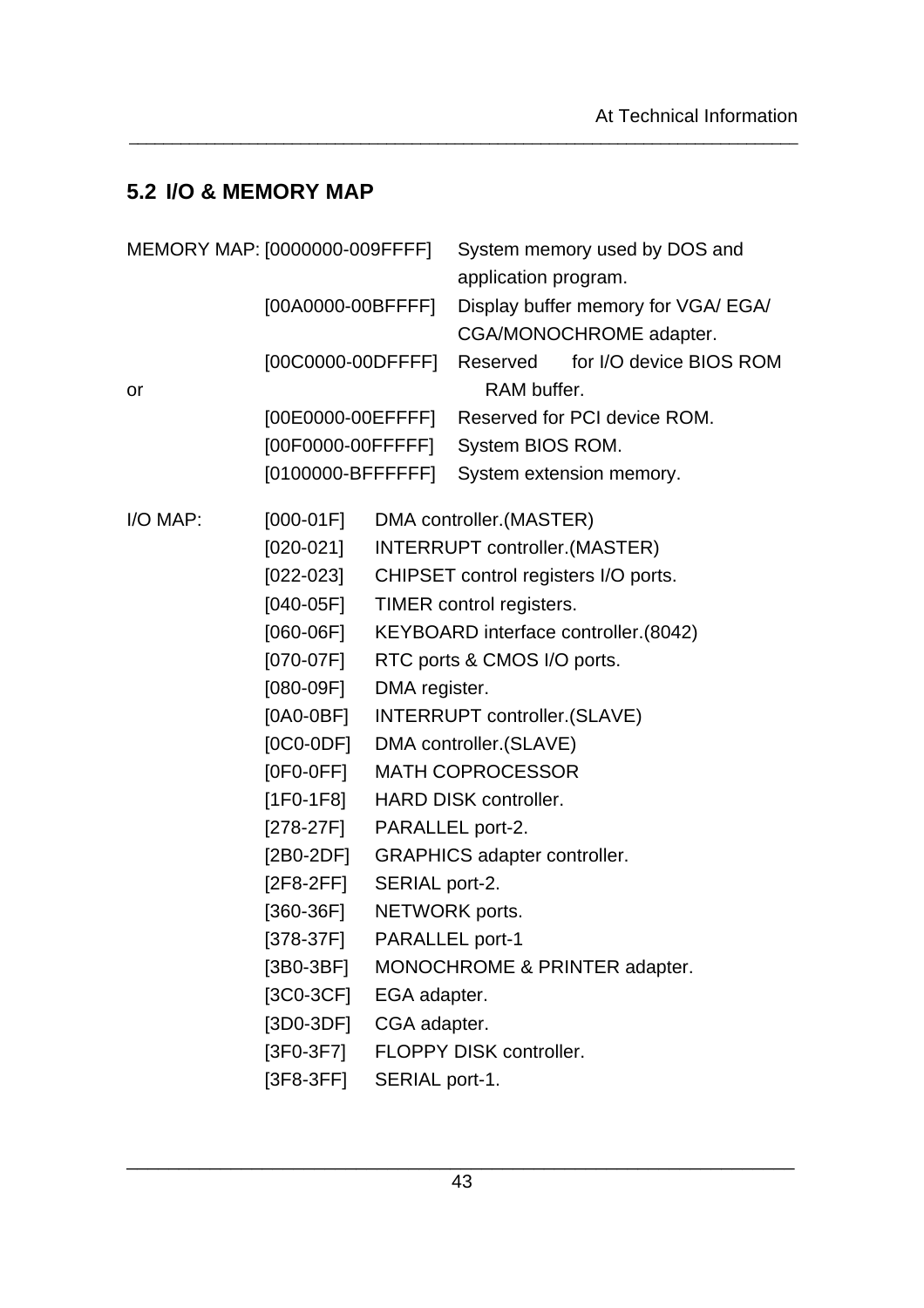## 5.2 I/O & MEMORY MAP

MEMORY MAP:

| | |
|---|---|
| [0000000-009FFFF] | System memory used by DOS and application program. |
| [00A0000-00BFFFF] | Display buffer memory for VGA/ EGA/ CGA/MONOCHROME adapter. |
| [00C0000-00DFFFF] | Reserved for I/O device BIOS ROM or RAM buffer. |
| [00E0000-00EFFFF] | Reserved for PCI device ROM. |
| [00F0000-00FFFFF] | System BIOS ROM. |
| [0100000-BFFFFFF] | System extension memory. |

I/O MAP:

| | |
|---|---|
| [000-01F] | DMA controller.(MASTER) |
| [020-021] | INTERRUPT controller.(MASTER) |
| [022-023] | CHIPSET control registers I/O ports. |
| [040-05F] | TIMER control registers. |
| [060-06F] | KEYBOARD interface controller.(8042) |
| [070-07F] | RTC ports & CMOS I/O ports. |
| [080-09F] | DMA register. |
| [0A0-0BF] | INTERRUPT controller.(SLAVE) |
| [0C0-0DF] | DMA controller.(SLAVE) |
| [0F0-0FF] | MATH COPROCESSOR |
| [1F0-1F8] | HARD DISK controller. |
| [278-27F] | PARALLEL port-2. |
| [2B0-2DF] | GRAPHICS adapter controller. |
| [2F8-2FF] | SERIAL port-2. |
| [360-36F] | NETWORK ports. |
| [378-37F] | PARALLEL port-1 |
| [3B0-3BF] | MONOCHROME & PRINTER adapter. |
| [3C0-3CF] | EGA adapter. |
| [3D0-3DF] | CGA adapter. |
| [3F0-3F7] | FLOPPY DISK controller. |
| [3F8-3FF] | SERIAL port-1. |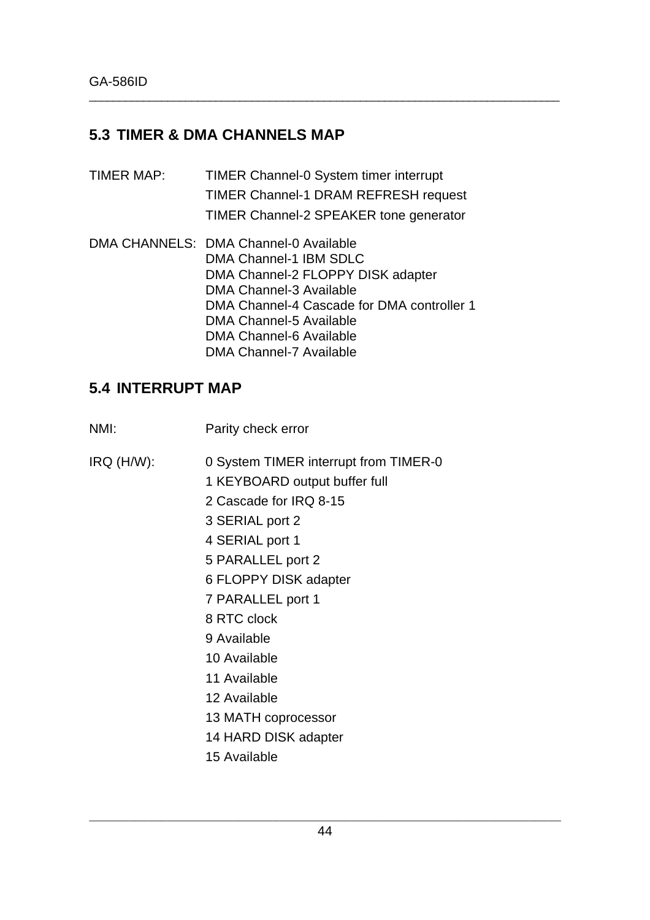## 5.3 TIMER & DMA CHANNELS MAP

TIMER MAP:
- TIMER Channel-0 System timer interrupt
- TIMER Channel-1 DRAM REFRESH request
- TIMER Channel-2 SPEAKER tone generator

DMA CHANNELS:
- DMA Channel-0 Available
- DMA Channel-1 IBM SDLC
- DMA Channel-2 FLOPPY DISK adapter
- DMA Channel-3 Available
- DMA Channel-4 Cascade for DMA controller 1
- DMA Channel-5 Available
- DMA Channel-6 Available
- DMA Channel-7 Available

## 5.4 INTERRUPT MAP

NMI: Parity check error

IRQ (H/W):
- 0 System TIMER interrupt from TIMER-0
- 1 KEYBOARD output buffer full
- 2 Cascade for IRQ 8-15
- 3 SERIAL port 2
- 4 SERIAL port 1
- 5 PARALLEL port 2
- 6 FLOPPY DISK adapter
- 7 PARALLEL port 1
- 8 RTC clock
- 9 Available
- 10 Available
- 11 Available
- 12 Available
- 13 MATH coprocessor
- 14 HARD DISK adapter
- 15 Available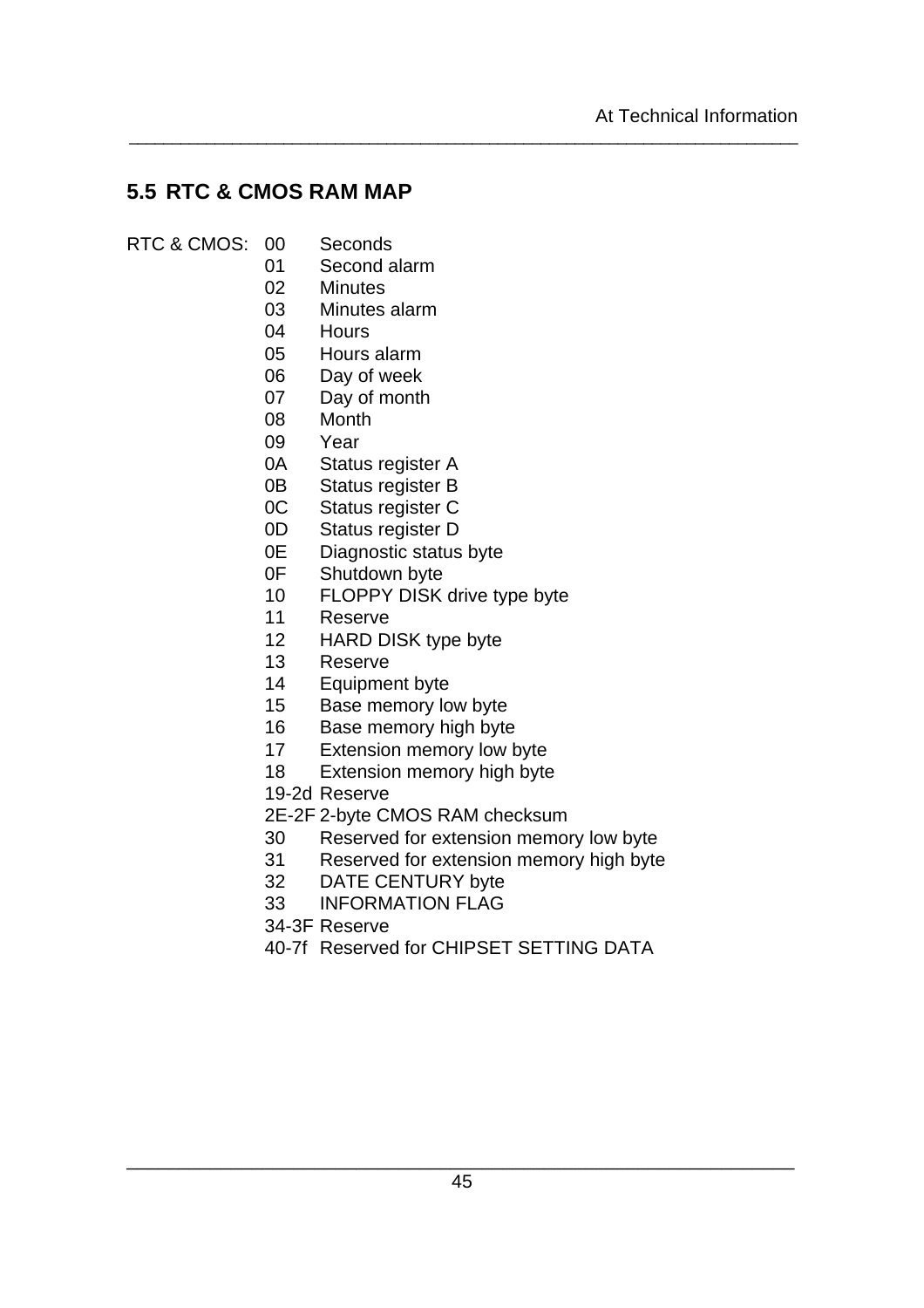## 5.5 RTC & CMOS RAM MAP

| RTC & CMOS: | | |
|---|---|---|
| | 00 | Seconds |
| | 01 | Second alarm |
| | 02 | Minutes |
| | 03 | Minutes alarm |
| | 04 | Hours |
| | 05 | Hours alarm |
| | 06 | Day of week |
| | 07 | Day of month |
| | 08 | Month |
| | 09 | Year |
| | 0A | Status register A |
| | 0B | Status register B |
| | 0C | Status register C |
| | 0D | Status register D |
| | 0E | Diagnostic status byte |
| | 0F | Shutdown byte |
| | 10 | FLOPPY DISK drive type byte |
| | 11 | Reserve |
| | 12 | HARD DISK type byte |
| | 13 | Reserve |
| | 14 | Equipment byte |
| | 15 | Base memory low byte |
| | 16 | Base memory high byte |
| | 17 | Extension memory low byte |
| | 18 | Extension memory high byte |
| | 19-2d | Reserve |
| | 2E-2F | 2-byte CMOS RAM checksum |
| | 30 | Reserved for extension memory low byte |
| | 31 | Reserved for extension memory high byte |
| | 32 | DATE CENTURY byte |
| | 33 | INFORMATION FLAG |
| | 34-3F | Reserve |
| | 40-7f | Reserved for CHIPSET SETTING DATA |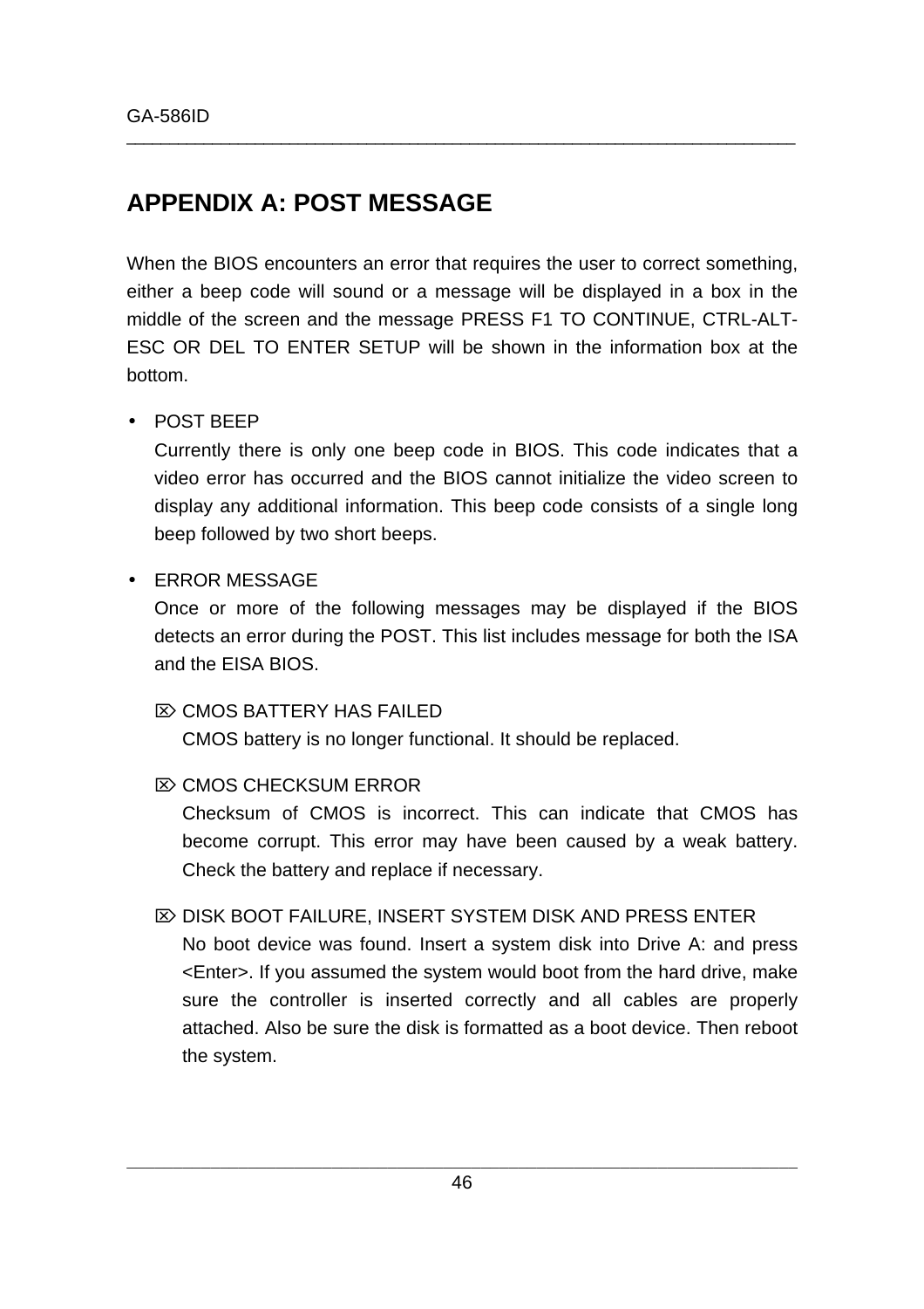# APPENDIX A: POST MESSAGE

When the BIOS encounters an error that requires the user to correct something, either a beep code will sound or a message will be displayed in a box in the middle of the screen and the message PRESS F1 TO CONTINUE, CTRL-ALT-ESC OR DEL TO ENTER SETUP will be shown in the information box at the bottom.

- POST BEEP

  Currently there is only one beep code in BIOS. This code indicates that a video error has occurred and the BIOS cannot initialize the video screen to display any additional information. This beep code consists of a single long beep followed by two short beeps.

- ERROR MESSAGE

  Once or more of the following messages may be displayed if the BIOS detects an error during the POST. This list includes message for both the ISA and the EISA BIOS.

  ⌦ CMOS BATTERY HAS FAILED

  CMOS battery is no longer functional. It should be replaced.

  ⌦ CMOS CHECKSUM ERROR

  Checksum of CMOS is incorrect. This can indicate that CMOS has become corrupt. This error may have been caused by a weak battery. Check the battery and replace if necessary.

  ⌦ DISK BOOT FAILURE, INSERT SYSTEM DISK AND PRESS ENTER

  No boot device was found. Insert a system disk into Drive A: and press <Enter>. If you assumed the system would boot from the hard drive, make sure the controller is inserted correctly and all cables are properly attached. Also be sure the disk is formatted as a boot device. Then reboot the system.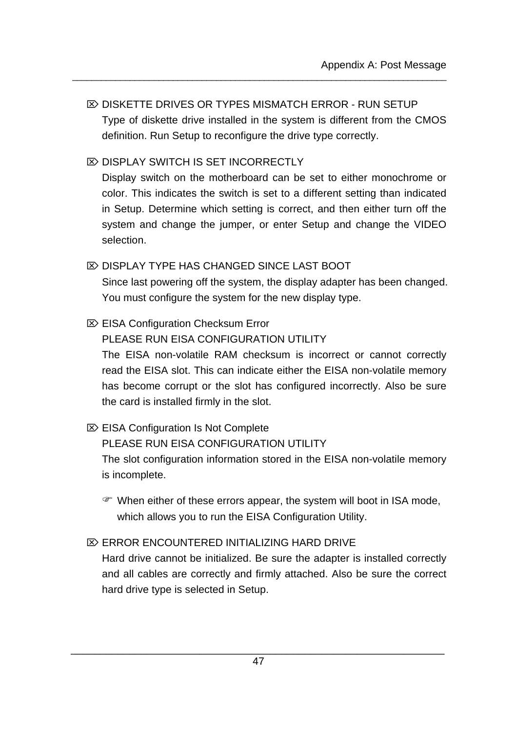⌦ DISKETTE DRIVES OR TYPES MISMATCH ERROR - RUN SETUP

Type of diskette drive installed in the system is different from the CMOS definition. Run Setup to reconfigure the drive type correctly.

⌦ DISPLAY SWITCH IS SET INCORRECTLY

Display switch on the motherboard can be set to either monochrome or color. This indicates the switch is set to a different setting than indicated in Setup. Determine which setting is correct, and then either turn off the system and change the jumper, or enter Setup and change the VIDEO selection.

⌦ DISPLAY TYPE HAS CHANGED SINCE LAST BOOT

Since last powering off the system, the display adapter has been changed. You must configure the system for the new display type.

⌦ EISA Configuration Checksum Error

PLEASE RUN EISA CONFIGURATION UTILITY

The EISA non-volatile RAM checksum is incorrect or cannot correctly read the EISA slot. This can indicate either the EISA non-volatile memory has become corrupt or the slot has configured incorrectly. Also be sure the card is installed firmly in the slot.

⌦ EISA Configuration Is Not Complete

PLEASE RUN EISA CONFIGURATION UTILITY

The slot configuration information stored in the EISA non-volatile memory is incomplete.

☞ When either of these errors appear, the system will boot in ISA mode, which allows you to run the EISA Configuration Utility.

⌦ ERROR ENCOUNTERED INITIALIZING HARD DRIVE

Hard drive cannot be initialized. Be sure the adapter is installed correctly and all cables are correctly and firmly attached. Also be sure the correct hard drive type is selected in Setup.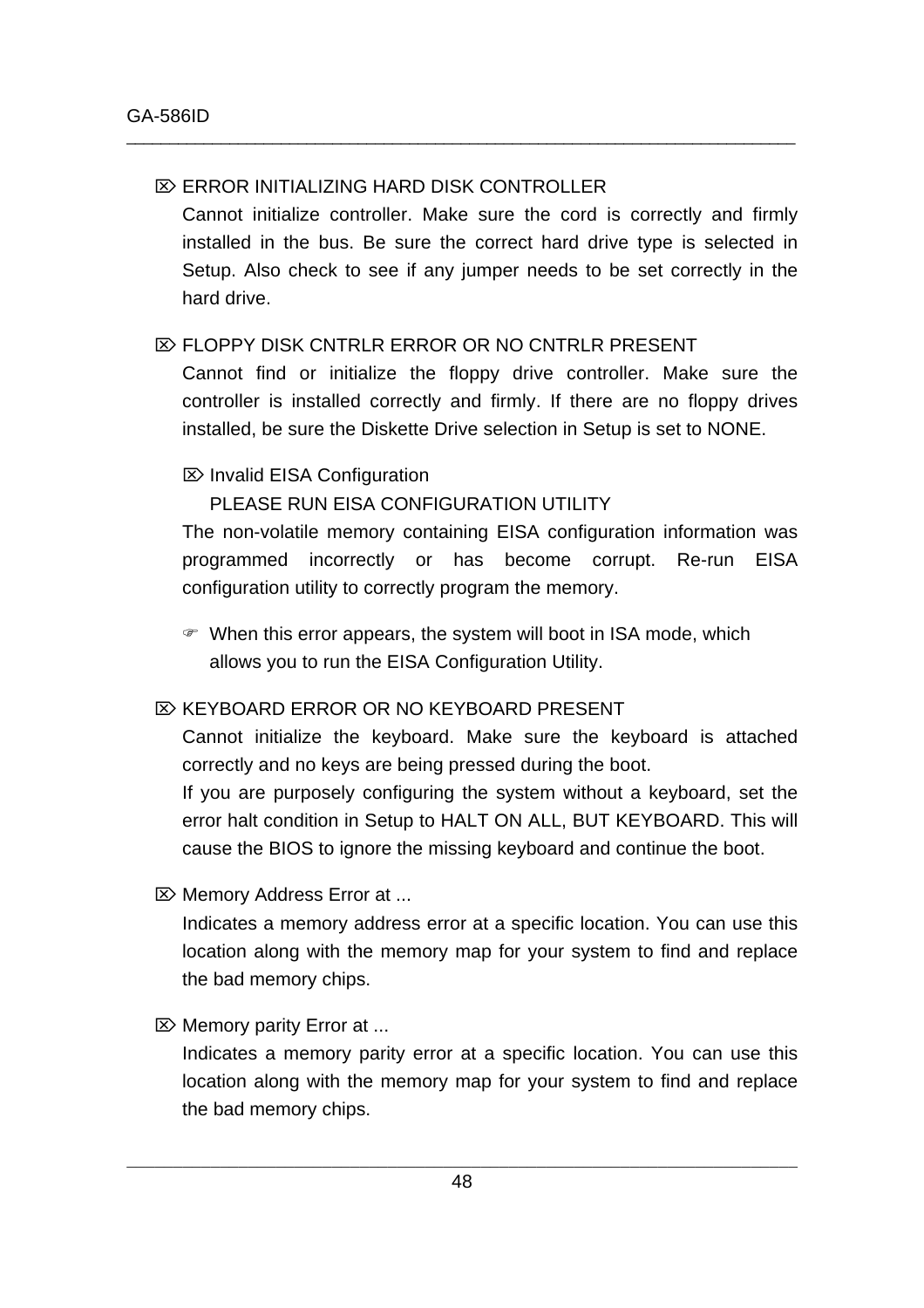⌦ ERROR INITIALIZING HARD DISK CONTROLLER

Cannot initialize controller. Make sure the cord is correctly and firmly installed in the bus. Be sure the correct hard drive type is selected in Setup. Also check to see if any jumper needs to be set correctly in the hard drive.

⌦ FLOPPY DISK CNTRLR ERROR OR NO CNTRLR PRESENT

Cannot find or initialize the floppy drive controller. Make sure the controller is installed correctly and firmly. If there are no floppy drives installed, be sure the Diskette Drive selection in Setup is set to NONE.

⌦ Invalid EISA Configuration
PLEASE RUN EISA CONFIGURATION UTILITY

The non-volatile memory containing EISA configuration information was programmed incorrectly or has become corrupt. Re-run EISA configuration utility to correctly program the memory.

☞ When this error appears, the system will boot in ISA mode, which allows you to run the EISA Configuration Utility.

⌦ KEYBOARD ERROR OR NO KEYBOARD PRESENT

Cannot initialize the keyboard. Make sure the keyboard is attached correctly and no keys are being pressed during the boot.

If you are purposely configuring the system without a keyboard, set the error halt condition in Setup to HALT ON ALL, BUT KEYBOARD. This will cause the BIOS to ignore the missing keyboard and continue the boot.

⌦ Memory Address Error at ...

Indicates a memory address error at a specific location. You can use this location along with the memory map for your system to find and replace the bad memory chips.

⌦ Memory parity Error at ...

Indicates a memory parity error at a specific location. You can use this location along with the memory map for your system to find and replace the bad memory chips.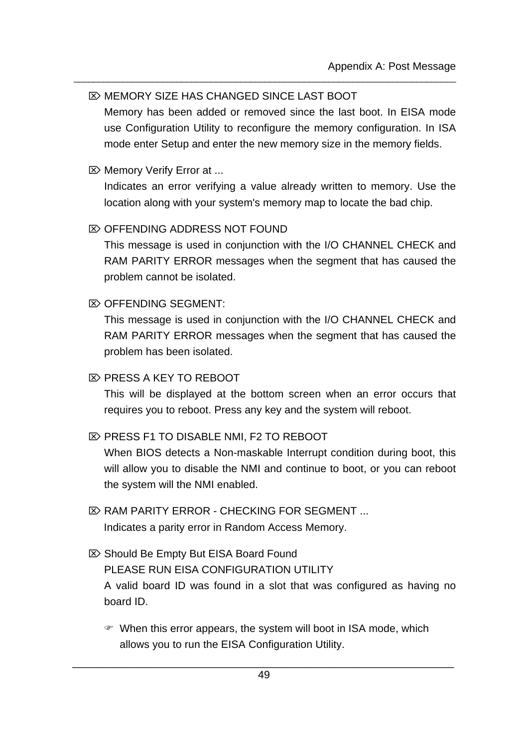⌦ MEMORY SIZE HAS CHANGED SINCE LAST BOOT

Memory has been added or removed since the last boot. In EISA mode use Configuration Utility to reconfigure the memory configuration. In ISA mode enter Setup and enter the new memory size in the memory fields.

⌦ Memory Verify Error at ...

Indicates an error verifying a value already written to memory. Use the location along with your system's memory map to locate the bad chip.

⌦ OFFENDING ADDRESS NOT FOUND

This message is used in conjunction with the I/O CHANNEL CHECK and RAM PARITY ERROR messages when the segment that has caused the problem cannot be isolated.

⌦ OFFENDING SEGMENT:

This message is used in conjunction with the I/O CHANNEL CHECK and RAM PARITY ERROR messages when the segment that has caused the problem has been isolated.

⌦ PRESS A KEY TO REBOOT

This will be displayed at the bottom screen when an error occurs that requires you to reboot. Press any key and the system will reboot.

⌦ PRESS F1 TO DISABLE NMI, F2 TO REBOOT

When BIOS detects a Non-maskable Interrupt condition during boot, this will allow you to disable the NMI and continue to boot, or you can reboot the system will the NMI enabled.

⌦ RAM PARITY ERROR - CHECKING FOR SEGMENT ...

Indicates a parity error in Random Access Memory.

⌦ Should Be Empty But EISA Board Found

PLEASE RUN EISA CONFIGURATION UTILITY

A valid board ID was found in a slot that was configured as having no board ID.

☞ When this error appears, the system will boot in ISA mode, which allows you to run the EISA Configuration Utility.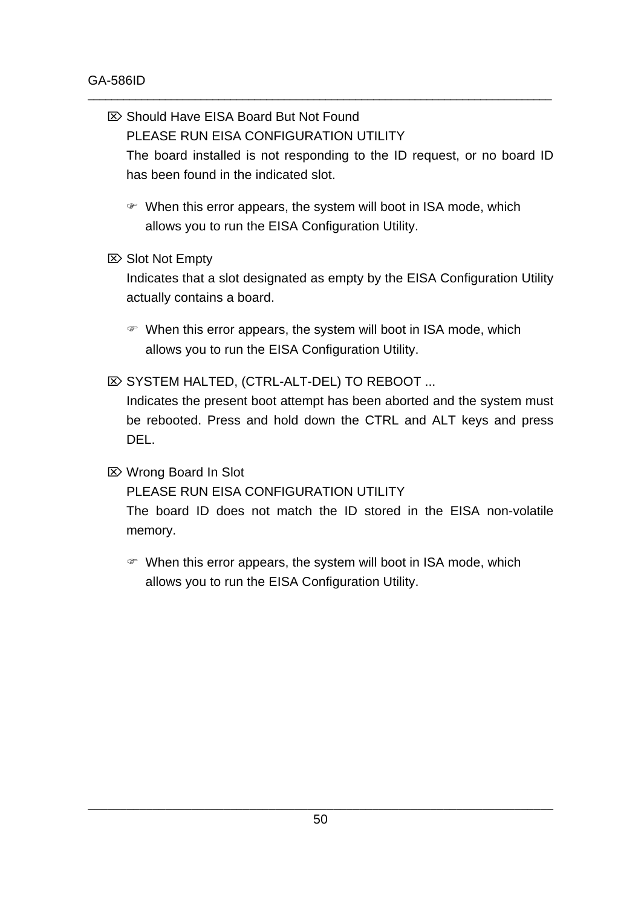⌦ Should Have EISA Board But Not Found

PLEASE RUN EISA CONFIGURATION UTILITY

The board installed is not responding to the ID request, or no board ID has been found in the indicated slot.

> ☞ When this error appears, the system will boot in ISA mode, which allows you to run the EISA Configuration Utility.

⌦ Slot Not Empty

Indicates that a slot designated as empty by the EISA Configuration Utility actually contains a board.

> ☞ When this error appears, the system will boot in ISA mode, which allows you to run the EISA Configuration Utility.

⌦ SYSTEM HALTED, (CTRL-ALT-DEL) TO REBOOT ...

Indicates the present boot attempt has been aborted and the system must be rebooted. Press and hold down the CTRL and ALT keys and press DEL.

⌦ Wrong Board In Slot

PLEASE RUN EISA CONFIGURATION UTILITY

The board ID does not match the ID stored in the EISA non-volatile memory.

> ☞ When this error appears, the system will boot in ISA mode, which allows you to run the EISA Configuration Utility.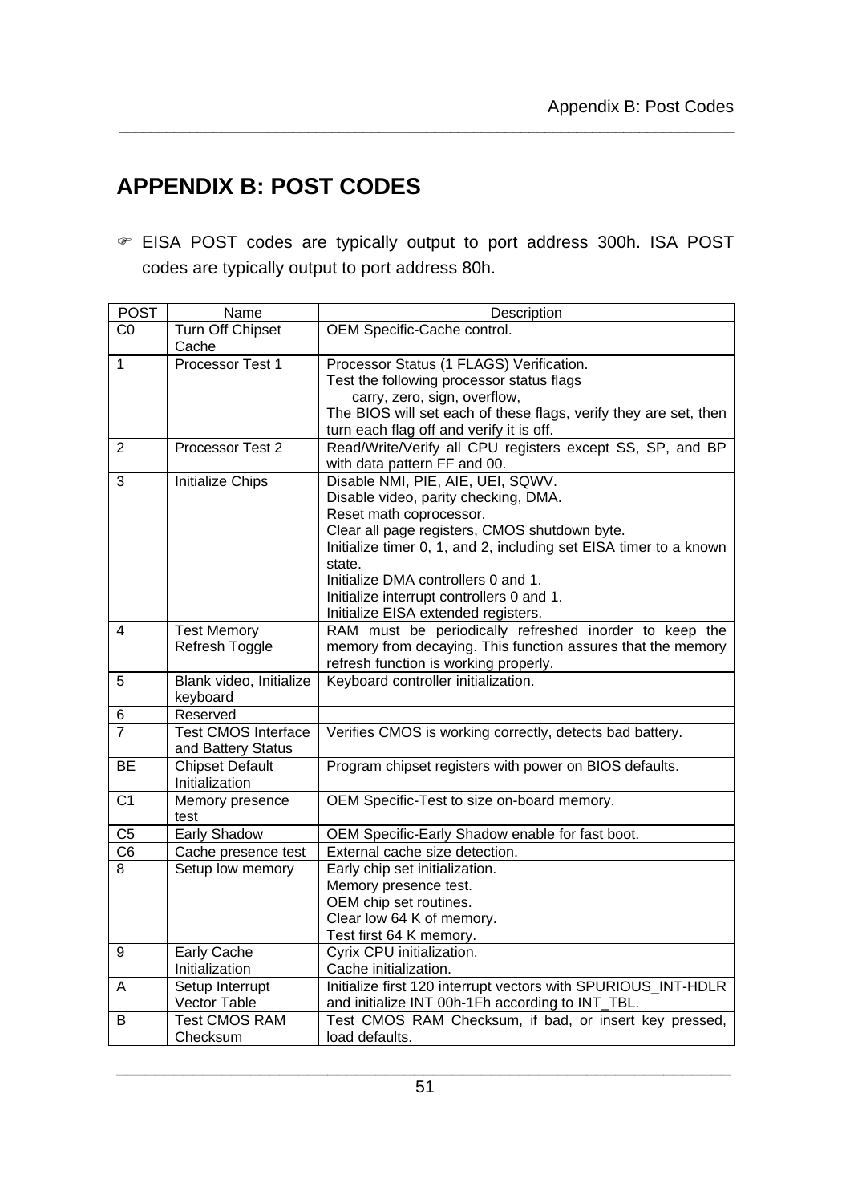# APPENDIX B: POST CODES

☞ EISA POST codes are typically output to port address 300h. ISA POST codes are typically output to port address 80h.

| POST | Name | Description |
|---|---|---|
| C0 | Turn Off Chipset Cache | OEM Specific-Cache control. |
| 1 | Processor Test 1 | Processor Status (1 FLAGS) Verification.<br>Test the following processor status flags<br>carry, zero, sign, overflow,<br>The BIOS will set each of these flags, verify they are set, then turn each flag off and verify it is off. |
| 2 | Processor Test 2 | Read/Write/Verify all CPU registers except SS, SP, and BP with data pattern FF and 00. |
| 3 | Initialize Chips | Disable NMI, PIE, AIE, UEI, SQWV.<br>Disable video, parity checking, DMA.<br>Reset math coprocessor.<br>Clear all page registers, CMOS shutdown byte.<br>Initialize timer 0, 1, and 2, including set EISA timer to a known state.<br>Initialize DMA controllers 0 and 1.<br>Initialize interrupt controllers 0 and 1.<br>Initialize EISA extended registers. |
| 4 | Test Memory Refresh Toggle | RAM must be periodically refreshed inorder to keep the memory from decaying. This function assures that the memory refresh function is working properly. |
| 5 | Blank video, Initialize keyboard | Keyboard controller initialization. |
| 6 | Reserved | |
| 7 | Test CMOS Interface and Battery Status | Verifies CMOS is working correctly, detects bad battery. |
| BE | Chipset Default Initialization | Program chipset registers with power on BIOS defaults. |
| C1 | Memory presence test | OEM Specific-Test to size on-board memory. |
| C5 | Early Shadow | OEM Specific-Early Shadow enable for fast boot. |
| C6 | Cache presence test | External cache size detection. |
| 8 | Setup low memory | Early chip set initialization.<br>Memory presence test.<br>OEM chip set routines.<br>Clear low 64 K of memory.<br>Test first 64 K memory. |
| 9 | Early Cache Initialization | Cyrix CPU initialization.<br>Cache initialization. |
| A | Setup Interrupt Vector Table | Initialize first 120 interrupt vectors with SPURIOUS_INT-HDLR and initialize INT 00h-1Fh according to INT_TBL. |
| B | Test CMOS RAM Checksum | Test CMOS RAM Checksum, if bad, or insert key pressed, load defaults. |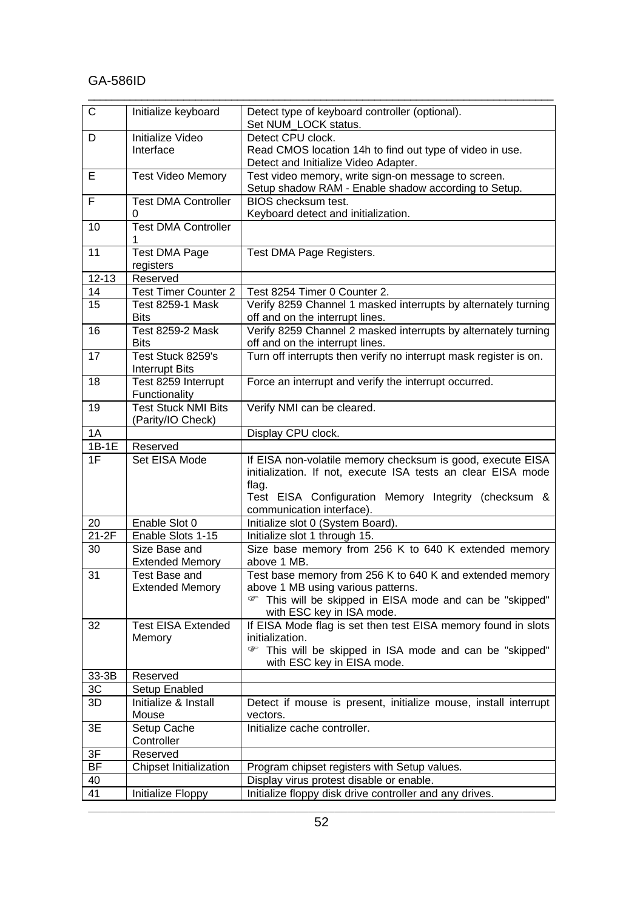| C | Initialize keyboard | Detect type of keyboard controller (optional).<br>Set NUM_LOCK status. |
|---|---|---|
| D | Initialize Video Interface | Detect CPU clock.<br>Read CMOS location 14h to find out type of video in use.<br>Detect and Initialize Video Adapter. |
| E | Test Video Memory | Test video memory, write sign-on message to screen.<br>Setup shadow RAM - Enable shadow according to Setup. |
| F | Test DMA Controller 0 | BIOS checksum test.<br>Keyboard detect and initialization. |
| 10 | Test DMA Controller 1 | |
| 11 | Test DMA Page registers | Test DMA Page Registers. |
| 12-13 | Reserved | |
| 14 | Test Timer Counter 2 | Test 8254 Timer 0 Counter 2. |
| 15 | Test 8259-1 Mask Bits | Verify 8259 Channel 1 masked interrupts by alternately turning off and on the interrupt lines. |
| 16 | Test 8259-2 Mask Bits | Verify 8259 Channel 2 masked interrupts by alternately turning off and on the interrupt lines. |
| 17 | Test Stuck 8259's Interrupt Bits | Turn off interrupts then verify no interrupt mask register is on. |
| 18 | Test 8259 Interrupt Functionality | Force an interrupt and verify the interrupt occurred. |
| 19 | Test Stuck NMI Bits (Parity/IO Check) | Verify NMI can be cleared. |
| 1A | | Display CPU clock. |
| 1B-1E | Reserved | |
| 1F | Set EISA Mode | If EISA non-volatile memory checksum is good, execute EISA initialization. If not, execute ISA tests an clear EISA mode flag.<br>Test EISA Configuration Memory Integrity (checksum & communication interface). |
| 20 | Enable Slot 0 | Initialize slot 0 (System Board). |
| 21-2F | Enable Slots 1-15 | Initialize slot 1 through 15. |
| 30 | Size Base and Extended Memory | Size base memory from 256 K to 640 K extended memory above 1 MB. |
| 31 | Test Base and Extended Memory | Test base memory from 256 K to 640 K and extended memory above 1 MB using various patterns.<br>☞ This will be skipped in EISA mode and can be "skipped" with ESC key in ISA mode. |
| 32 | Test EISA Extended Memory | If EISA Mode flag is set then test EISA memory found in slots initialization.<br>☞ This will be skipped in ISA mode and can be "skipped" with ESC key in EISA mode. |
| 33-3B | Reserved | |
| 3C | Setup Enabled | |
| 3D | Initialize & Install Mouse | Detect if mouse is present, initialize mouse, install interrupt vectors. |
| 3E | Setup Cache Controller | Initialize cache controller. |
| 3F | Reserved | |
| BF | Chipset Initialization | Program chipset registers with Setup values. |
| 40 | | Display virus protest disable or enable. |
| 41 | Initialize Floppy | Initialize floppy disk drive controller and any drives. |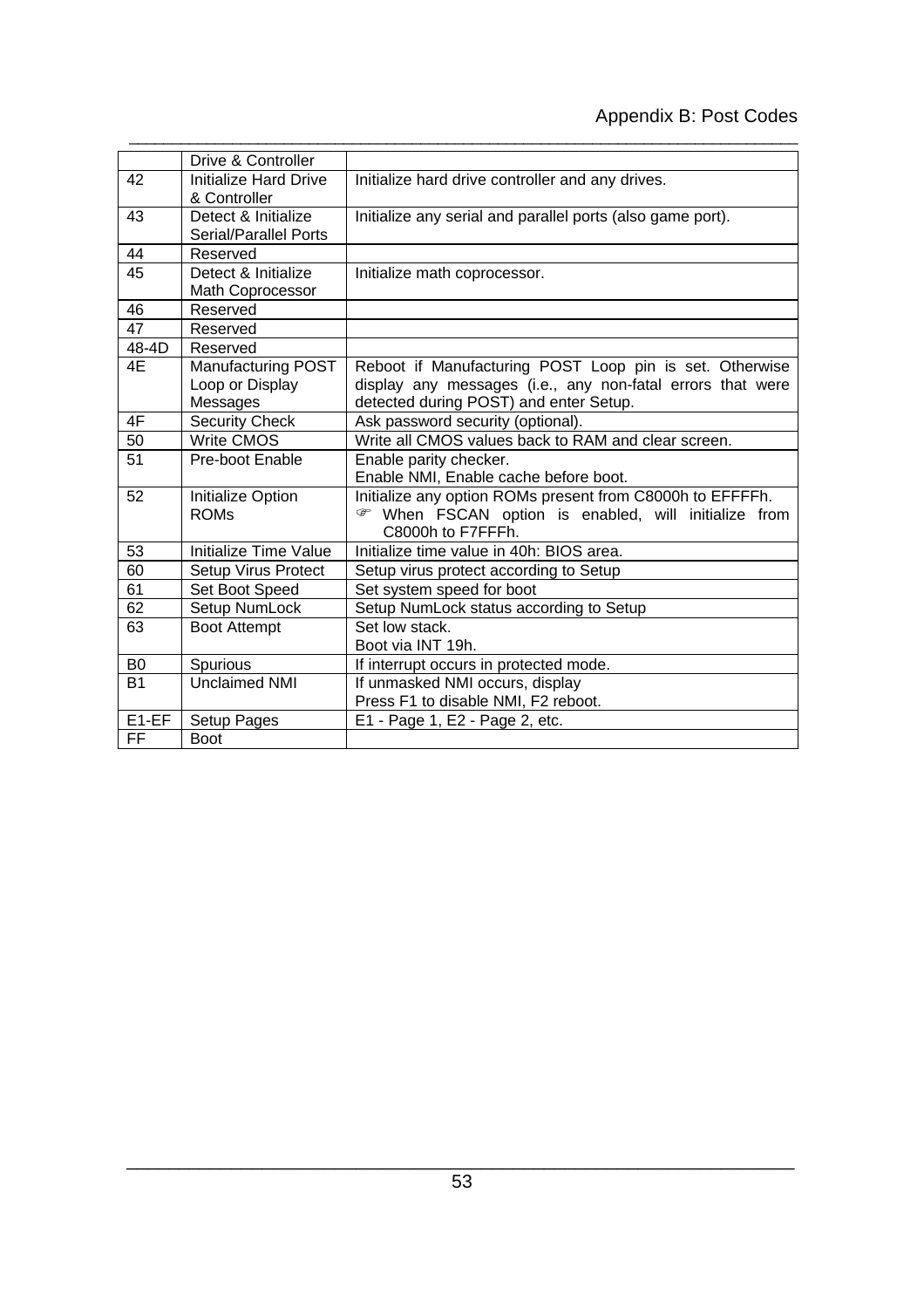| | | |
|---|---|---|
| | Drive & Controller | |
| 42 | Initialize Hard Drive & Controller | Initialize hard drive controller and any drives. |
| 43 | Detect & Initialize Serial/Parallel Ports | Initialize any serial and parallel ports (also game port). |
| 44 | Reserved | |
| 45 | Detect & Initialize Math Coprocessor | Initialize math coprocessor. |
| 46 | Reserved | |
| 47 | Reserved | |
| 48-4D | Reserved | |
| 4E | Manufacturing POST Loop or Display Messages | Reboot if Manufacturing POST Loop pin is set. Otherwise display any messages (i.e., any non-fatal errors that were detected during POST) and enter Setup. |
| 4F | Security Check | Ask password security (optional). |
| 50 | Write CMOS | Write all CMOS values back to RAM and clear screen. |
| 51 | Pre-boot Enable | Enable parity checker.<br>Enable NMI, Enable cache before boot. |
| 52 | Initialize Option ROMs | Initialize any option ROMs present from C8000h to EFFFFh.<br>☞ When FSCAN option is enabled, will initialize from C8000h to F7FFFh. |
| 53 | Initialize Time Value | Initialize time value in 40h: BIOS area. |
| 60 | Setup Virus Protect | Setup virus protect according to Setup |
| 61 | Set Boot Speed | Set system speed for boot |
| 62 | Setup NumLock | Setup NumLock status according to Setup |
| 63 | Boot Attempt | Set low stack.<br>Boot via INT 19h. |
| B0 | Spurious | If interrupt occurs in protected mode. |
| B1 | Unclaimed NMI | If unmasked NMI occurs, display<br>Press F1 to disable NMI, F2 reboot. |
| E1-EF | Setup Pages | E1 - Page 1, E2 - Page 2, etc. |
| FF | Boot | |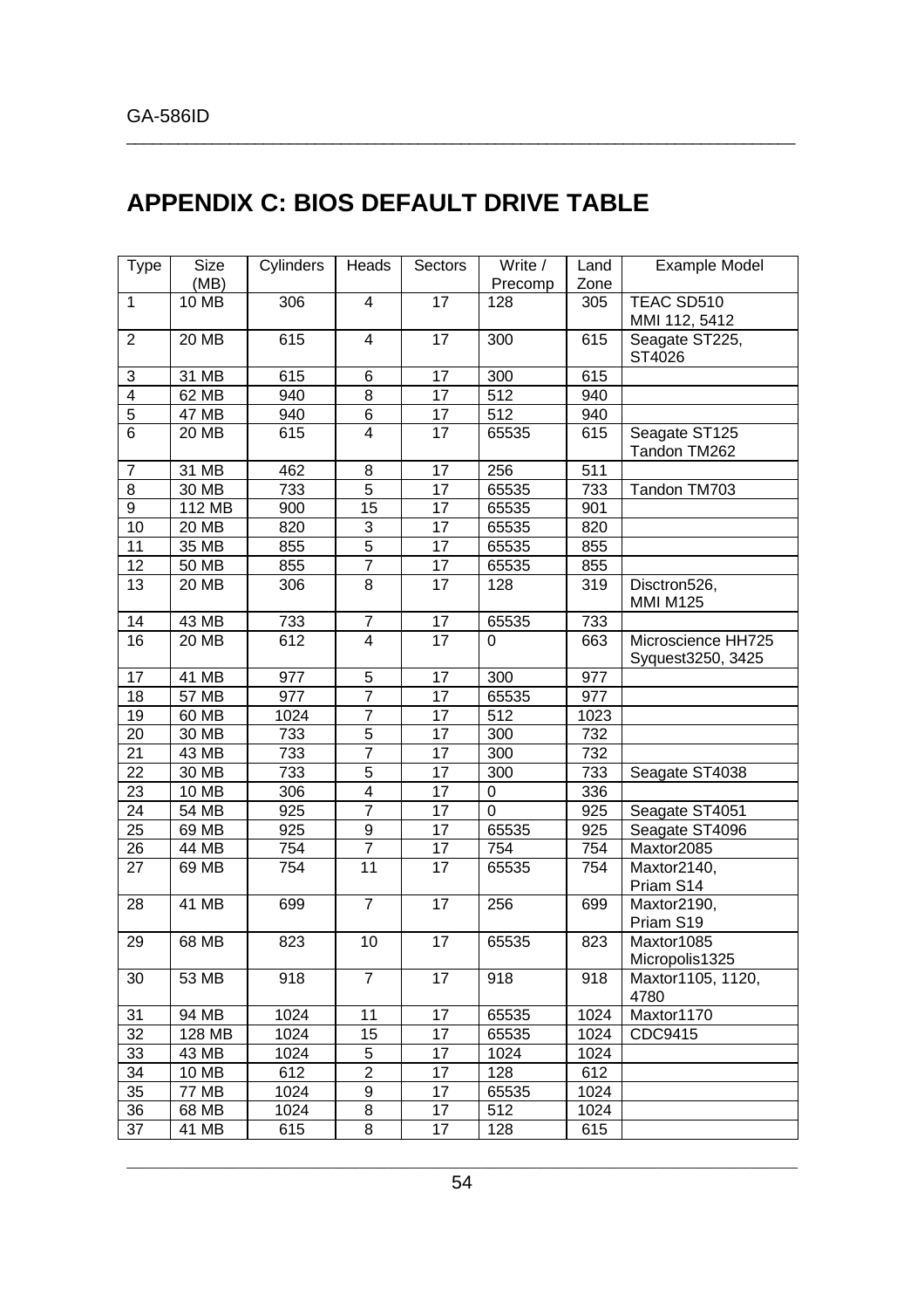# APPENDIX C: BIOS DEFAULT DRIVE TABLE

| Type | Size (MB) | Cylinders | Heads | Sectors | Write / Precomp | Land Zone | Example Model |
|---|---|---|---|---|---|---|---|
| 1 | 10 MB | 306 | 4 | 17 | 128 | 305 | TEAC SD510 MMI 112, 5412 |
| 2 | 20 MB | 615 | 4 | 17 | 300 | 615 | Seagate ST225, ST4026 |
| 3 | 31 MB | 615 | 6 | 17 | 300 | 615 | |
| 4 | 62 MB | 940 | 8 | 17 | 512 | 940 | |
| 5 | 47 MB | 940 | 6 | 17 | 512 | 940 | |
| 6 | 20 MB | 615 | 4 | 17 | 65535 | 615 | Seagate ST125 Tandon TM262 |
| 7 | 31 MB | 462 | 8 | 17 | 256 | 511 | |
| 8 | 30 MB | 733 | 5 | 17 | 65535 | 733 | Tandon TM703 |
| 9 | 112 MB | 900 | 15 | 17 | 65535 | 901 | |
| 10 | 20 MB | 820 | 3 | 17 | 65535 | 820 | |
| 11 | 35 MB | 855 | 5 | 17 | 65535 | 855 | |
| 12 | 50 MB | 855 | 7 | 17 | 65535 | 855 | |
| 13 | 20 MB | 306 | 8 | 17 | 128 | 319 | Disctron526, MMI M125 |
| 14 | 43 MB | 733 | 7 | 17 | 65535 | 733 | |
| 16 | 20 MB | 612 | 4 | 17 | 0 | 663 | Microscience HH725 Syquest3250, 3425 |
| 17 | 41 MB | 977 | 5 | 17 | 300 | 977 | |
| 18 | 57 MB | 977 | 7 | 17 | 65535 | 977 | |
| 19 | 60 MB | 1024 | 7 | 17 | 512 | 1023 | |
| 20 | 30 MB | 733 | 5 | 17 | 300 | 732 | |
| 21 | 43 MB | 733 | 7 | 17 | 300 | 732 | |
| 22 | 30 MB | 733 | 5 | 17 | 300 | 733 | Seagate ST4038 |
| 23 | 10 MB | 306 | 4 | 17 | 0 | 336 | |
| 24 | 54 MB | 925 | 7 | 17 | 0 | 925 | Seagate ST4051 |
| 25 | 69 MB | 925 | 9 | 17 | 65535 | 925 | Seagate ST4096 |
| 26 | 44 MB | 754 | 7 | 17 | 754 | 754 | Maxtor2085 |
| 27 | 69 MB | 754 | 11 | 17 | 65535 | 754 | Maxtor2140, Priam S14 |
| 28 | 41 MB | 699 | 7 | 17 | 256 | 699 | Maxtor2190, Priam S19 |
| 29 | 68 MB | 823 | 10 | 17 | 65535 | 823 | Maxtor1085 Micropolis1325 |
| 30 | 53 MB | 918 | 7 | 17 | 918 | 918 | Maxtor1105, 1120, 4780 |
| 31 | 94 MB | 1024 | 11 | 17 | 65535 | 1024 | Maxtor1170 |
| 32 | 128 MB | 1024 | 15 | 17 | 65535 | 1024 | CDC9415 |
| 33 | 43 MB | 1024 | 5 | 17 | 1024 | 1024 | |
| 34 | 10 MB | 612 | 2 | 17 | 128 | 612 | |
| 35 | 77 MB | 1024 | 9 | 17 | 65535 | 1024 | |
| 36 | 68 MB | 1024 | 8 | 17 | 512 | 1024 | |
| 37 | 41 MB | 615 | 8 | 17 | 128 | 615 | |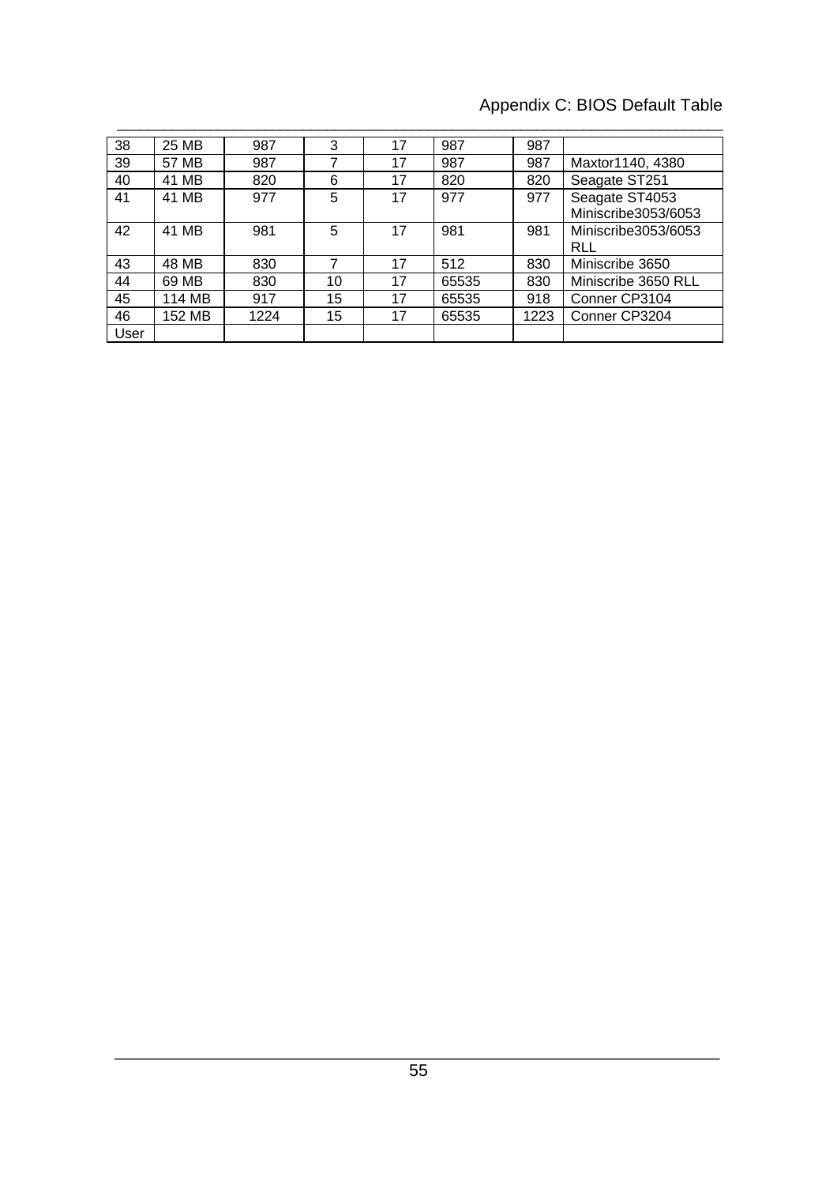| 38 | 25 MB | 987 | 3 | 17 | 987 | 987 | |
|---|---|---|---|---|---|---|---|
| 39 | 57 MB | 987 | 7 | 17 | 987 | 987 | Maxtor1140, 4380 |
| 40 | 41 MB | 820 | 6 | 17 | 820 | 820 | Seagate ST251 |
| 41 | 41 MB | 977 | 5 | 17 | 977 | 977 | Seagate ST4053 Miniscribe3053/6053 |
| 42 | 41 MB | 981 | 5 | 17 | 981 | 981 | Miniscribe3053/6053 RLL |
| 43 | 48 MB | 830 | 7 | 17 | 512 | 830 | Miniscribe 3650 |
| 44 | 69 MB | 830 | 10 | 17 | 65535 | 830 | Miniscribe 3650 RLL |
| 45 | 114 MB | 917 | 15 | 17 | 65535 | 918 | Conner CP3104 |
| 46 | 152 MB | 1224 | 15 | 17 | 65535 | 1223 | Conner CP3204 |
| User | | | | | | | |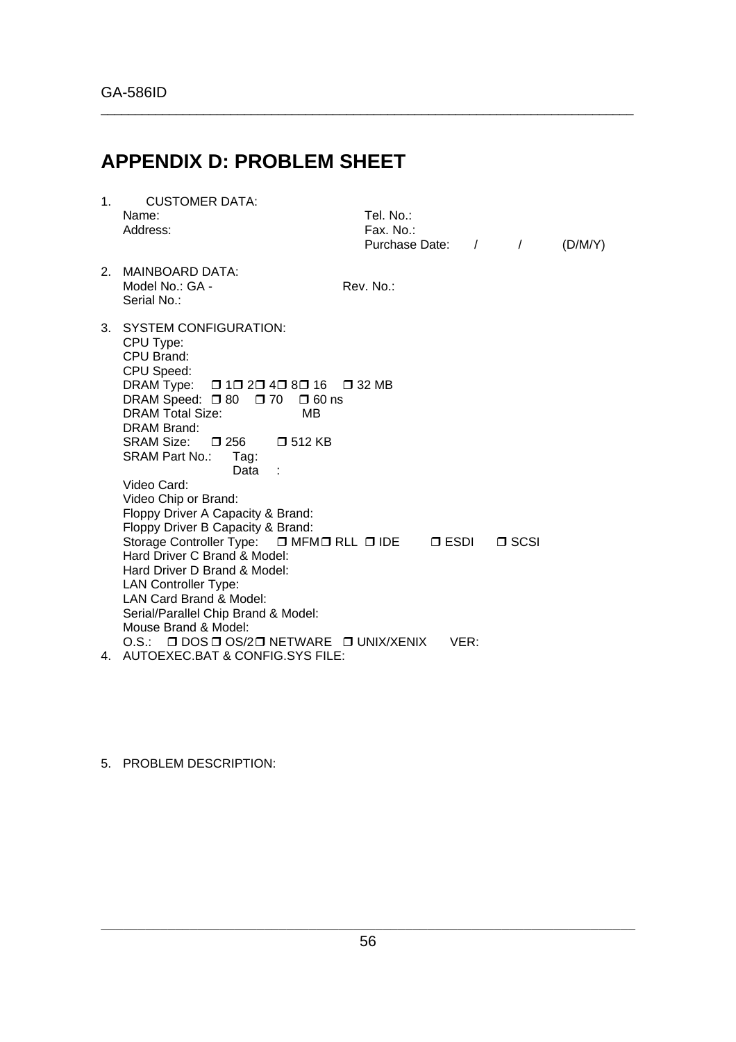# APPENDIX D: PROBLEM SHEET

1. CUSTOMER DATA:
   Name: Tel. No.:
   Address: Fax. No.:
   Purchase Date: / / (D/M/Y)

2. MAINBOARD DATA:
   Model No.: GA - Rev. No.:
   Serial No.:

3. SYSTEM CONFIGURATION:
   CPU Type:
   CPU Brand:
   CPU Speed:
   DRAM Type: ❒ 1❒ 2❒ 4❒ 8❒ 16 ❒ 32 MB
   DRAM Speed: ❒ 80 ❒ 70 ❒ 60 ns
   DRAM Total Size: MB
   DRAM Brand:
   SRAM Size: ❒ 256 ❒ 512 KB
   SRAM Part No.: Tag:
   Data :
   Video Card:
   Video Chip or Brand:
   Floppy Driver A Capacity & Brand:
   Floppy Driver B Capacity & Brand:
   Storage Controller Type: ❒ MFM❒ RLL ❒ IDE ❒ ESDI ❒ SCSI
   Hard Driver C Brand & Model:
   Hard Driver D Brand & Model:
   LAN Controller Type:
   LAN Card Brand & Model:
   Serial/Parallel Chip Brand & Model:
   Mouse Brand & Model:
   O.S.: ❒ DOS ❒ OS/2❒ NETWARE ❒ UNIX/XENIX VER:

4. AUTOEXEC.BAT & CONFIG.SYS FILE:

5. PROBLEM DESCRIPTION: